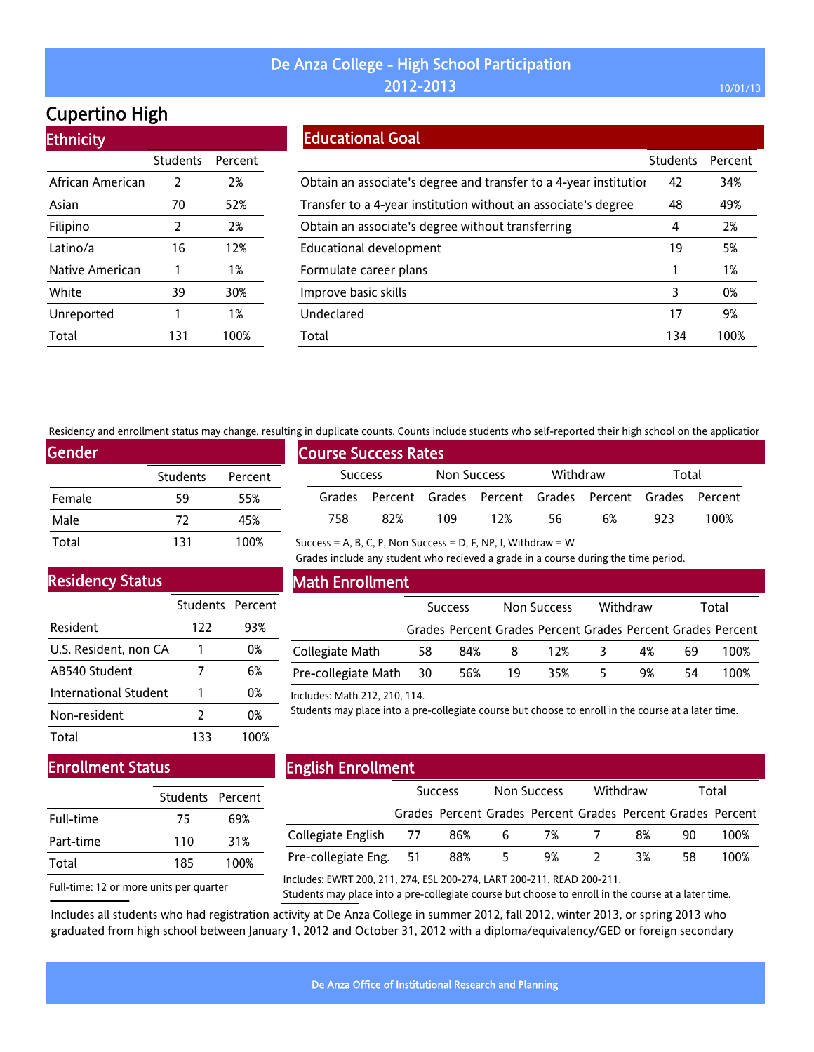# De Anza College - High School Participation 2012-2013

## Cupertino High

### Ethnicity

| | Students | Percent |
|---|---|---|
| African American | 2 | 2% |
| Asian | 70 | 52% |
| Filipino | 2 | 2% |
| Latino/a | 16 | 12% |
| Native American | 1 | 1% |
| White | 39 | 30% |
| Unreported | 1 | 1% |
| Total | 131 | 100% |

### Educational Goal

| | Students | Percent |
|---|---|---|
| Obtain an associate's degree and transfer to a 4-year institutior | 42 | 34% |
| Transfer to a 4-year institution without an associate's degree | 48 | 49% |
| Obtain an associate's degree without transferring | 4 | 2% |
| Educational development | 19 | 5% |
| Formulate career plans | 1 | 1% |
| Improve basic skills | 3 | 0% |
| Undeclared | 17 | 9% |
| Total | 134 | 100% |

Residency and enrollment status may change, resulting in duplicate counts. Counts include students who self-reported their high school on the applicatior

### Gender

| | Students | Percent |
|---|---|---|
| Female | 59 | 55% |
| Male | 72 | 45% |
| Total | 131 | 100% |

### Course Success Rates

| Success | | Non Success | | Withdraw | | Total | |
|---|---|---|---|---|---|---|---|
| Grades | Percent | Grades | Percent | Grades | Percent | Grades | Percent |
| 758 | 82% | 109 | 12% | 56 | 6% | 923 | 100% |

Success = A, B, C, P, Non Success = D, F, NP, I, Withdraw = W

Grades include any student who recieved a grade in a course during the time period.

### Residency Status

| | Students | Percent |
|---|---|---|
| Resident | 122 | 93% |
| U.S. Resident, non CA | 1 | 0% |
| AB540 Student | 7 | 6% |
| International Student | 1 | 0% |
| Non-resident | 2 | 0% |
| Total | 133 | 100% |

### Math Enrollment

| | Success | | Non Success | | Withdraw | | Total | |
|---|---|---|---|---|---|---|---|---|
| | Grades | Percent | Grades | Percent | Grades | Percent | Grades | Percent |
| Collegiate Math | 58 | 84% | 8 | 12% | 3 | 4% | 69 | 100% |
| Pre-collegiate Math | 30 | 56% | 19 | 35% | 5 | 9% | 54 | 100% |

Includes: Math 212, 210, 114.

Students may place into a pre-collegiate course but choose to enroll in the course at a later time.

### Enrollment Status

| | Students | Percent |
|---|---|---|
| Full-time | 75 | 69% |
| Part-time | 110 | 31% |
| Total | 185 | 100% |

Full-time: 12 or more units per quarter

### English Enrollment

| | Success | | Non Success | | Withdraw | | Total | |
|---|---|---|---|---|---|---|---|---|
| | Grades | Percent | Grades | Percent | Grades | Percent | Grades | Percent |
| Collegiate English | 77 | 86% | 6 | 7% | 7 | 8% | 90 | 100% |
| Pre-collegiate Eng. | 51 | 88% | 5 | 9% | 2 | 3% | 58 | 100% |

Includes: EWRT 200, 211, 274, ESL 200-274, LART 200-211, READ 200-211.

Students may place into a pre-collegiate course but choose to enroll in the course at a later time.

Includes all students who had registration activity at De Anza College in summer 2012, fall 2012, winter 2013, or spring 2013 who graduated from high school between January 1, 2012 and October 31, 2012 with a diploma/equivalency/GED or foreign secondary

De Anza Office of Institutional Research and Planning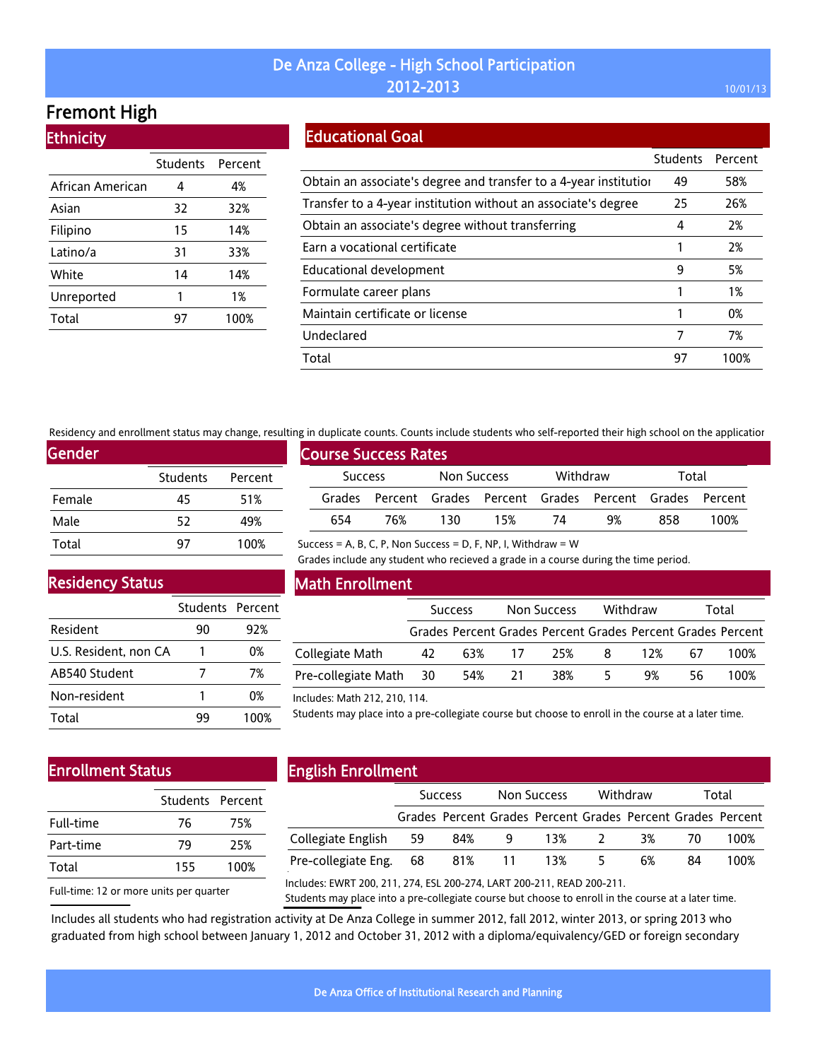# De Anza College - High School Participation 2012-2013

## Fremont High

### Ethnicity

| | Students | Percent |
|---|---|---|
| African American | 4 | 4% |
| Asian | 32 | 32% |
| Filipino | 15 | 14% |
| Latino/a | 31 | 33% |
| White | 14 | 14% |
| Unreported | 1 | 1% |
| Total | 97 | 100% |

### Educational Goal

| | Students | Percent |
|---|---|---|
| Obtain an associate's degree and transfer to a 4-year institutior | 49 | 58% |
| Transfer to a 4-year institution without an associate's degree | 25 | 26% |
| Obtain an associate's degree without transferring | 4 | 2% |
| Earn a vocational certificate | 1 | 2% |
| Educational development | 9 | 5% |
| Formulate career plans | 1 | 1% |
| Maintain certificate or license | 1 | 0% |
| Undeclared | 7 | 7% |
| Total | 97 | 100% |

Residency and enrollment status may change, resulting in duplicate counts. Counts include students who self-reported their high school on the applicatior

### Gender

| | Students | Percent |
|---|---|---|
| Female | 45 | 51% |
| Male | 52 | 49% |
| Total | 97 | 100% |

### Course Success Rates

| Success | | Non Success | | Withdraw | | Total | |
|---|---|---|---|---|---|---|---|
| Grades | Percent | Grades | Percent | Grades | Percent | Grades | Percent |
| 654 | 76% | 130 | 15% | 74 | 9% | 858 | 100% |

Success = A, B, C, P, Non Success = D, F, NP, I, Withdraw = W

Grades include any student who recieved a grade in a course during the time period.

### Residency Status

| | Students | Percent |
|---|---|---|
| Resident | 90 | 92% |
| U.S. Resident, non CA | 1 | 0% |
| AB540 Student | 7 | 7% |
| Non-resident | 1 | 0% |
| Total | 99 | 100% |

### Math Enrollment

| | Success | | Non Success | | Withdraw | | Total | |
|---|---|---|---|---|---|---|---|---|
| | Grades | Percent | Grades | Percent | Grades | Percent | Grades | Percent |
| Collegiate Math | 42 | 63% | 17 | 25% | 8 | 12% | 67 | 100% |
| Pre-collegiate Math | 30 | 54% | 21 | 38% | 5 | 9% | 56 | 100% |

Includes: Math 212, 210, 114.

Students may place into a pre-collegiate course but choose to enroll in the course at a later time.

### Enrollment Status

| | Students | Percent |
|---|---|---|
| Full-time | 76 | 75% |
| Part-time | 79 | 25% |
| Total | 155 | 100% |

Full-time: 12 or more units per quarter

### English Enrollment

| | Success | | Non Success | | Withdraw | | Total | |
|---|---|---|---|---|---|---|---|---|
| | Grades | Percent | Grades | Percent | Grades | Percent | Grades | Percent |
| Collegiate English | 59 | 84% | 9 | 13% | 2 | 3% | 70 | 100% |
| Pre-collegiate Eng. | 68 | 81% | 11 | 13% | 5 | 6% | 84 | 100% |

Includes: EWRT 200, 211, 274, ESL 200-274, LART 200-211, READ 200-211.

Students may place into a pre-collegiate course but choose to enroll in the course at a later time.

Includes all students who had registration activity at De Anza College in summer 2012, fall 2012, winter 2013, or spring 2013 who graduated from high school between January 1, 2012 and October 31, 2012 with a diploma/equivalency/GED or foreign secondary

De Anza Office of Institutional Research and Planning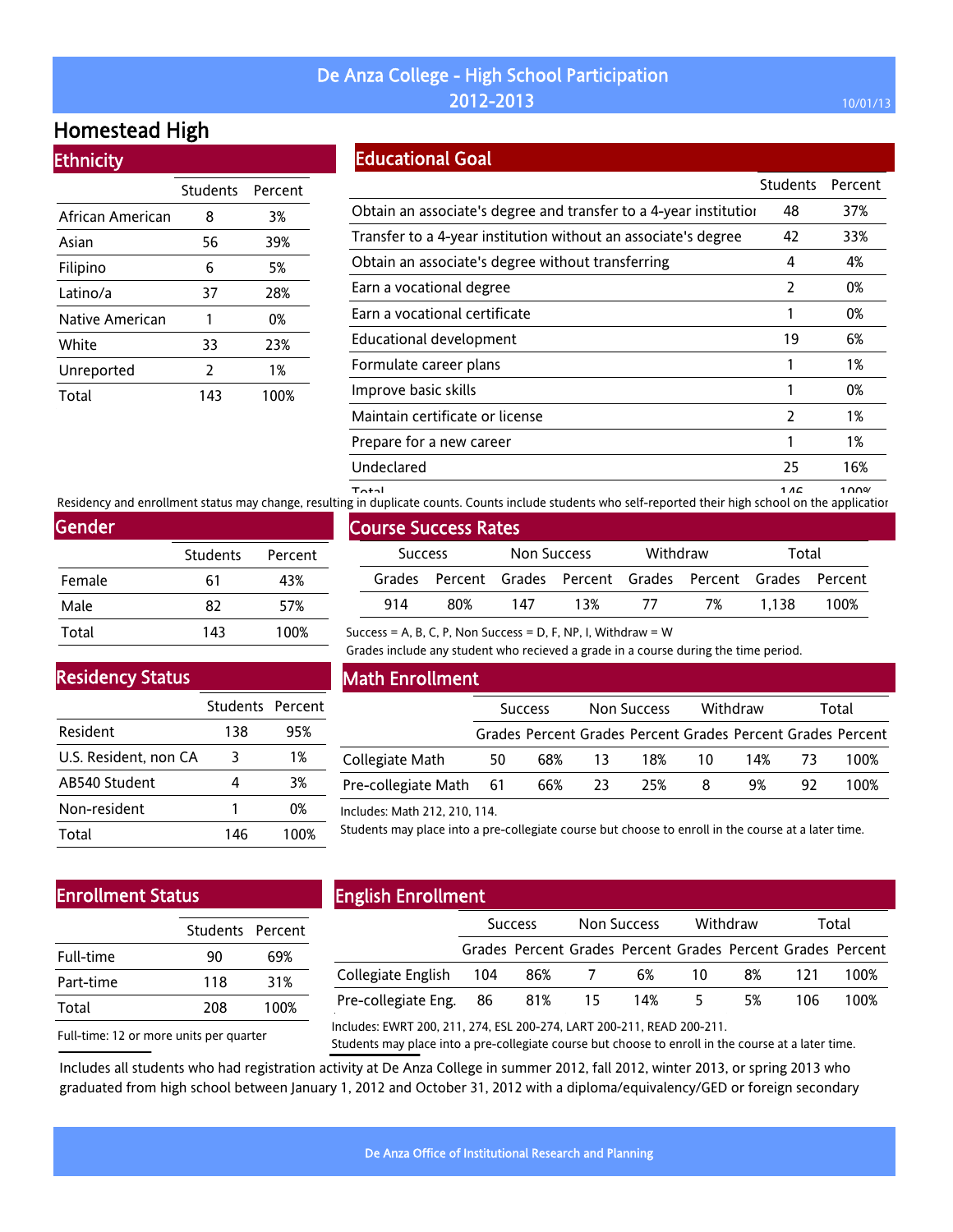# De Anza College - High School Participation 2012-2013

## Homestead High

### Ethnicity

| | Students | Percent |
|---|---|---|
| African American | 8 | 3% |
| Asian | 56 | 39% |
| Filipino | 6 | 5% |
| Latino/a | 37 | 28% |
| Native American | 1 | 0% |
| White | 33 | 23% |
| Unreported | 2 | 1% |
| Total | 143 | 100% |

### Educational Goal

| | Students | Percent |
|---|---|---|
| Obtain an associate's degree and transfer to a 4-year institution | 48 | 37% |
| Transfer to a 4-year institution without an associate's degree | 42 | 33% |
| Obtain an associate's degree without transferring | 4 | 4% |
| Earn a vocational degree | 2 | 0% |
| Earn a vocational certificate | 1 | 0% |
| Educational development | 19 | 6% |
| Formulate career plans | 1 | 1% |
| Improve basic skills | 1 | 0% |
| Maintain certificate or license | 2 | 1% |
| Prepare for a new career | 1 | 1% |
| Undeclared | 25 | 16% |
| Total | 146 | 100% |

Residency and enrollment status may change, resulting in duplicate counts. Counts include students who self-reported their high school on the application

### Gender

| | Students | Percent |
|---|---|---|
| Female | 61 | 43% |
| Male | 82 | 57% |
| Total | 143 | 100% |

### Course Success Rates

| Success | | Non Success | | Withdraw | | Total | |
|---|---|---|---|---|---|---|---|
| Grades | Percent | Grades | Percent | Grades | Percent | Grades | Percent |
| 914 | 80% | 147 | 13% | 77 | 7% | 1,138 | 100% |

Success = A, B, C, P, Non Success = D, F, NP, I, Withdraw = W

Grades include any student who recieved a grade in a course during the time period.

### Residency Status

| | Students | Percent |
|---|---|---|
| Resident | 138 | 95% |
| U.S. Resident, non CA | 3 | 1% |
| AB540 Student | 4 | 3% |
| Non-resident | 1 | 0% |
| Total | 146 | 100% |

### Math Enrollment

| | Success | | Non Success | | Withdraw | | Total | |
|---|---|---|---|---|---|---|---|---|
| | Grades | Percent | Grades | Percent | Grades | Percent | Grades | Percent |
| Collegiate Math | 50 | 68% | 13 | 18% | 10 | 14% | 73 | 100% |
| Pre-collegiate Math | 61 | 66% | 23 | 25% | 8 | 9% | 92 | 100% |

Includes: Math 212, 210, 114.

Students may place into a pre-collegiate course but choose to enroll in the course at a later time.

### Enrollment Status

| | Students | Percent |
|---|---|---|
| Full-time | 90 | 69% |
| Part-time | 118 | 31% |
| Total | 208 | 100% |

Full-time: 12 or more units per quarter

### English Enrollment

| | Success | | Non Success | | Withdraw | | Total | |
|---|---|---|---|---|---|---|---|---|
| | Grades | Percent | Grades | Percent | Grades | Percent | Grades | Percent |
| Collegiate English | 104 | 86% | 7 | 6% | 10 | 8% | 121 | 100% |
| Pre-collegiate Eng. | 86 | 81% | 15 | 14% | 5 | 5% | 106 | 100% |

Includes: EWRT 200, 211, 274, ESL 200-274, LART 200-211, READ 200-211.

Students may place into a pre-collegiate course but choose to enroll in the course at a later time.

Includes all students who had registration activity at De Anza College in summer 2012, fall 2012, winter 2013, or spring 2013 who graduated from high school between January 1, 2012 and October 31, 2012 with a diploma/equivalency/GED or foreign secondary

De Anza Office of Institutional Research and Planning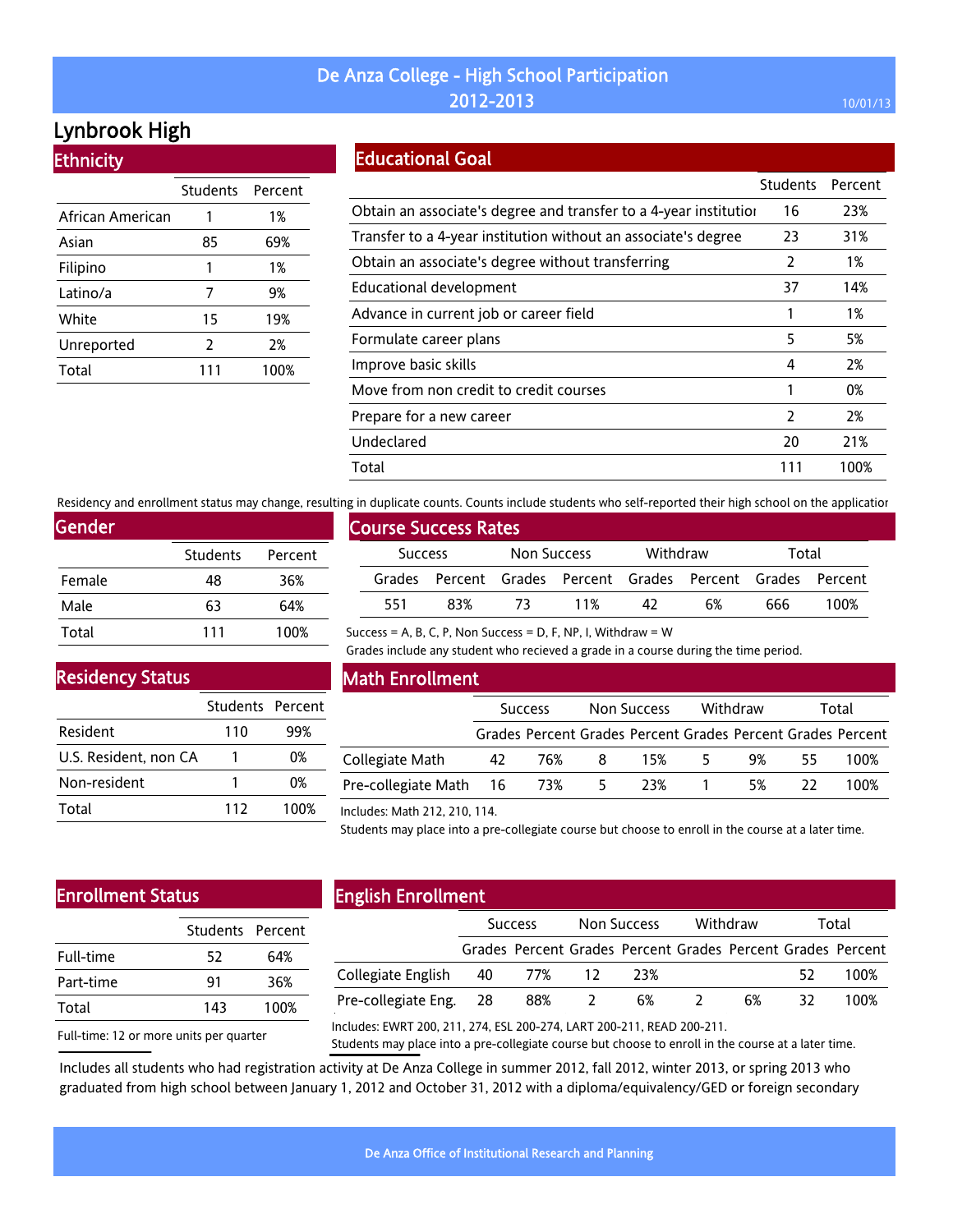# De Anza College - High School Participation 2012-2013

## Lynbrook High

### Ethnicity

| | Students | Percent |
|---|---|---|
| African American | 1 | 1% |
| Asian | 85 | 69% |
| Filipino | 1 | 1% |
| Latino/a | 7 | 9% |
| White | 15 | 19% |
| Unreported | 2 | 2% |
| Total | 111 | 100% |

### Educational Goal

| | Students | Percent |
|---|---|---|
| Obtain an associate's degree and transfer to a 4-year institution | 16 | 23% |
| Transfer to a 4-year institution without an associate's degree | 23 | 31% |
| Obtain an associate's degree without transferring | 2 | 1% |
| Educational development | 37 | 14% |
| Advance in current job or career field | 1 | 1% |
| Formulate career plans | 5 | 5% |
| Improve basic skills | 4 | 2% |
| Move from non credit to credit courses | 1 | 0% |
| Prepare for a new career | 2 | 2% |
| Undeclared | 20 | 21% |
| Total | 111 | 100% |

Residency and enrollment status may change, resulting in duplicate counts. Counts include students who self-reported their high school on the application

### Gender

| | Students | Percent |
|---|---|---|
| Female | 48 | 36% |
| Male | 63 | 64% |
| Total | 111 | 100% |

### Course Success Rates

| Success | | Non Success | | Withdraw | | Total | |
|---|---|---|---|---|---|---|---|
| Grades | Percent | Grades | Percent | Grades | Percent | Grades | Percent |
| 551 | 83% | 73 | 11% | 42 | 6% | 666 | 100% |

Success = A, B, C, P, Non Success = D, F, NP, I, Withdraw = W

Grades include any student who recieved a grade in a course during the time period.

### Residency Status

| | Students | Percent |
|---|---|---|
| Resident | 110 | 99% |
| U.S. Resident, non CA | 1 | 0% |
| Non-resident | 1 | 0% |
| Total | 112 | 100% |

### Math Enrollment

| | Success | | Non Success | | Withdraw | | Total | |
|---|---|---|---|---|---|---|---|---|
| | Grades | Percent | Grades | Percent | Grades | Percent | Grades | Percent |
| Collegiate Math | 42 | 76% | 8 | 15% | 5 | 9% | 55 | 100% |
| Pre-collegiate Math | 16 | 73% | 5 | 23% | 1 | 5% | 22 | 100% |

Includes: Math 212, 210, 114.

Students may place into a pre-collegiate course but choose to enroll in the course at a later time.

### Enrollment Status

| | Students | Percent |
|---|---|---|
| Full-time | 52 | 64% |
| Part-time | 91 | 36% |
| Total | 143 | 100% |

Full-time: 12 or more units per quarter

### English Enrollment

| | Success | | Non Success | | Withdraw | | Total | |
|---|---|---|---|---|---|---|---|---|
| | Grades | Percent | Grades | Percent | Grades | Percent | Grades | Percent |
| Collegiate English | 40 | 77% | 12 | 23% | | | 52 | 100% |
| Pre-collegiate Eng. | 28 | 88% | 2 | 6% | 2 | 6% | 32 | 100% |

Includes: EWRT 200, 211, 274, ESL 200-274, LART 200-211, READ 200-211.

Students may place into a pre-collegiate course but choose to enroll in the course at a later time.

Includes all students who had registration activity at De Anza College in summer 2012, fall 2012, winter 2013, or spring 2013 who graduated from high school between January 1, 2012 and October 31, 2012 with a diploma/equivalency/GED or foreign secondary

De Anza Office of Institutional Research and Planning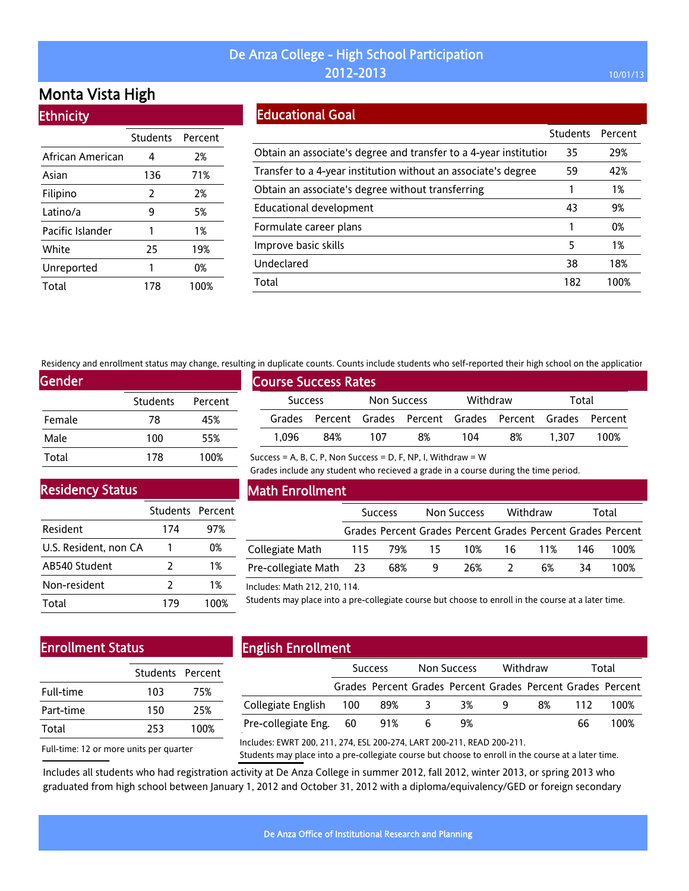# De Anza College - High School Participation 2012-2013

## Monta Vista High

### Ethnicity

| | Students | Percent |
|---|---|---|
| African American | 4 | 2% |
| Asian | 136 | 71% |
| Filipino | 2 | 2% |
| Latino/a | 9 | 5% |
| Pacific Islander | 1 | 1% |
| White | 25 | 19% |
| Unreported | 1 | 0% |
| Total | 178 | 100% |

### Educational Goal

| | Students | Percent |
|---|---|---|
| Obtain an associate's degree and transfer to a 4-year institutior | 35 | 29% |
| Transfer to a 4-year institution without an associate's degree | 59 | 42% |
| Obtain an associate's degree without transferring | 1 | 1% |
| Educational development | 43 | 9% |
| Formulate career plans | 1 | 0% |
| Improve basic skills | 5 | 1% |
| Undeclared | 38 | 18% |
| Total | 182 | 100% |

Residency and enrollment status may change, resulting in duplicate counts. Counts include students who self-reported their high school on the applicatior

### Gender

| | Students | Percent |
|---|---|---|
| Female | 78 | 45% |
| Male | 100 | 55% |
| Total | 178 | 100% |

### Course Success Rates

| Success | | Non Success | | Withdraw | | Total | |
|---|---|---|---|---|---|---|---|
| Grades | Percent | Grades | Percent | Grades | Percent | Grades | Percent |
| 1,096 | 84% | 107 | 8% | 104 | 8% | 1,307 | 100% |

Success = A, B, C, P, Non Success = D, F, NP, I, Withdraw = W

Grades include any student who recieved a grade in a course during the time period.

### Residency Status

| | Students | Percent |
|---|---|---|
| Resident | 174 | 97% |
| U.S. Resident, non CA | 1 | 0% |
| AB540 Student | 2 | 1% |
| Non-resident | 2 | 1% |
| Total | 179 | 100% |

### Math Enrollment

| | Success | | Non Success | | Withdraw | | Total | |
|---|---|---|---|---|---|---|---|---|
| | Grades | Percent | Grades | Percent | Grades | Percent | Grades | Percent |
| Collegiate Math | 115 | 79% | 15 | 10% | 16 | 11% | 146 | 100% |
| Pre-collegiate Math | 23 | 68% | 9 | 26% | 2 | 6% | 34 | 100% |

Includes: Math 212, 210, 114.

Students may place into a pre-collegiate course but choose to enroll in the course at a later time.

### Enrollment Status

| | Students | Percent |
|---|---|---|
| Full-time | 103 | 75% |
| Part-time | 150 | 25% |
| Total | 253 | 100% |

Full-time: 12 or more units per quarter

### English Enrollment

| | Success | | Non Success | | Withdraw | | Total | |
|---|---|---|---|---|---|---|---|---|
| | Grades | Percent | Grades | Percent | Grades | Percent | Grades | Percent |
| Collegiate English | 100 | 89% | 3 | 3% | 9 | 8% | 112 | 100% |
| Pre-collegiate Eng. | 60 | 91% | 6 | 9% | | | 66 | 100% |

Includes: EWRT 200, 211, 274, ESL 200-274, LART 200-211, READ 200-211.

Students may place into a pre-collegiate course but choose to enroll in the course at a later time.

Includes all students who had registration activity at De Anza College in summer 2012, fall 2012, winter 2013, or spring 2013 who graduated from high school between January 1, 2012 and October 31, 2012 with a diploma/equivalency/GED or foreign secondary

De Anza Office of Institutional Research and Planning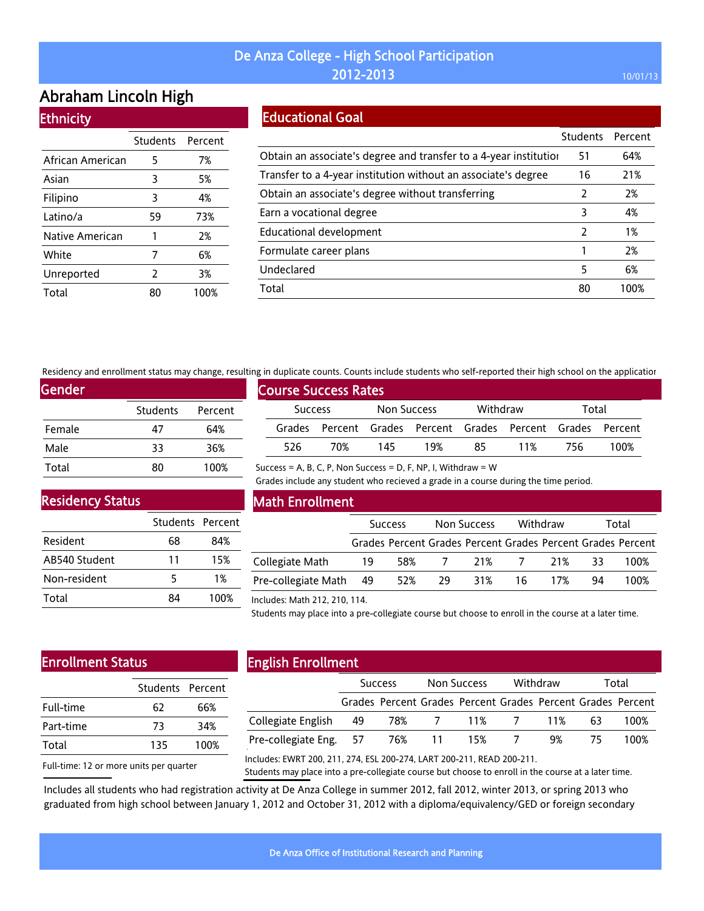# De Anza College - High School Participation 2012-2013

## Abraham Lincoln High

### Ethnicity

| | Students | Percent |
|---|---|---|
| African American | 5 | 7% |
| Asian | 3 | 5% |
| Filipino | 3 | 4% |
| Latino/a | 59 | 73% |
| Native American | 1 | 2% |
| White | 7 | 6% |
| Unreported | 2 | 3% |
| Total | 80 | 100% |

### Educational Goal

| | Students | Percent |
|---|---|---|
| Obtain an associate's degree and transfer to a 4-year institutior | 51 | 64% |
| Transfer to a 4-year institution without an associate's degree | 16 | 21% |
| Obtain an associate's degree without transferring | 2 | 2% |
| Earn a vocational degree | 3 | 4% |
| Educational development | 2 | 1% |
| Formulate career plans | 1 | 2% |
| Undeclared | 5 | 6% |
| Total | 80 | 100% |

Residency and enrollment status may change, resulting in duplicate counts. Counts include students who self-reported their high school on the applicatior

### Gender

| | Students | Percent |
|---|---|---|
| Female | 47 | 64% |
| Male | 33 | 36% |
| Total | 80 | 100% |

### Course Success Rates

| Success | | Non Success | | Withdraw | | Total | |
|---|---|---|---|---|---|---|---|
| Grades | Percent | Grades | Percent | Grades | Percent | Grades | Percent |
| 526 | 70% | 145 | 19% | 85 | 11% | 756 | 100% |

Success = A, B, C, P, Non Success = D, F, NP, I, Withdraw = W

Grades include any student who recieved a grade in a course during the time period.

### Residency Status

| | Students | Percent |
|---|---|---|
| Resident | 68 | 84% |
| AB540 Student | 11 | 15% |
| Non-resident | 5 | 1% |
| Total | 84 | 100% |

### Math Enrollment

| | Success | | Non Success | | Withdraw | | Total | |
|---|---|---|---|---|---|---|---|---|
| | Grades | Percent | Grades | Percent | Grades | Percent | Grades | Percent |
| Collegiate Math | 19 | 58% | 7 | 21% | 7 | 21% | 33 | 100% |
| Pre-collegiate Math | 49 | 52% | 29 | 31% | 16 | 17% | 94 | 100% |

Includes: Math 212, 210, 114.

Students may place into a pre-collegiate course but choose to enroll in the course at a later time.

### Enrollment Status

| | Students | Percent |
|---|---|---|
| Full-time | 62 | 66% |
| Part-time | 73 | 34% |
| Total | 135 | 100% |

Full-time: 12 or more units per quarter

### English Enrollment

| | Success | | Non Success | | Withdraw | | Total | |
|---|---|---|---|---|---|---|---|---|
| | Grades | Percent | Grades | Percent | Grades | Percent | Grades | Percent |
| Collegiate English | 49 | 78% | 7 | 11% | 7 | 11% | 63 | 100% |
| Pre-collegiate Eng. | 57 | 76% | 11 | 15% | 7 | 9% | 75 | 100% |

Includes: EWRT 200, 211, 274, ESL 200-274, LART 200-211, READ 200-211.

Students may place into a pre-collegiate course but choose to enroll in the course at a later time.

Includes all students who had registration activity at De Anza College in summer 2012, fall 2012, winter 2013, or spring 2013 who graduated from high school between January 1, 2012 and October 31, 2012 with a diploma/equivalency/GED or foreign secondary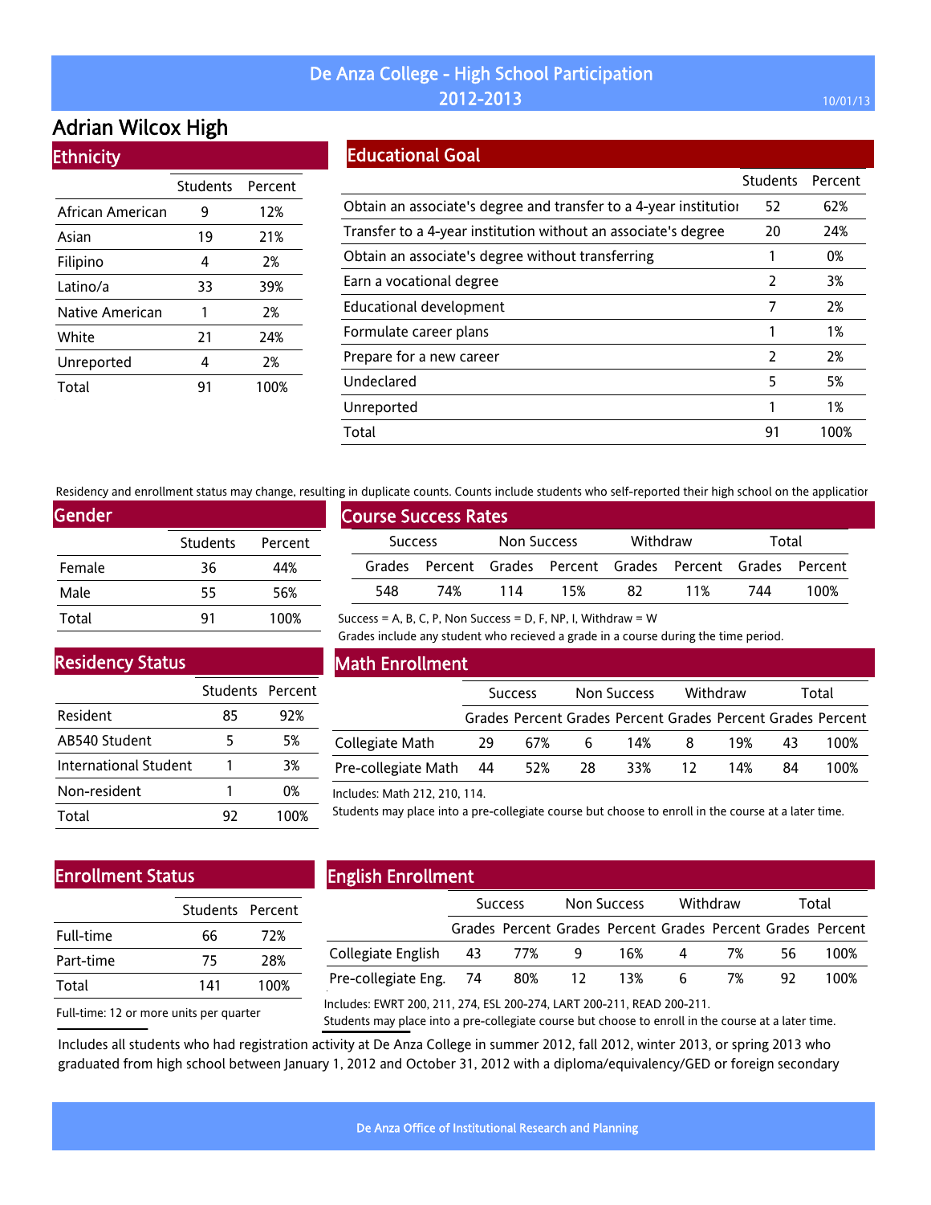# De Anza College - High School Participation 2012-2013

10/01/13

## Adrian Wilcox High

### Ethnicity

| | Students | Percent |
|---|---|---|
| African American | 9 | 12% |
| Asian | 19 | 21% |
| Filipino | 4 | 2% |
| Latino/a | 33 | 39% |
| Native American | 1 | 2% |
| White | 21 | 24% |
| Unreported | 4 | 2% |
| Total | 91 | 100% |

### Educational Goal

| | Students | Percent |
|---|---|---|
| Obtain an associate's degree and transfer to a 4-year institutior | 52 | 62% |
| Transfer to a 4-year institution without an associate's degree | 20 | 24% |
| Obtain an associate's degree without transferring | 1 | 0% |
| Earn a vocational degree | 2 | 3% |
| Educational development | 7 | 2% |
| Formulate career plans | 1 | 1% |
| Prepare for a new career | 2 | 2% |
| Undeclared | 5 | 5% |
| Unreported | 1 | 1% |
| Total | 91 | 100% |

Residency and enrollment status may change, resulting in duplicate counts. Counts include students who self-reported their high school on the applicatior

### Gender

| | Students | Percent |
|---|---|---|
| Female | 36 | 44% |
| Male | 55 | 56% |
| Total | 91 | 100% |

### Course Success Rates

| Success | | Non Success | | Withdraw | | Total | |
|---|---|---|---|---|---|---|---|
| Grades | Percent | Grades | Percent | Grades | Percent | Grades | Percent |
| 548 | 74% | 114 | 15% | 82 | 11% | 744 | 100% |

Success = A, B, C, P, Non Success = D, F, NP, I, Withdraw = W

Grades include any student who recieved a grade in a course during the time period.

### Residency Status

| | Students | Percent |
|---|---|---|
| Resident | 85 | 92% |
| AB540 Student | 5 | 5% |
| International Student | 1 | 3% |
| Non-resident | 1 | 0% |
| Total | 92 | 100% |

### Math Enrollment

| | Success | | Non Success | | Withdraw | | Total | |
|---|---|---|---|---|---|---|---|---|
| | Grades | Percent | Grades | Percent | Grades | Percent | Grades | Percent |
| Collegiate Math | 29 | 67% | 6 | 14% | 8 | 19% | 43 | 100% |
| Pre-collegiate Math | 44 | 52% | 28 | 33% | 12 | 14% | 84 | 100% |

Includes: Math 212, 210, 114.

Students may place into a pre-collegiate course but choose to enroll in the course at a later time.

### Enrollment Status

| | Students | Percent |
|---|---|---|
| Full-time | 66 | 72% |
| Part-time | 75 | 28% |
| Total | 141 | 100% |

Full-time: 12 or more units per quarter

### English Enrollment

| | Success | | Non Success | | Withdraw | | Total | |
|---|---|---|---|---|---|---|---|---|
| | Grades | Percent | Grades | Percent | Grades | Percent | Grades | Percent |
| Collegiate English | 43 | 77% | 9 | 16% | 4 | 7% | 56 | 100% |
| Pre-collegiate Eng. | 74 | 80% | 12 | 13% | 6 | 7% | 92 | 100% |

Includes: EWRT 200, 211, 274, ESL 200-274, LART 200-211, READ 200-211.

Students may place into a pre-collegiate course but choose to enroll in the course at a later time.

Includes all students who had registration activity at De Anza College in summer 2012, fall 2012, winter 2013, or spring 2013 who graduated from high school between January 1, 2012 and October 31, 2012 with a diploma/equivalency/GED or foreign secondary

De Anza Office of Institutional Research and Planning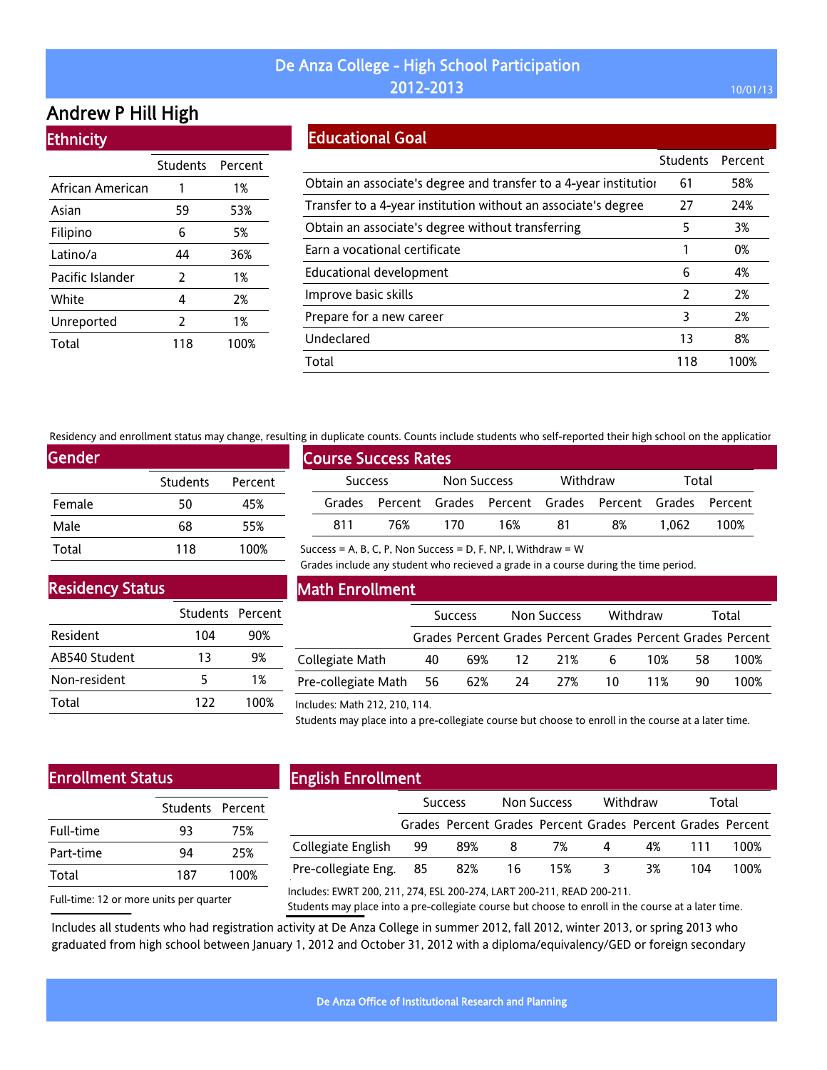# De Anza College - High School Participation 2012-2013

## Andrew P Hill High

### Ethnicity

| | Students | Percent |
|---|---|---|
| African American | 1 | 1% |
| Asian | 59 | 53% |
| Filipino | 6 | 5% |
| Latino/a | 44 | 36% |
| Pacific Islander | 2 | 1% |
| White | 4 | 2% |
| Unreported | 2 | 1% |
| Total | 118 | 100% |

### Educational Goal

| | Students | Percent |
|---|---|---|
| Obtain an associate's degree and transfer to a 4-year institutior | 61 | 58% |
| Transfer to a 4-year institution without an associate's degree | 27 | 24% |
| Obtain an associate's degree without transferring | 5 | 3% |
| Earn a vocational certificate | 1 | 0% |
| Educational development | 6 | 4% |
| Improve basic skills | 2 | 2% |
| Prepare for a new career | 3 | 2% |
| Undeclared | 13 | 8% |
| Total | 118 | 100% |

Residency and enrollment status may change, resulting in duplicate counts. Counts include students who self-reported their high school on the applicatior

### Gender

| | Students | Percent |
|---|---|---|
| Female | 50 | 45% |
| Male | 68 | 55% |
| Total | 118 | 100% |

### Course Success Rates

| Success | | Non Success | | Withdraw | | Total | |
|---|---|---|---|---|---|---|---|
| Grades | Percent | Grades | Percent | Grades | Percent | Grades | Percent |
| 811 | 76% | 170 | 16% | 81 | 8% | 1,062 | 100% |

Success = A, B, C, P, Non Success = D, F, NP, I, Withdraw = W

Grades include any student who recieved a grade in a course during the time period.

### Residency Status

| | Students | Percent |
|---|---|---|
| Resident | 104 | 90% |
| AB540 Student | 13 | 9% |
| Non-resident | 5 | 1% |
| Total | 122 | 100% |

### Math Enrollment

| | Success | | Non Success | | Withdraw | | Total | |
|---|---|---|---|---|---|---|---|---|
| | Grades | Percent | Grades | Percent | Grades | Percent | Grades | Percent |
| Collegiate Math | 40 | 69% | 12 | 21% | 6 | 10% | 58 | 100% |
| Pre-collegiate Math | 56 | 62% | 24 | 27% | 10 | 11% | 90 | 100% |

Includes: Math 212, 210, 114.

Students may place into a pre-collegiate course but choose to enroll in the course at a later time.

### Enrollment Status

| | Students | Percent |
|---|---|---|
| Full-time | 93 | 75% |
| Part-time | 94 | 25% |
| Total | 187 | 100% |

Full-time: 12 or more units per quarter

### English Enrollment

| | Success | | Non Success | | Withdraw | | Total | |
|---|---|---|---|---|---|---|---|---|
| | Grades | Percent | Grades | Percent | Grades | Percent | Grades | Percent |
| Collegiate English | 99 | 89% | 8 | 7% | 4 | 4% | 111 | 100% |
| Pre-collegiate Eng. | 85 | 82% | 16 | 15% | 3 | 3% | 104 | 100% |

Includes: EWRT 200, 211, 274, ESL 200-274, LART 200-211, READ 200-211.

Students may place into a pre-collegiate course but choose to enroll in the course at a later time.

Includes all students who had registration activity at De Anza College in summer 2012, fall 2012, winter 2013, or spring 2013 who graduated from high school between January 1, 2012 and October 31, 2012 with a diploma/equivalency/GED or foreign secondary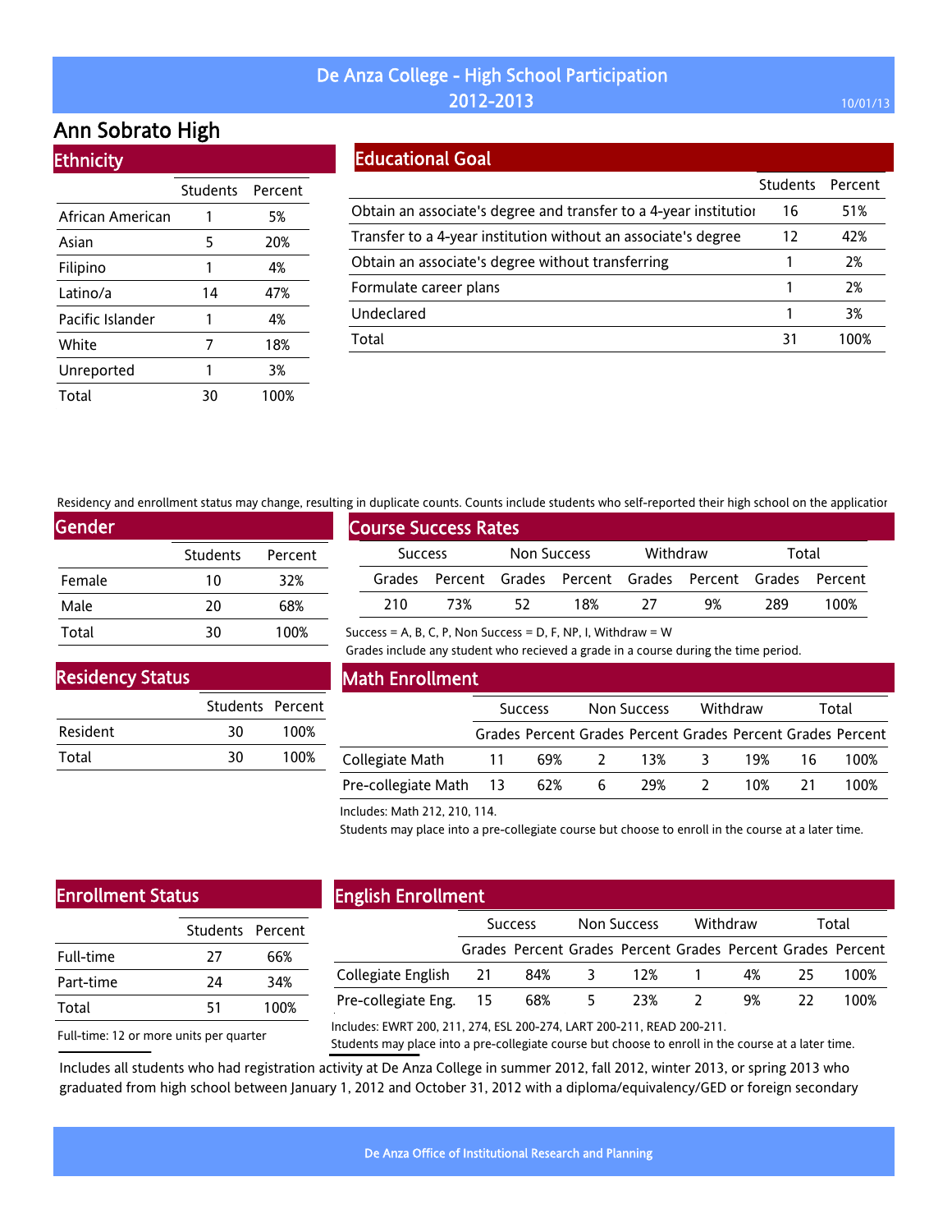# De Anza College - High School Participation 2012-2013

## Ann Sobrato High

### Ethnicity

| | Students | Percent |
|---|---|---|
| African American | 1 | 5% |
| Asian | 5 | 20% |
| Filipino | 1 | 4% |
| Latino/a | 14 | 47% |
| Pacific Islander | 1 | 4% |
| White | 7 | 18% |
| Unreported | 1 | 3% |
| Total | 30 | 100% |

### Educational Goal

| | Students | Percent |
|---|---|---|
| Obtain an associate's degree and transfer to a 4-year institution | 16 | 51% |
| Transfer to a 4-year institution without an associate's degree | 12 | 42% |
| Obtain an associate's degree without transferring | 1 | 2% |
| Formulate career plans | 1 | 2% |
| Undeclared | 1 | 3% |
| Total | 31 | 100% |

Residency and enrollment status may change, resulting in duplicate counts. Counts include students who self-reported their high school on the application

### Gender

| | Students | Percent |
|---|---|---|
| Female | 10 | 32% |
| Male | 20 | 68% |
| Total | 30 | 100% |

### Course Success Rates

| Success | | Non Success | | Withdraw | | Total | |
|---|---|---|---|---|---|---|---|
| Grades | Percent | Grades | Percent | Grades | Percent | Grades | Percent |
| 210 | 73% | 52 | 18% | 27 | 9% | 289 | 100% |

Success = A, B, C, P, Non Success = D, F, NP, I, Withdraw = W

Grades include any student who recieved a grade in a course during the time period.

### Residency Status

| | Students | Percent |
|---|---|---|
| Resident | 30 | 100% |
| Total | 30 | 100% |

### Math Enrollment

| | Success | | Non Success | | Withdraw | | Total | |
|---|---|---|---|---|---|---|---|---|
| | Grades | Percent | Grades | Percent | Grades | Percent | Grades | Percent |
| Collegiate Math | 11 | 69% | 2 | 13% | 3 | 19% | 16 | 100% |
| Pre-collegiate Math | 13 | 62% | 6 | 29% | 2 | 10% | 21 | 100% |

Includes: Math 212, 210, 114.

Students may place into a pre-collegiate course but choose to enroll in the course at a later time.

### Enrollment Status

| | Students | Percent |
|---|---|---|
| Full-time | 27 | 66% |
| Part-time | 24 | 34% |
| Total | 51 | 100% |

Full-time: 12 or more units per quarter

### English Enrollment

| | Success | | Non Success | | Withdraw | | Total | |
|---|---|---|---|---|---|---|---|---|
| | Grades | Percent | Grades | Percent | Grades | Percent | Grades | Percent |
| Collegiate English | 21 | 84% | 3 | 12% | 1 | 4% | 25 | 100% |
| Pre-collegiate Eng. | 15 | 68% | 5 | 23% | 2 | 9% | 22 | 100% |

Includes: EWRT 200, 211, 274, ESL 200-274, LART 200-211, READ 200-211.

Students may place into a pre-collegiate course but choose to enroll in the course at a later time.

Includes all students who had registration activity at De Anza College in summer 2012, fall 2012, winter 2013, or spring 2013 who graduated from high school between January 1, 2012 and October 31, 2012 with a diploma/equivalency/GED or foreign secondary

De Anza Office of Institutional Research and Planning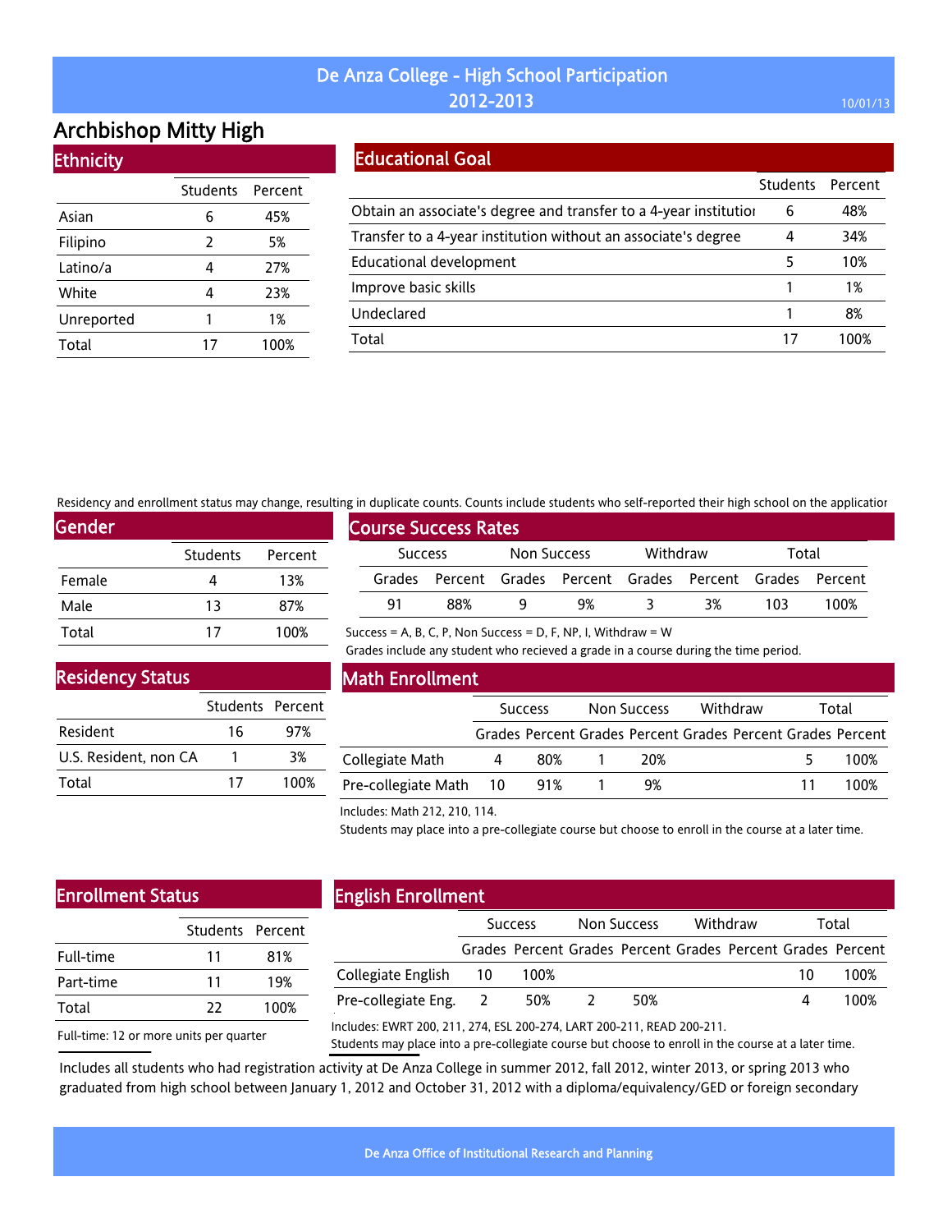# De Anza College - High School Participation 2012-2013

10/01/13

## Archbishop Mitty High

### Ethnicity

| | Students | Percent |
|---|---|---|
| Asian | 6 | 45% |
| Filipino | 2 | 5% |
| Latino/a | 4 | 27% |
| White | 4 | 23% |
| Unreported | 1 | 1% |
| Total | 17 | 100% |

### Educational Goal

| | Students | Percent |
|---|---|---|
| Obtain an associate's degree and transfer to a 4-year institutior | 6 | 48% |
| Transfer to a 4-year institution without an associate's degree | 4 | 34% |
| Educational development | 5 | 10% |
| Improve basic skills | 1 | 1% |
| Undeclared | 1 | 8% |
| Total | 17 | 100% |

Residency and enrollment status may change, resulting in duplicate counts. Counts include students who self-reported their high school on the applicatior

### Gender

| | Students | Percent |
|---|---|---|
| Female | 4 | 13% |
| Male | 13 | 87% |
| Total | 17 | 100% |

### Course Success Rates

| Success | | Non Success | | Withdraw | | Total | |
|---|---|---|---|---|---|---|---|
| Grades | Percent | Grades | Percent | Grades | Percent | Grades | Percent |
| 91 | 88% | 9 | 9% | 3 | 3% | 103 | 100% |

Success = A, B, C, P, Non Success = D, F, NP, I, Withdraw = W

Grades include any student who recieved a grade in a course during the time period.

### Residency Status

| | Students | Percent |
|---|---|---|
| Resident | 16 | 97% |
| U.S. Resident, non CA | 1 | 3% |
| Total | 17 | 100% |

### Math Enrollment

| | Success | | Non Success | | Withdraw | | Total | |
|---|---|---|---|---|---|---|---|---|
| | Grades | Percent | Grades | Percent | Grades | Percent | Grades | Percent |
| Collegiate Math | 4 | 80% | 1 | 20% | | | 5 | 100% |
| Pre-collegiate Math | 10 | 91% | 1 | 9% | | | 11 | 100% |

Includes: Math 212, 210, 114.

Students may place into a pre-collegiate course but choose to enroll in the course at a later time.

### Enrollment Status

| | Students | Percent |
|---|---|---|
| Full-time | 11 | 81% |
| Part-time | 11 | 19% |
| Total | 22 | 100% |

Full-time: 12 or more units per quarter

### English Enrollment

| | Success | | Non Success | | Withdraw | | Total | |
|---|---|---|---|---|---|---|---|---|
| | Grades | Percent | Grades | Percent | Grades | Percent | Grades | Percent |
| Collegiate English | 10 | 100% | | | | | 10 | 100% |
| Pre-collegiate Eng. | 2 | 50% | 2 | 50% | | | 4 | 100% |

Includes: EWRT 200, 211, 274, ESL 200-274, LART 200-211, READ 200-211.

Students may place into a pre-collegiate course but choose to enroll in the course at a later time.

Includes all students who had registration activity at De Anza College in summer 2012, fall 2012, winter 2013, or spring 2013 who graduated from high school between January 1, 2012 and October 31, 2012 with a diploma/equivalency/GED or foreign secondary

De Anza Office of Institutional Research and Planning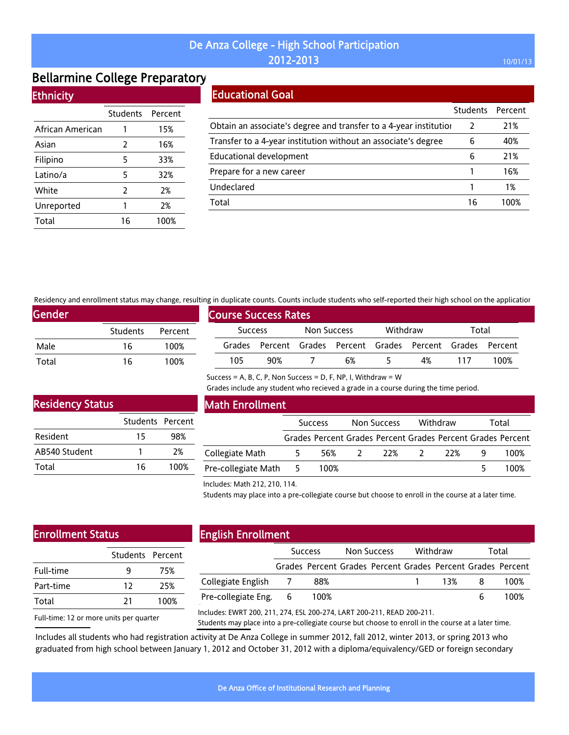# De Anza College - High School Participation 2012-2013

10/01/13

## Bellarmine College Preparatory

### Ethnicity

| | Students | Percent |
|---|---|---|
| African American | 1 | 15% |
| Asian | 2 | 16% |
| Filipino | 5 | 33% |
| Latino/a | 5 | 32% |
| White | 2 | 2% |
| Unreported | 1 | 2% |
| Total | 16 | 100% |

### Educational Goal

| | Students | Percent |
|---|---|---|
| Obtain an associate's degree and transfer to a 4-year institutior | 2 | 21% |
| Transfer to a 4-year institution without an associate's degree | 6 | 40% |
| Educational development | 6 | 21% |
| Prepare for a new career | 1 | 16% |
| Undeclared | 1 | 1% |
| Total | 16 | 100% |

Residency and enrollment status may change, resulting in duplicate counts. Counts include students who self-reported their high school on the applicatior

### Gender

| | Students | Percent |
|---|---|---|
| Male | 16 | 100% |
| Total | 16 | 100% |

### Course Success Rates

| Success | | Non Success | | Withdraw | | Total | |
|---|---|---|---|---|---|---|---|
| Grades | Percent | Grades | Percent | Grades | Percent | Grades | Percent |
| 105 | 90% | 7 | 6% | 5 | 4% | 117 | 100% |

Success = A, B, C, P, Non Success = D, F, NP, I, Withdraw = W

Grades include any student who recieved a grade in a course during the time period.

### Residency Status

| | Students | Percent |
|---|---|---|
| Resident | 15 | 98% |
| AB540 Student | 1 | 2% |
| Total | 16 | 100% |

### Math Enrollment

| | Success | | Non Success | | Withdraw | | Total | |
|---|---|---|---|---|---|---|---|---|
| | Grades | Percent | Grades | Percent | Grades | Percent | Grades | Percent |
| Collegiate Math | 5 | 56% | 2 | 22% | 2 | 22% | 9 | 100% |
| Pre-collegiate Math | 5 | 100% | | | | | 5 | 100% |

Includes: Math 212, 210, 114.

Students may place into a pre-collegiate course but choose to enroll in the course at a later time.

### Enrollment Status

| | Students | Percent |
|---|---|---|
| Full-time | 9 | 75% |
| Part-time | 12 | 25% |
| Total | 21 | 100% |

Full-time: 12 or more units per quarter

### English Enrollment

| | Success | | Non Success | | Withdraw | | Total | |
|---|---|---|---|---|---|---|---|---|
| | Grades | Percent | Grades | Percent | Grades | Percent | Grades | Percent |
| Collegiate English | 7 | 88% | | | 1 | 13% | 8 | 100% |
| Pre-collegiate Eng. | 6 | 100% | | | | | 6 | 100% |

Includes: EWRT 200, 211, 274, ESL 200-274, LART 200-211, READ 200-211.

Students may place into a pre-collegiate course but choose to enroll in the course at a later time.

Includes all students who had registration activity at De Anza College in summer 2012, fall 2012, winter 2013, or spring 2013 who graduated from high school between January 1, 2012 and October 31, 2012 with a diploma/equivalency/GED or foreign secondary

De Anza Office of Institutional Research and Planning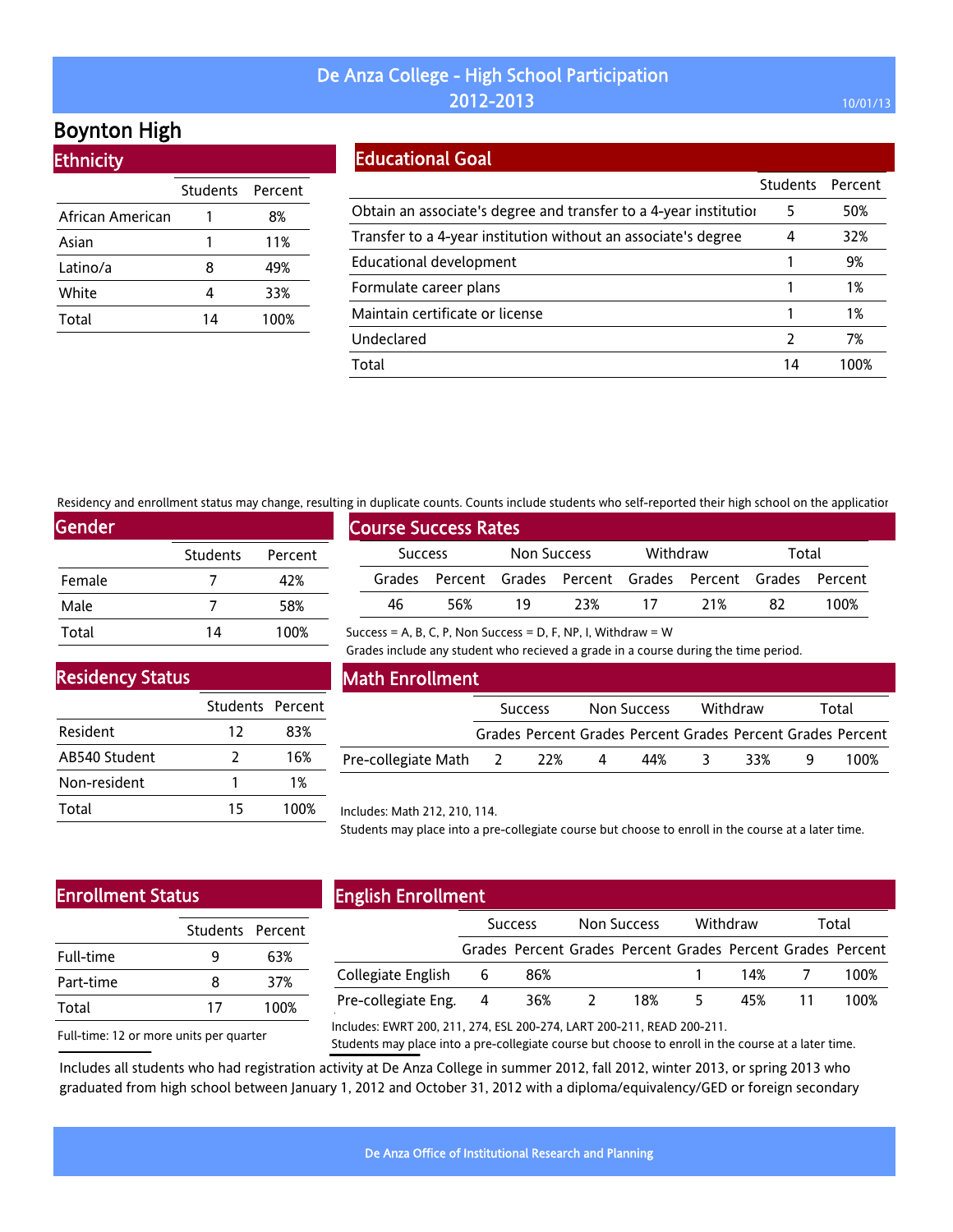# De Anza College - High School Participation 2012-2013

## Boynton High

### Ethnicity

| | Students | Percent |
|---|---|---|
| African American | 1 | 8% |
| Asian | 1 | 11% |
| Latino/a | 8 | 49% |
| White | 4 | 33% |
| Total | 14 | 100% |

### Educational Goal

| | Students | Percent |
|---|---|---|
| Obtain an associate's degree and transfer to a 4-year institution | 5 | 50% |
| Transfer to a 4-year institution without an associate's degree | 4 | 32% |
| Educational development | 1 | 9% |
| Formulate career plans | 1 | 1% |
| Maintain certificate or license | 1 | 1% |
| Undeclared | 2 | 7% |
| Total | 14 | 100% |

Residency and enrollment status may change, resulting in duplicate counts. Counts include students who self-reported their high school on the application

### Gender

| | Students | Percent |
|---|---|---|
| Female | 7 | 42% |
| Male | 7 | 58% |
| Total | 14 | 100% |

### Course Success Rates

| Success | | Non Success | | Withdraw | | Total | |
|---|---|---|---|---|---|---|---|
| Grades | Percent | Grades | Percent | Grades | Percent | Grades | Percent |
| 46 | 56% | 19 | 23% | 17 | 21% | 82 | 100% |

Success = A, B, C, P, Non Success = D, F, NP, I, Withdraw = W

Grades include any student who recieved a grade in a course during the time period.

### Residency Status

| | Students | Percent |
|---|---|---|
| Resident | 12 | 83% |
| AB540 Student | 2 | 16% |
| Non-resident | 1 | 1% |
| Total | 15 | 100% |

### Math Enrollment

| | Success | | Non Success | | Withdraw | | Total | |
|---|---|---|---|---|---|---|---|---|
| | Grades | Percent | Grades | Percent | Grades | Percent | Grades | Percent |
| Pre-collegiate Math | 2 | 22% | 4 | 44% | 3 | 33% | 9 | 100% |

Includes: Math 212, 210, 114.

Students may place into a pre-collegiate course but choose to enroll in the course at a later time.

### Enrollment Status

| | Students | Percent |
|---|---|---|
| Full-time | 9 | 63% |
| Part-time | 8 | 37% |
| Total | 17 | 100% |

Full-time: 12 or more units per quarter

### English Enrollment

| | Success | | Non Success | | Withdraw | | Total | |
|---|---|---|---|---|---|---|---|---|
| | Grades | Percent | Grades | Percent | Grades | Percent | Grades | Percent |
| Collegiate English | 6 | 86% | | | 1 | 14% | 7 | 100% |
| Pre-collegiate Eng. | 4 | 36% | 2 | 18% | 5 | 45% | 11 | 100% |

Includes: EWRT 200, 211, 274, ESL 200-274, LART 200-211, READ 200-211.

Students may place into a pre-collegiate course but choose to enroll in the course at a later time.

Includes all students who had registration activity at De Anza College in summer 2012, fall 2012, winter 2013, or spring 2013 who graduated from high school between January 1, 2012 and October 31, 2012 with a diploma/equivalency/GED or foreign secondary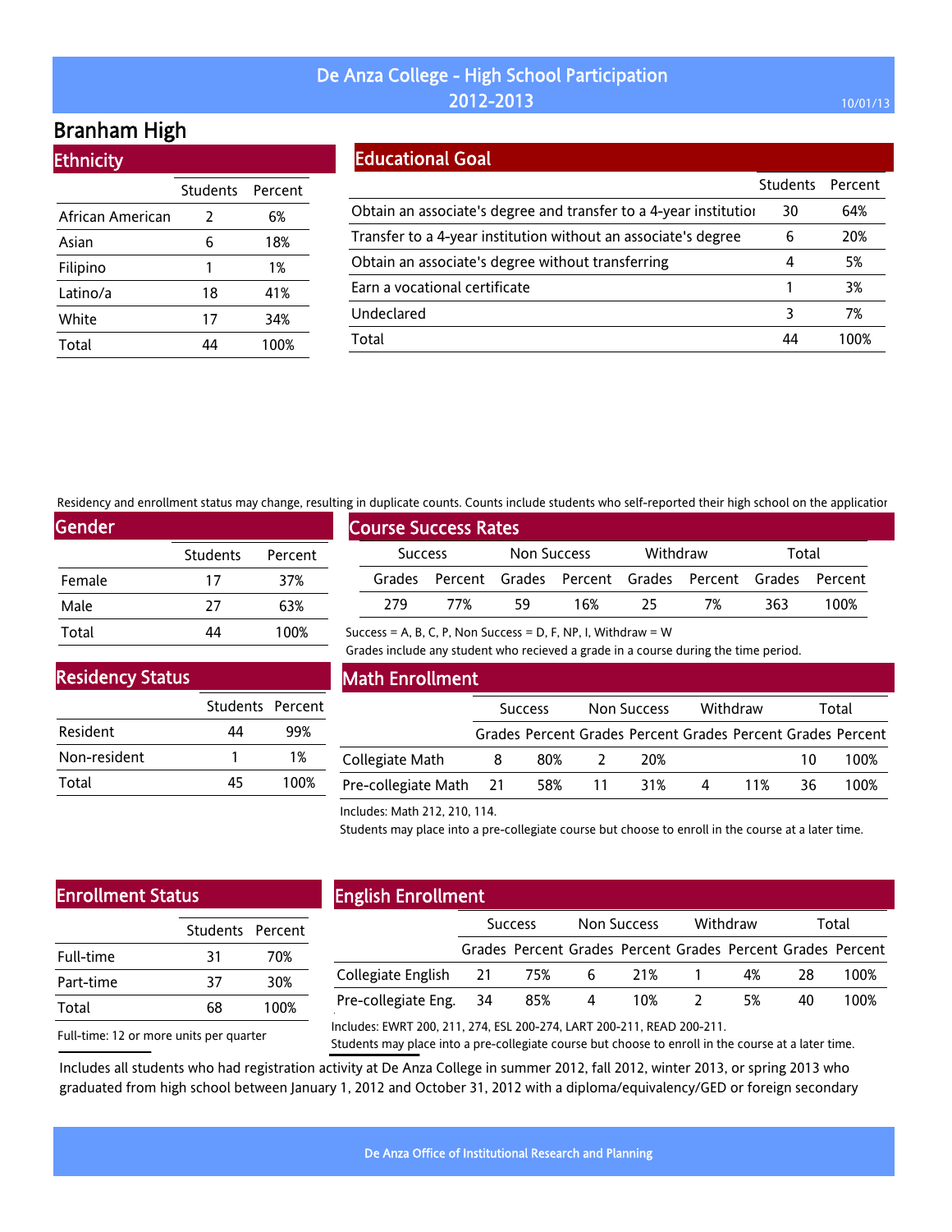# De Anza College - High School Participation 2012-2013

10/01/13

## Branham High

### Ethnicity

| | Students | Percent |
|---|---|---|
| African American | 2 | 6% |
| Asian | 6 | 18% |
| Filipino | 1 | 1% |
| Latino/a | 18 | 41% |
| White | 17 | 34% |
| Total | 44 | 100% |

### Educational Goal

| | Students | Percent |
|---|---|---|
| Obtain an associate's degree and transfer to a 4-year institution | 30 | 64% |
| Transfer to a 4-year institution without an associate's degree | 6 | 20% |
| Obtain an associate's degree without transferring | 4 | 5% |
| Earn a vocational certificate | 1 | 3% |
| Undeclared | 3 | 7% |
| Total | 44 | 100% |

Residency and enrollment status may change, resulting in duplicate counts. Counts include students who self-reported their high school on the application

### Gender

| | Students | Percent |
|---|---|---|
| Female | 17 | 37% |
| Male | 27 | 63% |
| Total | 44 | 100% |

### Course Success Rates

| Success | | Non Success | | Withdraw | | Total | |
|---|---|---|---|---|---|---|---|
| Grades | Percent | Grades | Percent | Grades | Percent | Grades | Percent |
| 279 | 77% | 59 | 16% | 25 | 7% | 363 | 100% |

Success = A, B, C, P, Non Success = D, F, NP, I, Withdraw = W

Grades include any student who recieved a grade in a course during the time period.

### Residency Status

| | Students | Percent |
|---|---|---|
| Resident | 44 | 99% |
| Non-resident | 1 | 1% |
| Total | 45 | 100% |

### Math Enrollment

| | Success | | Non Success | | Withdraw | | Total | |
|---|---|---|---|---|---|---|---|---|
| | Grades | Percent | Grades | Percent | Grades | Percent | Grades | Percent |
| Collegiate Math | 8 | 80% | 2 | 20% | | | 10 | 100% |
| Pre-collegiate Math | 21 | 58% | 11 | 31% | 4 | 11% | 36 | 100% |

Includes: Math 212, 210, 114.

Students may place into a pre-collegiate course but choose to enroll in the course at a later time.

### Enrollment Status

| | Students | Percent |
|---|---|---|
| Full-time | 31 | 70% |
| Part-time | 37 | 30% |
| Total | 68 | 100% |

Full-time: 12 or more units per quarter

### English Enrollment

| | Success | | Non Success | | Withdraw | | Total | |
|---|---|---|---|---|---|---|---|---|
| | Grades | Percent | Grades | Percent | Grades | Percent | Grades | Percent |
| Collegiate English | 21 | 75% | 6 | 21% | 1 | 4% | 28 | 100% |
| Pre-collegiate Eng. | 34 | 85% | 4 | 10% | 2 | 5% | 40 | 100% |

Includes: EWRT 200, 211, 274, ESL 200-274, LART 200-211, READ 200-211.

Students may place into a pre-collegiate course but choose to enroll in the course at a later time.

Includes all students who had registration activity at De Anza College in summer 2012, fall 2012, winter 2013, or spring 2013 who graduated from high school between January 1, 2012 and October 31, 2012 with a diploma/equivalency/GED or foreign secondary

De Anza Office of Institutional Research and Planning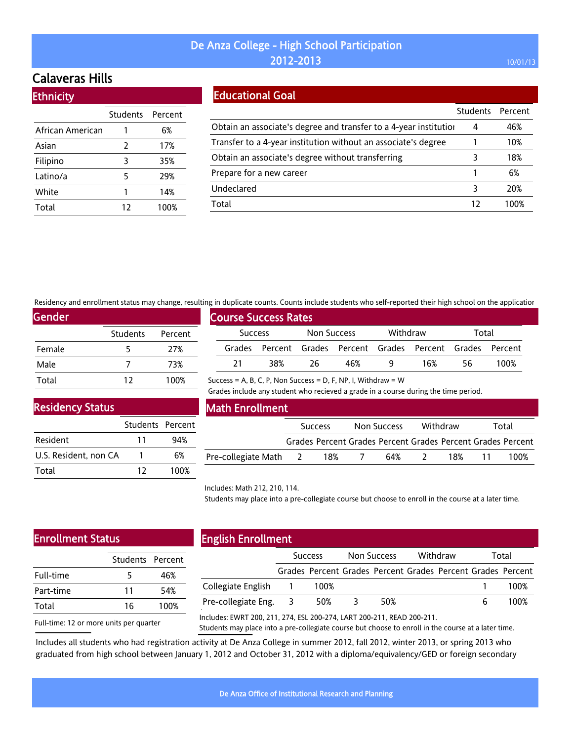# De Anza College - High School Participation 2012-2013

10/01/13

## Calaveras Hills

### Ethnicity

| | Students | Percent |
|---|---|---|
| African American | 1 | 6% |
| Asian | 2 | 17% |
| Filipino | 3 | 35% |
| Latino/a | 5 | 29% |
| White | 1 | 14% |
| Total | 12 | 100% |

### Educational Goal

| | Students | Percent |
|---|---|---|
| Obtain an associate's degree and transfer to a 4-year institutior | 4 | 46% |
| Transfer to a 4-year institution without an associate's degree | 1 | 10% |
| Obtain an associate's degree without transferring | 3 | 18% |
| Prepare for a new career | 1 | 6% |
| Undeclared | 3 | 20% |
| Total | 12 | 100% |

Residency and enrollment status may change, resulting in duplicate counts. Counts include students who self-reported their high school on the applicatior

### Gender

| | Students | Percent |
|---|---|---|
| Female | 5 | 27% |
| Male | 7 | 73% |
| Total | 12 | 100% |

### Course Success Rates

| Success | | Non Success | | Withdraw | | Total | |
|---|---|---|---|---|---|---|---|
| Grades | Percent | Grades | Percent | Grades | Percent | Grades | Percent |
| 21 | 38% | 26 | 46% | 9 | 16% | 56 | 100% |

Success = A, B, C, P, Non Success = D, F, NP, I, Withdraw = W

Grades include any student who recieved a grade in a course during the time period.

### Residency Status

| | Students | Percent |
|---|---|---|
| Resident | 11 | 94% |
| U.S. Resident, non CA | 1 | 6% |
| Total | 12 | 100% |

### Math Enrollment

| | Success | | Non Success | | Withdraw | | Total | |
|---|---|---|---|---|---|---|---|---|
| | Grades | Percent | Grades | Percent | Grades | Percent | Grades | Percent |
| Pre-collegiate Math | 2 | 18% | 7 | 64% | 2 | 18% | 11 | 100% |

Includes: Math 212, 210, 114.

Students may place into a pre-collegiate course but choose to enroll in the course at a later time.

### Enrollment Status

| | Students | Percent |
|---|---|---|
| Full-time | 5 | 46% |
| Part-time | 11 | 54% |
| Total | 16 | 100% |

Full-time: 12 or more units per quarter

### English Enrollment

| | Success | | Non Success | | Withdraw | | Total | |
|---|---|---|---|---|---|---|---|---|
| | Grades | Percent | Grades | Percent | Grades | Percent | Grades | Percent |
| Collegiate English | 1 | 100% | | | | | 1 | 100% |
| Pre-collegiate Eng. | 3 | 50% | 3 | 50% | | | 6 | 100% |

Includes: EWRT 200, 211, 274, ESL 200-274, LART 200-211, READ 200-211.

Students may place into a pre-collegiate course but choose to enroll in the course at a later time.

Includes all students who had registration activity at De Anza College in summer 2012, fall 2012, winter 2013, or spring 2013 who graduated from high school between January 1, 2012 and October 31, 2012 with a diploma/equivalency/GED or foreign secondary

De Anza Office of Institutional Research and Planning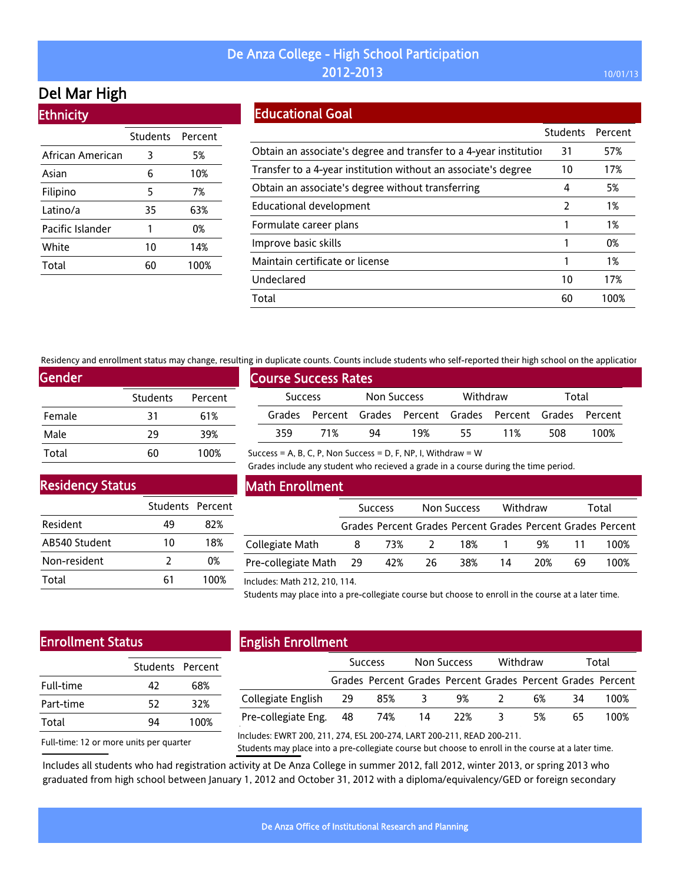# De Anza College - High School Participation 2012-2013

10/01/13

## Del Mar High

### Ethnicity

| | Students | Percent |
|---|---|---|
| African American | 3 | 5% |
| Asian | 6 | 10% |
| Filipino | 5 | 7% |
| Latino/a | 35 | 63% |
| Pacific Islander | 1 | 0% |
| White | 10 | 14% |
| Total | 60 | 100% |

### Educational Goal

| | Students | Percent |
|---|---|---|
| Obtain an associate's degree and transfer to a 4-year institutior | 31 | 57% |
| Transfer to a 4-year institution without an associate's degree | 10 | 17% |
| Obtain an associate's degree without transferring | 4 | 5% |
| Educational development | 2 | 1% |
| Formulate career plans | 1 | 1% |
| Improve basic skills | 1 | 0% |
| Maintain certificate or license | 1 | 1% |
| Undeclared | 10 | 17% |
| Total | 60 | 100% |

Residency and enrollment status may change, resulting in duplicate counts. Counts include students who self-reported their high school on the applicatior

### Gender

| | Students | Percent |
|---|---|---|
| Female | 31 | 61% |
| Male | 29 | 39% |
| Total | 60 | 100% |

### Course Success Rates

| Success | | Non Success | | Withdraw | | Total | |
|---|---|---|---|---|---|---|---|
| Grades | Percent | Grades | Percent | Grades | Percent | Grades | Percent |
| 359 | 71% | 94 | 19% | 55 | 11% | 508 | 100% |

Success = A, B, C, P, Non Success = D, F, NP, I, Withdraw = W

Grades include any student who recieved a grade in a course during the time period.

### Residency Status

| | Students | Percent |
|---|---|---|
| Resident | 49 | 82% |
| AB540 Student | 10 | 18% |
| Non-resident | 2 | 0% |
| Total | 61 | 100% |

### Math Enrollment

| | Success | | Non Success | | Withdraw | | Total | |
|---|---|---|---|---|---|---|---|---|
| | Grades | Percent | Grades | Percent | Grades | Percent | Grades | Percent |
| Collegiate Math | 8 | 73% | 2 | 18% | 1 | 9% | 11 | 100% |
| Pre-collegiate Math | 29 | 42% | 26 | 38% | 14 | 20% | 69 | 100% |

Includes: Math 212, 210, 114.

Students may place into a pre-collegiate course but choose to enroll in the course at a later time.

### Enrollment Status

| | Students | Percent |
|---|---|---|
| Full-time | 42 | 68% |
| Part-time | 52 | 32% |
| Total | 94 | 100% |

Full-time: 12 or more units per quarter

### English Enrollment

| | Success | | Non Success | | Withdraw | | Total | |
|---|---|---|---|---|---|---|---|---|
| | Grades | Percent | Grades | Percent | Grades | Percent | Grades | Percent |
| Collegiate English | 29 | 85% | 3 | 9% | 2 | 6% | 34 | 100% |
| Pre-collegiate Eng. | 48 | 74% | 14 | 22% | 3 | 5% | 65 | 100% |

Includes: EWRT 200, 211, 274, ESL 200-274, LART 200-211, READ 200-211.

Students may place into a pre-collegiate course but choose to enroll in the course at a later time.

Includes all students who had registration activity at De Anza College in summer 2012, fall 2012, winter 2013, or spring 2013 who graduated from high school between January 1, 2012 and October 31, 2012 with a diploma/equivalency/GED or foreign secondary

De Anza Office of Institutional Research and Planning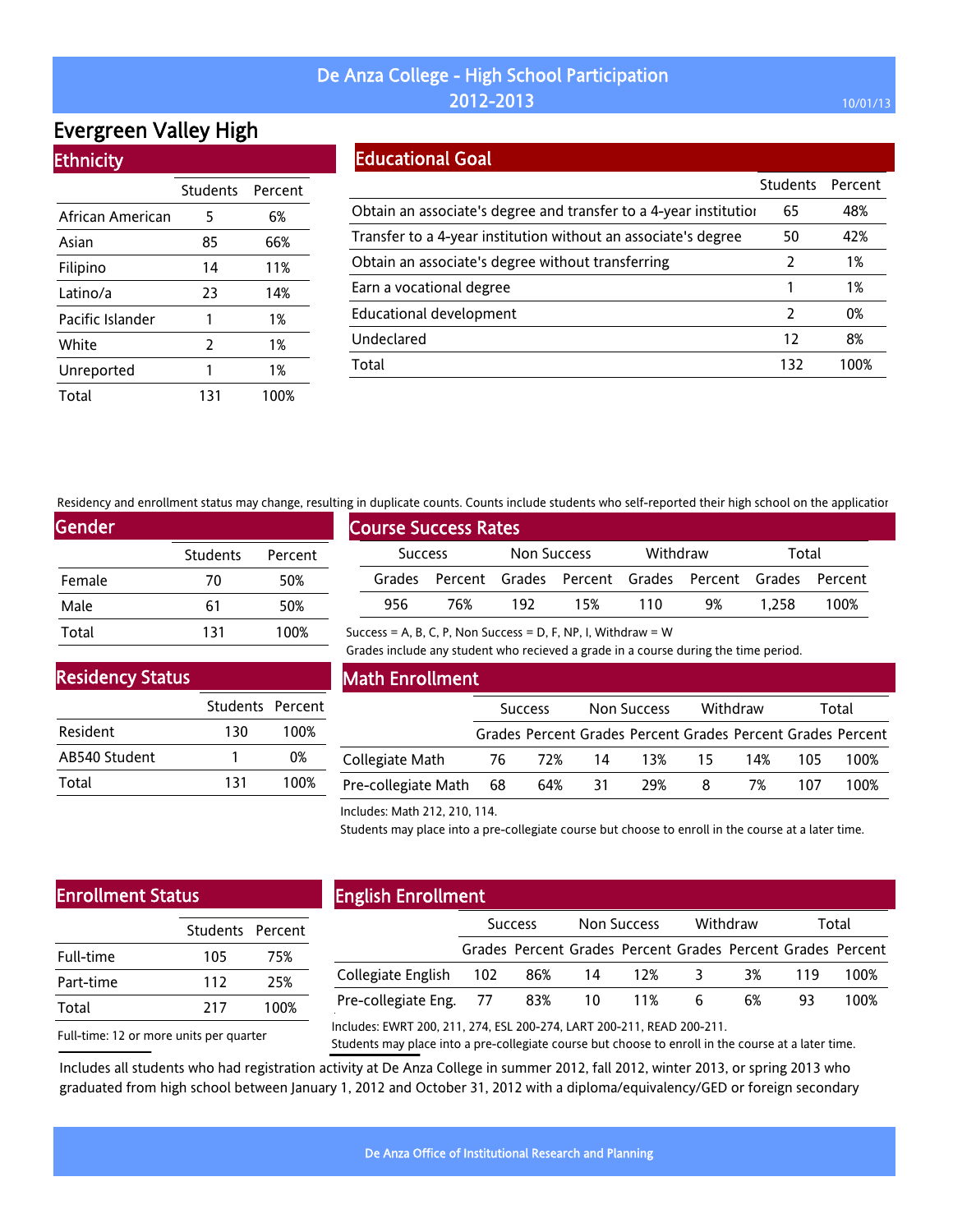# De Anza College - High School Participation 2012-2013

10/01/13

## Evergreen Valley High

### Ethnicity

| | Students | Percent |
|---|---|---|
| African American | 5 | 6% |
| Asian | 85 | 66% |
| Filipino | 14 | 11% |
| Latino/a | 23 | 14% |
| Pacific Islander | 1 | 1% |
| White | 2 | 1% |
| Unreported | 1 | 1% |
| Total | 131 | 100% |

### Educational Goal

| | Students | Percent |
|---|---|---|
| Obtain an associate's degree and transfer to a 4-year institutior | 65 | 48% |
| Transfer to a 4-year institution without an associate's degree | 50 | 42% |
| Obtain an associate's degree without transferring | 2 | 1% |
| Earn a vocational degree | 1 | 1% |
| Educational development | 2 | 0% |
| Undeclared | 12 | 8% |
| Total | 132 | 100% |

Residency and enrollment status may change, resulting in duplicate counts. Counts include students who self-reported their high school on the applicatior

### Gender

| | Students | Percent |
|---|---|---|
| Female | 70 | 50% |
| Male | 61 | 50% |
| Total | 131 | 100% |

### Course Success Rates

| Success | | Non Success | | Withdraw | | Total | |
|---|---|---|---|---|---|---|---|
| Grades | Percent | Grades | Percent | Grades | Percent | Grades | Percent |
| 956 | 76% | 192 | 15% | 110 | 9% | 1,258 | 100% |

Success = A, B, C, P, Non Success = D, F, NP, I, Withdraw = W

Grades include any student who recieved a grade in a course during the time period.

### Residency Status

| | Students | Percent |
|---|---|---|
| Resident | 130 | 100% |
| AB540 Student | 1 | 0% |
| Total | 131 | 100% |

### Math Enrollment

| | Success | | Non Success | | Withdraw | | Total | |
|---|---|---|---|---|---|---|---|---|
| | Grades | Percent | Grades | Percent | Grades | Percent | Grades | Percent |
| Collegiate Math | 76 | 72% | 14 | 13% | 15 | 14% | 105 | 100% |
| Pre-collegiate Math | 68 | 64% | 31 | 29% | 8 | 7% | 107 | 100% |

Includes: Math 212, 210, 114.

Students may place into a pre-collegiate course but choose to enroll in the course at a later time.

### Enrollment Status

| | Students | Percent |
|---|---|---|
| Full-time | 105 | 75% |
| Part-time | 112 | 25% |
| Total | 217 | 100% |

Full-time: 12 or more units per quarter

### English Enrollment

| | Success | | Non Success | | Withdraw | | Total | |
|---|---|---|---|---|---|---|---|---|
| | Grades | Percent | Grades | Percent | Grades | Percent | Grades | Percent |
| Collegiate English | 102 | 86% | 14 | 12% | 3 | 3% | 119 | 100% |
| Pre-collegiate Eng. | 77 | 83% | 10 | 11% | 6 | 6% | 93 | 100% |

Includes: EWRT 200, 211, 274, ESL 200-274, LART 200-211, READ 200-211.

Students may place into a pre-collegiate course but choose to enroll in the course at a later time.

Includes all students who had registration activity at De Anza College in summer 2012, fall 2012, winter 2013, or spring 2013 who graduated from high school between January 1, 2012 and October 31, 2012 with a diploma/equivalency/GED or foreign secondary

De Anza Office of Institutional Research and Planning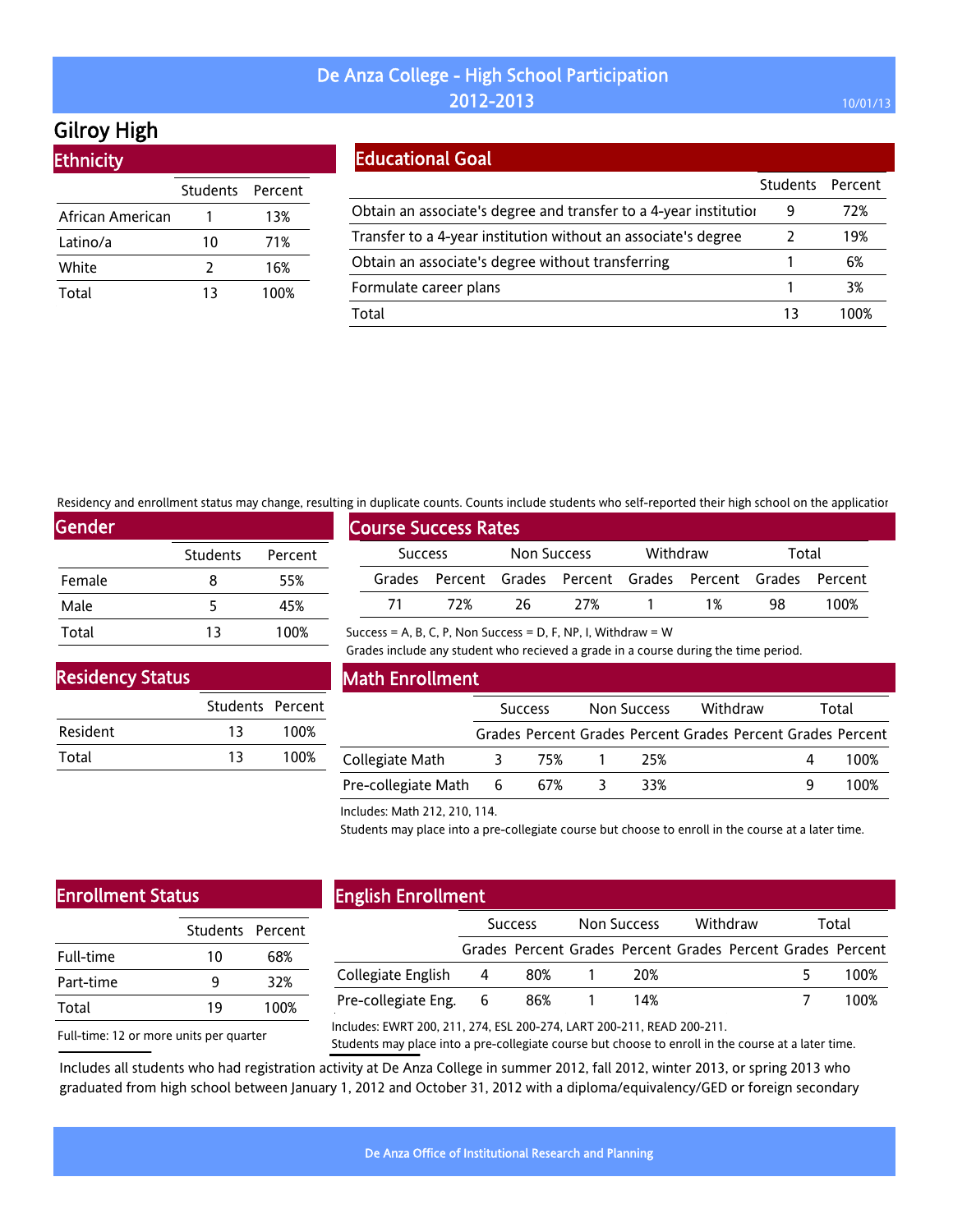# De Anza College - High School Participation 2012-2013

## Gilroy High

### Ethnicity

| | Students | Percent |
|---|---|---|
| African American | 1 | 13% |
| Latino/a | 10 | 71% |
| White | 2 | 16% |
| Total | 13 | 100% |

### Educational Goal

| | Students | Percent |
|---|---|---|
| Obtain an associate's degree and transfer to a 4-year institution | 9 | 72% |
| Transfer to a 4-year institution without an associate's degree | 2 | 19% |
| Obtain an associate's degree without transferring | 1 | 6% |
| Formulate career plans | 1 | 3% |
| Total | 13 | 100% |

Residency and enrollment status may change, resulting in duplicate counts. Counts include students who self-reported their high school on the application

### Gender

| | Students | Percent |
|---|---|---|
| Female | 8 | 55% |
| Male | 5 | 45% |
| Total | 13 | 100% |

### Course Success Rates

| Success | | Non Success | | Withdraw | | Total | |
|---|---|---|---|---|---|---|---|
| Grades | Percent | Grades | Percent | Grades | Percent | Grades | Percent |
| 71 | 72% | 26 | 27% | 1 | 1% | 98 | 100% |

Success = A, B, C, P, Non Success = D, F, NP, I, Withdraw = W

Grades include any student who recieved a grade in a course during the time period.

### Residency Status

| | Students | Percent |
|---|---|---|
| Resident | 13 | 100% |
| Total | 13 | 100% |

### Math Enrollment

| | Success | | Non Success | | Withdraw | | Total | |
|---|---|---|---|---|---|---|---|---|
| | Grades | Percent | Grades | Percent | Grades | Percent | Grades | Percent |
| Collegiate Math | 3 | 75% | 1 | 25% | | | 4 | 100% |
| Pre-collegiate Math | 6 | 67% | 3 | 33% | | | 9 | 100% |

Includes: Math 212, 210, 114.

Students may place into a pre-collegiate course but choose to enroll in the course at a later time.

### Enrollment Status

| | Students | Percent |
|---|---|---|
| Full-time | 10 | 68% |
| Part-time | 9 | 32% |
| Total | 19 | 100% |

Full-time: 12 or more units per quarter

### English Enrollment

| | Success | | Non Success | | Withdraw | | Total | |
|---|---|---|---|---|---|---|---|---|
| | Grades | Percent | Grades | Percent | Grades | Percent | Grades | Percent |
| Collegiate English | 4 | 80% | 1 | 20% | | | 5 | 100% |
| Pre-collegiate Eng. | 6 | 86% | 1 | 14% | | | 7 | 100% |

Includes: EWRT 200, 211, 274, ESL 200-274, LART 200-211, READ 200-211.

Students may place into a pre-collegiate course but choose to enroll in the course at a later time.

Includes all students who had registration activity at De Anza College in summer 2012, fall 2012, winter 2013, or spring 2013 who graduated from high school between January 1, 2012 and October 31, 2012 with a diploma/equivalency/GED or foreign secondary

De Anza Office of Institutional Research and Planning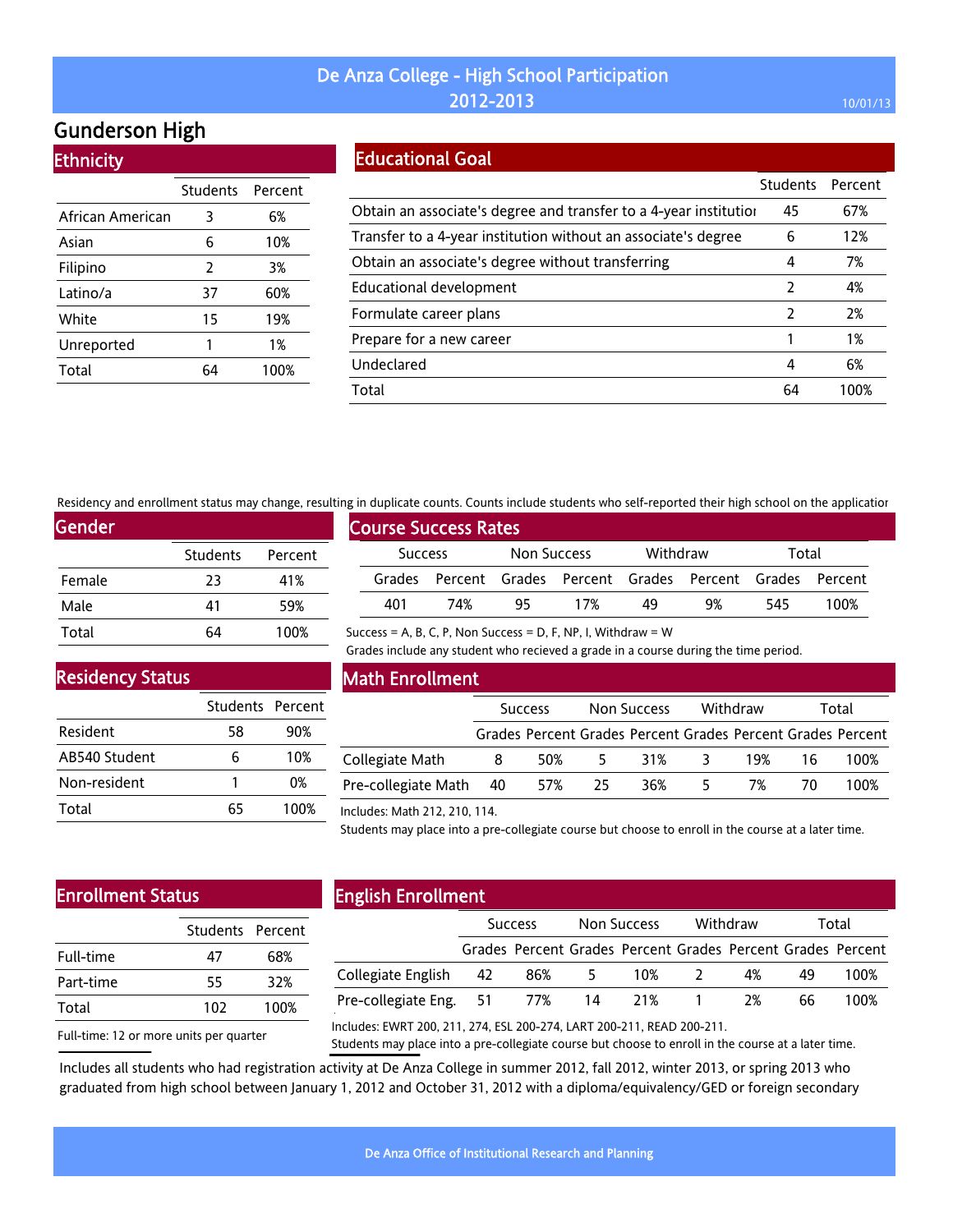# De Anza College - High School Participation 2012-2013

## Gunderson High

### Ethnicity

| | Students | Percent |
|---|---|---|
| African American | 3 | 6% |
| Asian | 6 | 10% |
| Filipino | 2 | 3% |
| Latino/a | 37 | 60% |
| White | 15 | 19% |
| Unreported | 1 | 1% |
| Total | 64 | 100% |

### Educational Goal

| | Students | Percent |
|---|---|---|
| Obtain an associate's degree and transfer to a 4-year institutior | 45 | 67% |
| Transfer to a 4-year institution without an associate's degree | 6 | 12% |
| Obtain an associate's degree without transferring | 4 | 7% |
| Educational development | 2 | 4% |
| Formulate career plans | 2 | 2% |
| Prepare for a new career | 1 | 1% |
| Undeclared | 4 | 6% |
| Total | 64 | 100% |

Residency and enrollment status may change, resulting in duplicate counts. Counts include students who self-reported their high school on the applicatior

### Gender

| | Students | Percent |
|---|---|---|
| Female | 23 | 41% |
| Male | 41 | 59% |
| Total | 64 | 100% |

### Course Success Rates

| Success | | Non Success | | Withdraw | | Total | |
|---|---|---|---|---|---|---|---|
| Grades | Percent | Grades | Percent | Grades | Percent | Grades | Percent |
| 401 | 74% | 95 | 17% | 49 | 9% | 545 | 100% |

Success = A, B, C, P, Non Success = D, F, NP, I, Withdraw = W

Grades include any student who recieved a grade in a course during the time period.

### Residency Status

| | Students | Percent |
|---|---|---|
| Resident | 58 | 90% |
| AB540 Student | 6 | 10% |
| Non-resident | 1 | 0% |
| Total | 65 | 100% |

### Math Enrollment

| | Success | | Non Success | | Withdraw | | Total | |
|---|---|---|---|---|---|---|---|---|
| | Grades | Percent | Grades | Percent | Grades | Percent | Grades | Percent |
| Collegiate Math | 8 | 50% | 5 | 31% | 3 | 19% | 16 | 100% |
| Pre-collegiate Math | 40 | 57% | 25 | 36% | 5 | 7% | 70 | 100% |

Includes: Math 212, 210, 114.

Students may place into a pre-collegiate course but choose to enroll in the course at a later time.

### Enrollment Status

| | Students | Percent |
|---|---|---|
| Full-time | 47 | 68% |
| Part-time | 55 | 32% |
| Total | 102 | 100% |

Full-time: 12 or more units per quarter

### English Enrollment

| | Success | | Non Success | | Withdraw | | Total | |
|---|---|---|---|---|---|---|---|---|
| | Grades | Percent | Grades | Percent | Grades | Percent | Grades | Percent |
| Collegiate English | 42 | 86% | 5 | 10% | 2 | 4% | 49 | 100% |
| Pre-collegiate Eng. | 51 | 77% | 14 | 21% | 1 | 2% | 66 | 100% |

Includes: EWRT 200, 211, 274, ESL 200-274, LART 200-211, READ 200-211.

Students may place into a pre-collegiate course but choose to enroll in the course at a later time.

Includes all students who had registration activity at De Anza College in summer 2012, fall 2012, winter 2013, or spring 2013 who graduated from high school between January 1, 2012 and October 31, 2012 with a diploma/equivalency/GED or foreign secondary

De Anza Office of Institutional Research and Planning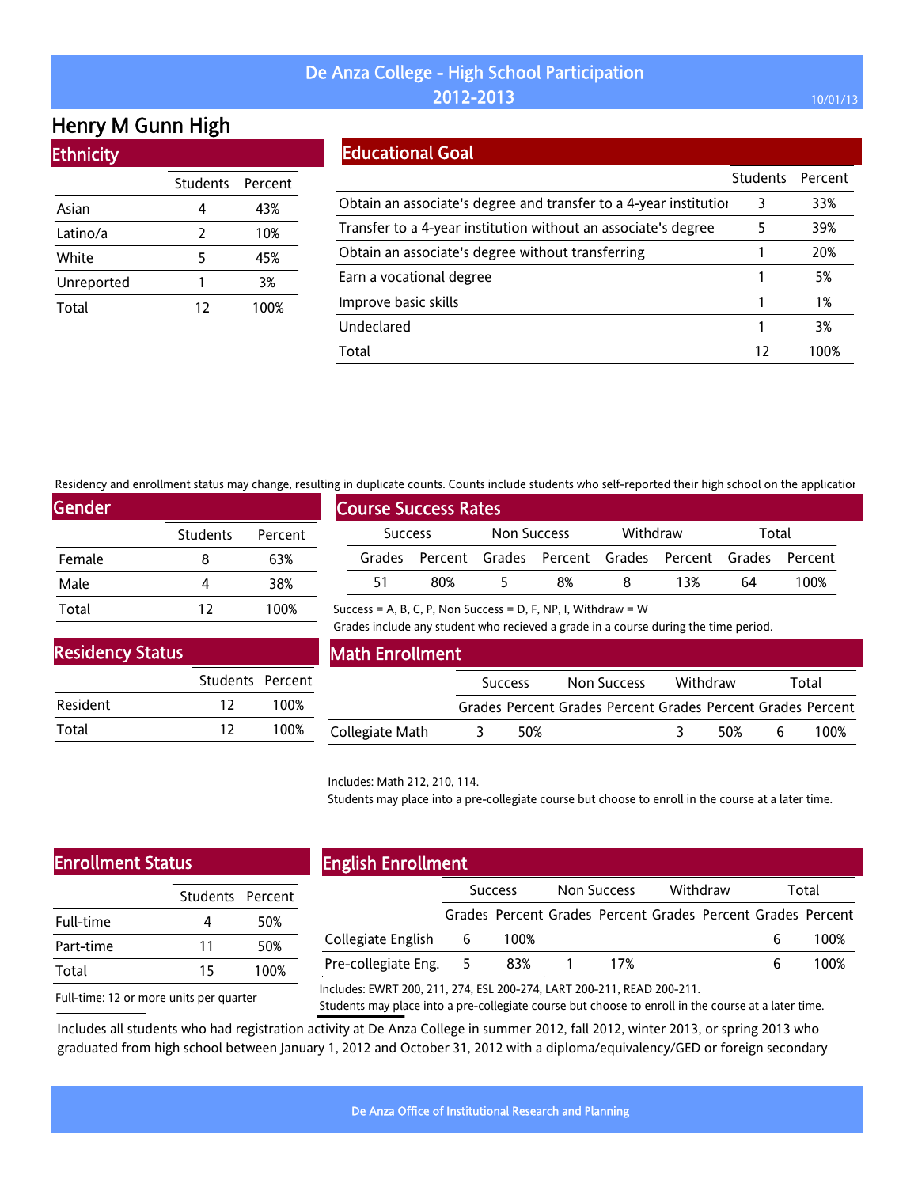# De Anza College - High School Participation 2012-2013

10/01/13

## Henry M Gunn High

### Ethnicity

| | Students | Percent |
|---|---|---|
| Asian | 4 | 43% |
| Latino/a | 2 | 10% |
| White | 5 | 45% |
| Unreported | 1 | 3% |
| Total | 12 | 100% |

### Educational Goal

| | Students | Percent |
|---|---|---|
| Obtain an associate's degree and transfer to a 4-year institution | 3 | 33% |
| Transfer to a 4-year institution without an associate's degree | 5 | 39% |
| Obtain an associate's degree without transferring | 1 | 20% |
| Earn a vocational degree | 1 | 5% |
| Improve basic skills | 1 | 1% |
| Undeclared | 1 | 3% |
| Total | 12 | 100% |

Residency and enrollment status may change, resulting in duplicate counts. Counts include students who self-reported their high school on the application

### Gender

| | Students | Percent |
|---|---|---|
| Female | 8 | 63% |
| Male | 4 | 38% |
| Total | 12 | 100% |

### Course Success Rates

| Success | | Non Success | | Withdraw | | Total | |
|---|---|---|---|---|---|---|---|
| Grades | Percent | Grades | Percent | Grades | Percent | Grades | Percent |
| 51 | 80% | 5 | 8% | 8 | 13% | 64 | 100% |

Success = A, B, C, P, Non Success = D, F, NP, I, Withdraw = W

Grades include any student who recieved a grade in a course during the time period.

### Residency Status

| | Students | Percent |
|---|---|---|
| Resident | 12 | 100% |
| Total | 12 | 100% |

### Math Enrollment

| | Success | | Non Success | | Withdraw | | Total | |
|---|---|---|---|---|---|---|---|---|
| | Grades | Percent | Grades | Percent | Grades | Percent | Grades | Percent |
| Collegiate Math | 3 | 50% | | | 3 | 50% | 6 | 100% |

Includes: Math 212, 210, 114.

Students may place into a pre-collegiate course but choose to enroll in the course at a later time.

### Enrollment Status

| | Students | Percent |
|---|---|---|
| Full-time | 4 | 50% |
| Part-time | 11 | 50% |
| Total | 15 | 100% |

Full-time: 12 or more units per quarter

### English Enrollment

| | Success | | Non Success | | Withdraw | | Total | |
|---|---|---|---|---|---|---|---|---|
| | Grades | Percent | Grades | Percent | Grades | Percent | Grades | Percent |
| Collegiate English | 6 | 100% | | | | | 6 | 100% |
| Pre-collegiate Eng. | 5 | 83% | 1 | 17% | | | 6 | 100% |

Includes: EWRT 200, 211, 274, ESL 200-274, LART 200-211, READ 200-211.

Students may place into a pre-collegiate course but choose to enroll in the course at a later time.

Includes all students who had registration activity at De Anza College in summer 2012, fall 2012, winter 2013, or spring 2013 who graduated from high school between January 1, 2012 and October 31, 2012 with a diploma/equivalency/GED or foreign secondary

De Anza Office of Institutional Research and Planning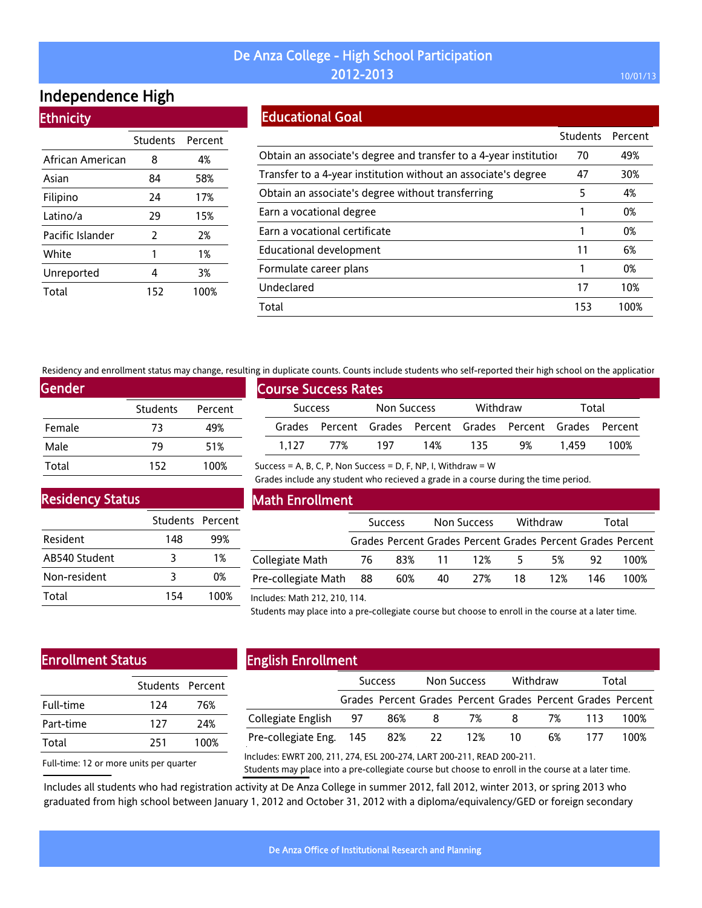# De Anza College - High School Participation 2012-2013

10/01/13

## Independence High

### Ethnicity

| | Students | Percent |
|---|---|---|
| African American | 8 | 4% |
| Asian | 84 | 58% |
| Filipino | 24 | 17% |
| Latino/a | 29 | 15% |
| Pacific Islander | 2 | 2% |
| White | 1 | 1% |
| Unreported | 4 | 3% |
| Total | 152 | 100% |

### Educational Goal

| | Students | Percent |
|---|---|---|
| Obtain an associate's degree and transfer to a 4-year institutior | 70 | 49% |
| Transfer to a 4-year institution without an associate's degree | 47 | 30% |
| Obtain an associate's degree without transferring | 5 | 4% |
| Earn a vocational degree | 1 | 0% |
| Earn a vocational certificate | 1 | 0% |
| Educational development | 11 | 6% |
| Formulate career plans | 1 | 0% |
| Undeclared | 17 | 10% |
| Total | 153 | 100% |

Residency and enrollment status may change, resulting in duplicate counts. Counts include students who self-reported their high school on the applicatior

### Gender

| | Students | Percent |
|---|---|---|
| Female | 73 | 49% |
| Male | 79 | 51% |
| Total | 152 | 100% |

### Course Success Rates

| Success | | Non Success | | Withdraw | | Total | |
|---|---|---|---|---|---|---|---|
| Grades | Percent | Grades | Percent | Grades | Percent | Grades | Percent |
| 1,127 | 77% | 197 | 14% | 135 | 9% | 1,459 | 100% |

Success = A, B, C, P, Non Success = D, F, NP, I, Withdraw = W

Grades include any student who recieved a grade in a course during the time period.

### Residency Status

| | Students | Percent |
|---|---|---|
| Resident | 148 | 99% |
| AB540 Student | 3 | 1% |
| Non-resident | 3 | 0% |
| Total | 154 | 100% |

### Math Enrollment

| | Success | | Non Success | | Withdraw | | Total | |
|---|---|---|---|---|---|---|---|---|
| | Grades | Percent | Grades | Percent | Grades | Percent | Grades | Percent |
| Collegiate Math | 76 | 83% | 11 | 12% | 5 | 5% | 92 | 100% |
| Pre-collegiate Math | 88 | 60% | 40 | 27% | 18 | 12% | 146 | 100% |

Includes: Math 212, 210, 114.

Students may place into a pre-collegiate course but choose to enroll in the course at a later time.

### Enrollment Status

| | Students | Percent |
|---|---|---|
| Full-time | 124 | 76% |
| Part-time | 127 | 24% |
| Total | 251 | 100% |

Full-time: 12 or more units per quarter

### English Enrollment

| | Success | | Non Success | | Withdraw | | Total | |
|---|---|---|---|---|---|---|---|---|
| | Grades | Percent | Grades | Percent | Grades | Percent | Grades | Percent |
| Collegiate English | 97 | 86% | 8 | 7% | 8 | 7% | 113 | 100% |
| Pre-collegiate Eng. | 145 | 82% | 22 | 12% | 10 | 6% | 177 | 100% |

Includes: EWRT 200, 211, 274, ESL 200-274, LART 200-211, READ 200-211.

Students may place into a pre-collegiate course but choose to enroll in the course at a later time.

Includes all students who had registration activity at De Anza College in summer 2012, fall 2012, winter 2013, or spring 2013 who graduated from high school between January 1, 2012 and October 31, 2012 with a diploma/equivalency/GED or foreign secondary

De Anza Office of Institutional Research and Planning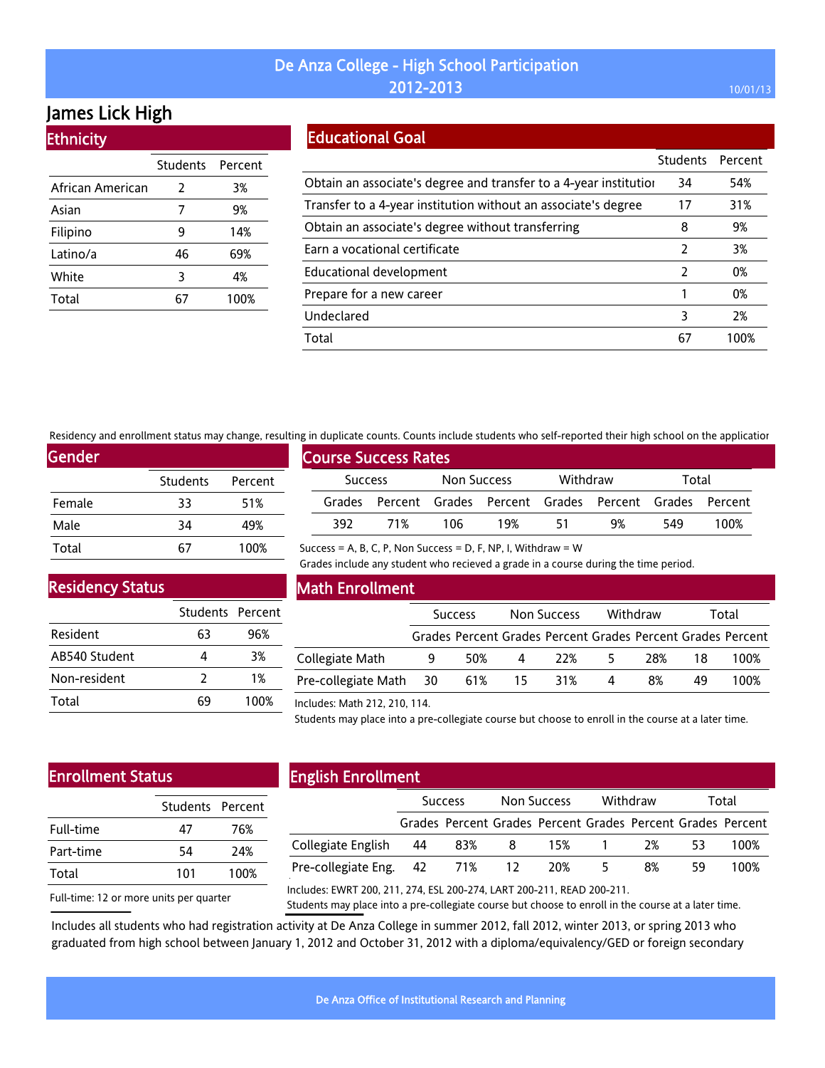# De Anza College - High School Participation 2012-2013

10/01/13

## James Lick High

### Ethnicity

| | Students | Percent |
|---|---|---|
| African American | 2 | 3% |
| Asian | 7 | 9% |
| Filipino | 9 | 14% |
| Latino/a | 46 | 69% |
| White | 3 | 4% |
| Total | 67 | 100% |

### Educational Goal

| | Students | Percent |
|---|---|---|
| Obtain an associate's degree and transfer to a 4-year institution | 34 | 54% |
| Transfer to a 4-year institution without an associate's degree | 17 | 31% |
| Obtain an associate's degree without transferring | 8 | 9% |
| Earn a vocational certificate | 2 | 3% |
| Educational development | 2 | 0% |
| Prepare for a new career | 1 | 0% |
| Undeclared | 3 | 2% |
| Total | 67 | 100% |

Residency and enrollment status may change, resulting in duplicate counts. Counts include students who self-reported their high school on the application

### Gender

| | Students | Percent |
|---|---|---|
| Female | 33 | 51% |
| Male | 34 | 49% |
| Total | 67 | 100% |

### Course Success Rates

| Success | | Non Success | | Withdraw | | Total | |
|---|---|---|---|---|---|---|---|
| Grades | Percent | Grades | Percent | Grades | Percent | Grades | Percent |
| 392 | 71% | 106 | 19% | 51 | 9% | 549 | 100% |

Success = A, B, C, P, Non Success = D, F, NP, I, Withdraw = W

Grades include any student who recieved a grade in a course during the time period.

### Residency Status

| | Students | Percent |
|---|---|---|
| Resident | 63 | 96% |
| AB540 Student | 4 | 3% |
| Non-resident | 2 | 1% |
| Total | 69 | 100% |

### Math Enrollment

| | Success | | Non Success | | Withdraw | | Total | |
|---|---|---|---|---|---|---|---|---|
| | Grades | Percent | Grades | Percent | Grades | Percent | Grades | Percent |
| Collegiate Math | 9 | 50% | 4 | 22% | 5 | 28% | 18 | 100% |
| Pre-collegiate Math | 30 | 61% | 15 | 31% | 4 | 8% | 49 | 100% |

Includes: Math 212, 210, 114.

Students may place into a pre-collegiate course but choose to enroll in the course at a later time.

### Enrollment Status

| | Students | Percent |
|---|---|---|
| Full-time | 47 | 76% |
| Part-time | 54 | 24% |
| Total | 101 | 100% |

Full-time: 12 or more units per quarter

### English Enrollment

| | Success | | Non Success | | Withdraw | | Total | |
|---|---|---|---|---|---|---|---|---|
| | Grades | Percent | Grades | Percent | Grades | Percent | Grades | Percent |
| Collegiate English | 44 | 83% | 8 | 15% | 1 | 2% | 53 | 100% |
| Pre-collegiate Eng. | 42 | 71% | 12 | 20% | 5 | 8% | 59 | 100% |

Includes: EWRT 200, 211, 274, ESL 200-274, LART 200-211, READ 200-211.

Students may place into a pre-collegiate course but choose to enroll in the course at a later time.

Includes all students who had registration activity at De Anza College in summer 2012, fall 2012, winter 2013, or spring 2013 who graduated from high school between January 1, 2012 and October 31, 2012 with a diploma/equivalency/GED or foreign secondary

De Anza Office of Institutional Research and Planning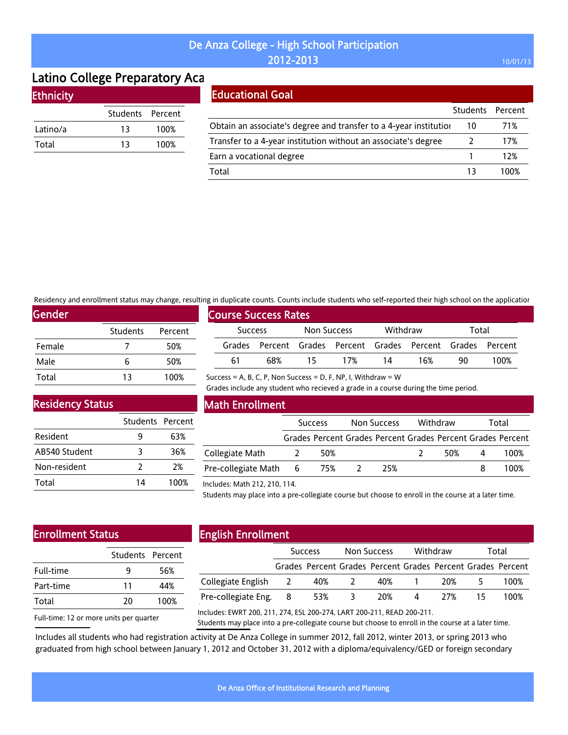# De Anza College - High School Participation
## 2012-2013

10/01/13

# Latino College Preparatory Aca

## Ethnicity

| | Students | Percent |
|---|---|---|
| Latino/a | 13 | 100% |
| Total | 13 | 100% |

## Educational Goal

| | Students | Percent |
|---|---|---|
| Obtain an associate's degree and transfer to a 4-year institutio | 10 | 71% |
| Transfer to a 4-year institution without an associate's degree | 2 | 17% |
| Earn a vocational degree | 1 | 12% |
| Total | 13 | 100% |

Residency and enrollment status may change, resulting in duplicate counts. Counts include students who self-reported their high school on the applicatior

## Gender

| | Students | Percent |
|---|---|---|
| Female | 7 | 50% |
| Male | 6 | 50% |
| Total | 13 | 100% |

## Course Success Rates

| Success | | Non Success | | Withdraw | | Total | |
|---|---|---|---|---|---|---|---|
| Grades | Percent | Grades | Percent | Grades | Percent | Grades | Percent |
| 61 | 68% | 15 | 17% | 14 | 16% | 90 | 100% |

Success = A, B, C, P, Non Success = D, F, NP, I, Withdraw = W

Grades include any student who recieved a grade in a course during the time period.

## Residency Status

| | Students | Percent |
|---|---|---|
| Resident | 9 | 63% |
| AB540 Student | 3 | 36% |
| Non-resident | 2 | 2% |
| Total | 14 | 100% |

## Math Enrollment

| | Success | | Non Success | | Withdraw | | Total | |
|---|---|---|---|---|---|---|---|---|
| | Grades | Percent | Grades | Percent | Grades | Percent | Grades | Percent |
| Collegiate Math | 2 | 50% | | | 2 | 50% | 4 | 100% |
| Pre-collegiate Math | 6 | 75% | 2 | 25% | | | 8 | 100% |

Includes: Math 212, 210, 114.

Students may place into a pre-collegiate course but choose to enroll in the course at a later time.

## Enrollment Status

| | Students | Percent |
|---|---|---|
| Full-time | 9 | 56% |
| Part-time | 11 | 44% |
| Total | 20 | 100% |

Full-time: 12 or more units per quarter

## English Enrollment

| | Success | | Non Success | | Withdraw | | Total | |
|---|---|---|---|---|---|---|---|---|
| | Grades | Percent | Grades | Percent | Grades | Percent | Grades | Percent |
| Collegiate English | 2 | 40% | 2 | 40% | 1 | 20% | 5 | 100% |
| Pre-collegiate Eng. | 8 | 53% | 3 | 20% | 4 | 27% | 15 | 100% |

Includes: EWRT 200, 211, 274, ESL 200-274, LART 200-211, READ 200-211.

Students may place into a pre-collegiate course but choose to enroll in the course at a later time.

Includes all students who had registration activity at De Anza College in summer 2012, fall 2012, winter 2013, or spring 2013 who graduated from high school between January 1, 2012 and October 31, 2012 with a diploma/equivalency/GED or foreign secondary

De Anza Office of Institutional Research and Planning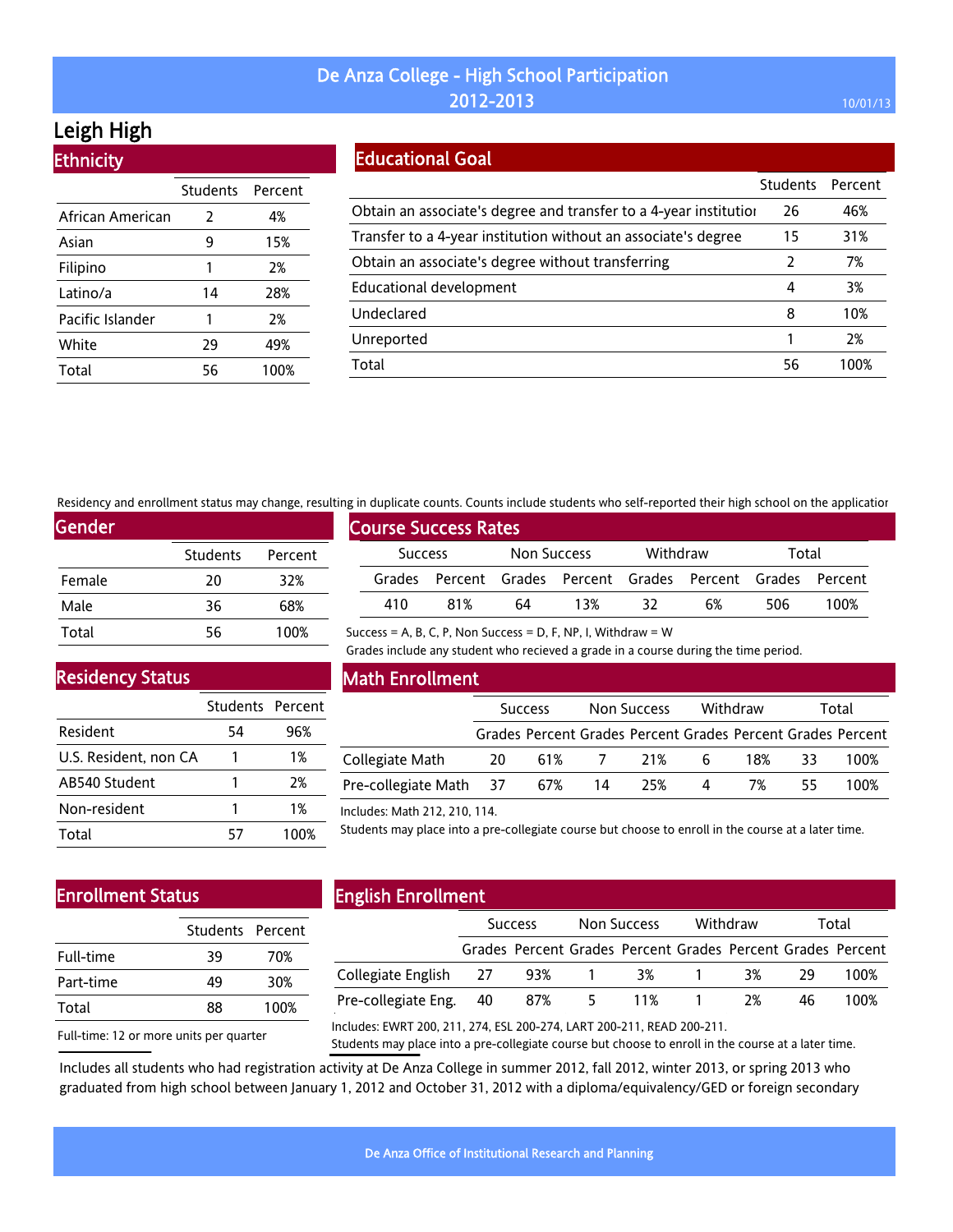# De Anza College - High School Participation 2012-2013

10/01/13

## Leigh High

### Ethnicity

| | Students | Percent |
|---|---|---|
| African American | 2 | 4% |
| Asian | 9 | 15% |
| Filipino | 1 | 2% |
| Latino/a | 14 | 28% |
| Pacific Islander | 1 | 2% |
| White | 29 | 49% |
| Total | 56 | 100% |

### Educational Goal

| | Students | Percent |
|---|---|---|
| Obtain an associate's degree and transfer to a 4-year institutior | 26 | 46% |
| Transfer to a 4-year institution without an associate's degree | 15 | 31% |
| Obtain an associate's degree without transferring | 2 | 7% |
| Educational development | 4 | 3% |
| Undeclared | 8 | 10% |
| Unreported | 1 | 2% |
| Total | 56 | 100% |

Residency and enrollment status may change, resulting in duplicate counts. Counts include students who self-reported their high school on the applicatior

### Gender

| | Students | Percent |
|---|---|---|
| Female | 20 | 32% |
| Male | 36 | 68% |
| Total | 56 | 100% |

### Course Success Rates

| Success | | Non Success | | Withdraw | | Total | |
|---|---|---|---|---|---|---|---|
| Grades | Percent | Grades | Percent | Grades | Percent | Grades | Percent |
| 410 | 81% | 64 | 13% | 32 | 6% | 506 | 100% |

Success = A, B, C, P, Non Success = D, F, NP, I, Withdraw = W

Grades include any student who recieved a grade in a course during the time period.

### Residency Status

| | Students | Percent |
|---|---|---|
| Resident | 54 | 96% |
| U.S. Resident, non CA | 1 | 1% |
| AB540 Student | 1 | 2% |
| Non-resident | 1 | 1% |
| Total | 57 | 100% |

### Math Enrollment

| | Success | | Non Success | | Withdraw | | Total | |
|---|---|---|---|---|---|---|---|---|
| | Grades | Percent | Grades | Percent | Grades | Percent | Grades | Percent |
| Collegiate Math | 20 | 61% | 7 | 21% | 6 | 18% | 33 | 100% |
| Pre-collegiate Math | 37 | 67% | 14 | 25% | 4 | 7% | 55 | 100% |

Includes: Math 212, 210, 114.

Students may place into a pre-collegiate course but choose to enroll in the course at a later time.

### Enrollment Status

| | Students | Percent |
|---|---|---|
| Full-time | 39 | 70% |
| Part-time | 49 | 30% |
| Total | 88 | 100% |

Full-time: 12 or more units per quarter

### English Enrollment

| | Success | | Non Success | | Withdraw | | Total | |
|---|---|---|---|---|---|---|---|---|
| | Grades | Percent | Grades | Percent | Grades | Percent | Grades | Percent |
| Collegiate English | 27 | 93% | 1 | 3% | 1 | 3% | 29 | 100% |
| Pre-collegiate Eng. | 40 | 87% | 5 | 11% | 1 | 2% | 46 | 100% |

Includes: EWRT 200, 211, 274, ESL 200-274, LART 200-211, READ 200-211.

Students may place into a pre-collegiate course but choose to enroll in the course at a later time.

Includes all students who had registration activity at De Anza College in summer 2012, fall 2012, winter 2013, or spring 2013 who graduated from high school between January 1, 2012 and October 31, 2012 with a diploma/equivalency/GED or foreign secondary

De Anza Office of Institutional Research and Planning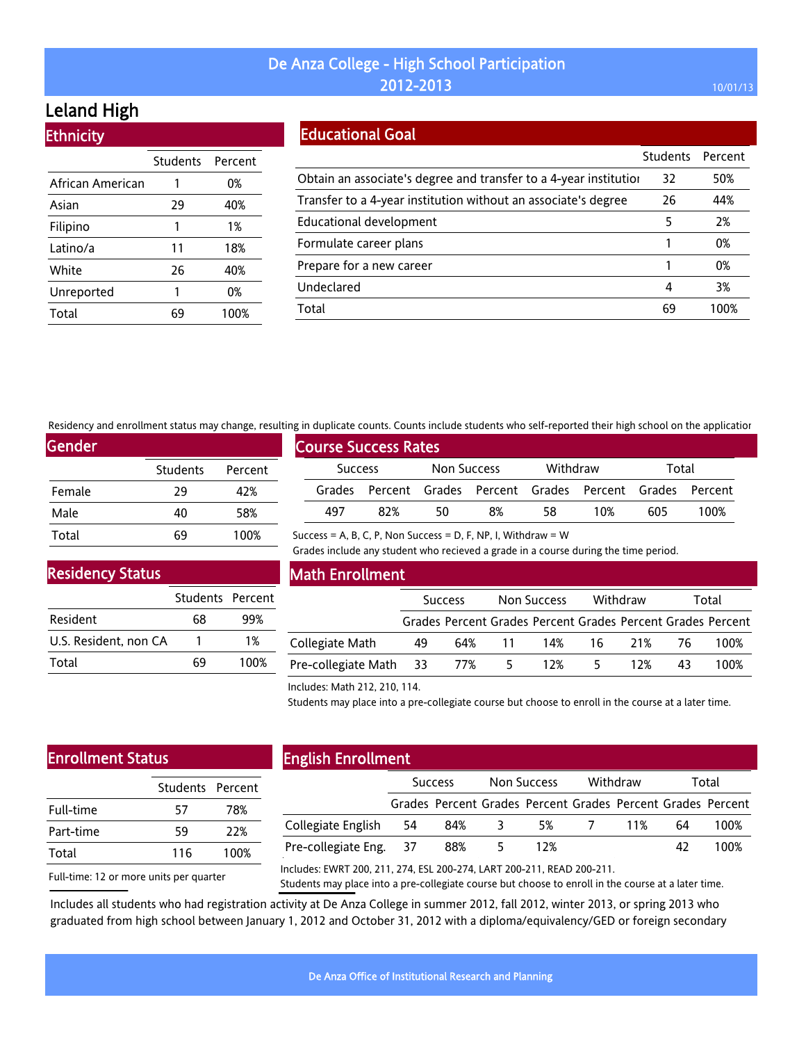# De Anza College - High School Participation 2012-2013

## Leland High

### Ethnicity

| | Students | Percent |
|---|---|---|
| African American | 1 | 0% |
| Asian | 29 | 40% |
| Filipino | 1 | 1% |
| Latino/a | 11 | 18% |
| White | 26 | 40% |
| Unreported | 1 | 0% |
| Total | 69 | 100% |

### Educational Goal

| | Students | Percent |
|---|---|---|
| Obtain an associate's degree and transfer to a 4-year institution | 32 | 50% |
| Transfer to a 4-year institution without an associate's degree | 26 | 44% |
| Educational development | 5 | 2% |
| Formulate career plans | 1 | 0% |
| Prepare for a new career | 1 | 0% |
| Undeclared | 4 | 3% |
| Total | 69 | 100% |

Residency and enrollment status may change, resulting in duplicate counts. Counts include students who self-reported their high school on the application

### Gender

| | Students | Percent |
|---|---|---|
| Female | 29 | 42% |
| Male | 40 | 58% |
| Total | 69 | 100% |

### Course Success Rates

| Success | | Non Success | | Withdraw | | Total | |
|---|---|---|---|---|---|---|---|
| Grades | Percent | Grades | Percent | Grades | Percent | Grades | Percent |
| 497 | 82% | 50 | 8% | 58 | 10% | 605 | 100% |

Success = A, B, C, P, Non Success = D, F, NP, I, Withdraw = W

Grades include any student who recieved a grade in a course during the time period.

### Residency Status

| | Students | Percent |
|---|---|---|
| Resident | 68 | 99% |
| U.S. Resident, non CA | 1 | 1% |
| Total | 69 | 100% |

### Math Enrollment

| | Success | | Non Success | | Withdraw | | Total | |
|---|---|---|---|---|---|---|---|---|
| | Grades | Percent | Grades | Percent | Grades | Percent | Grades | Percent |
| Collegiate Math | 49 | 64% | 11 | 14% | 16 | 21% | 76 | 100% |
| Pre-collegiate Math | 33 | 77% | 5 | 12% | 5 | 12% | 43 | 100% |

Includes: Math 212, 210, 114.

Students may place into a pre-collegiate course but choose to enroll in the course at a later time.

### Enrollment Status

| | Students | Percent |
|---|---|---|
| Full-time | 57 | 78% |
| Part-time | 59 | 22% |
| Total | 116 | 100% |

Full-time: 12 or more units per quarter

### English Enrollment

| | Success | | Non Success | | Withdraw | | Total | |
|---|---|---|---|---|---|---|---|---|
| | Grades | Percent | Grades | Percent | Grades | Percent | Grades | Percent |
| Collegiate English | 54 | 84% | 3 | 5% | 7 | 11% | 64 | 100% |
| Pre-collegiate Eng. | 37 | 88% | 5 | 12% | | | 42 | 100% |

Includes: EWRT 200, 211, 274, ESL 200-274, LART 200-211, READ 200-211.

Students may place into a pre-collegiate course but choose to enroll in the course at a later time.

Includes all students who had registration activity at De Anza College in summer 2012, fall 2012, winter 2013, or spring 2013 who graduated from high school between January 1, 2012 and October 31, 2012 with a diploma/equivalency/GED or foreign secondary

De Anza Office of Institutional Research and Planning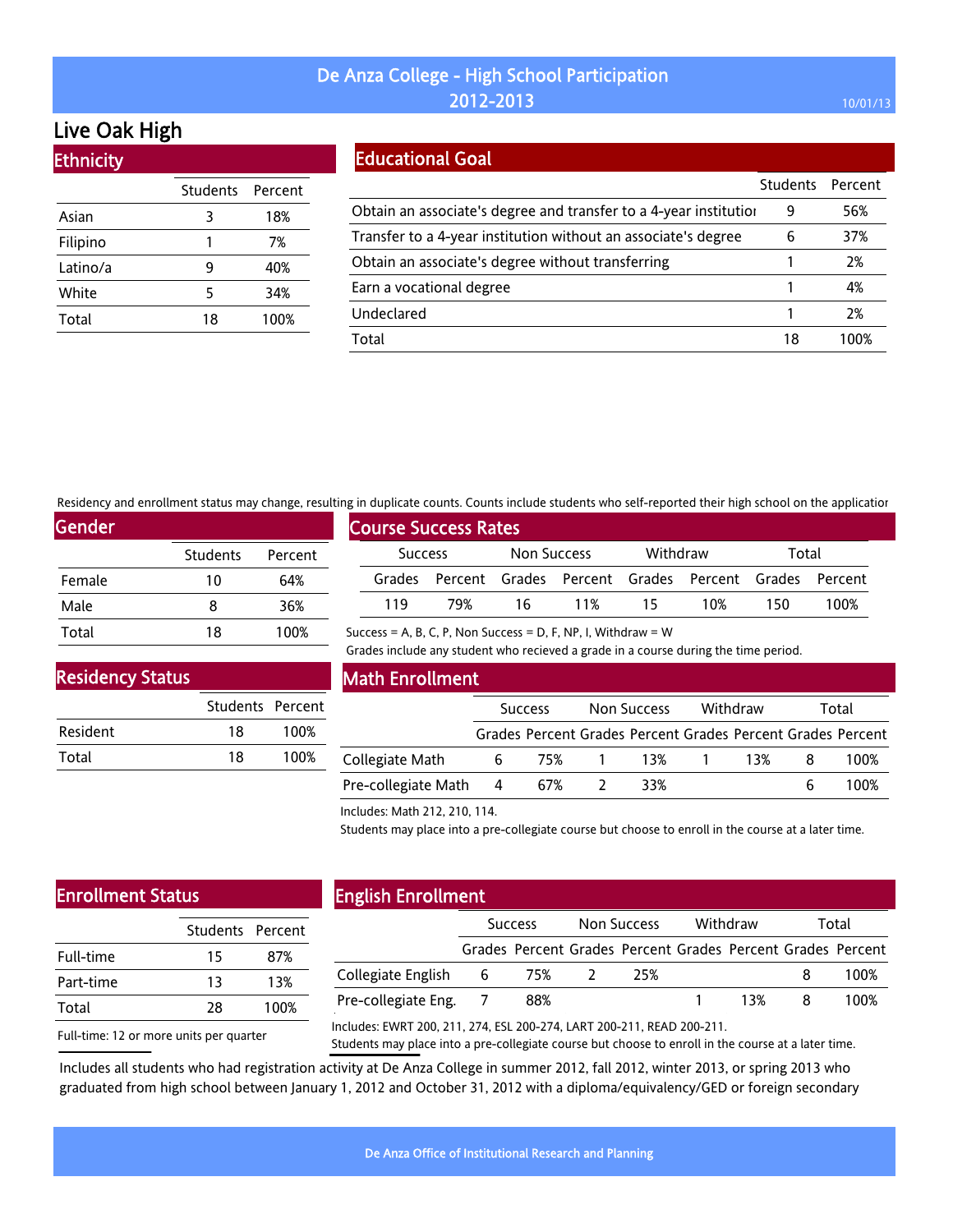# De Anza College - High School Participation 2012-2013

## Live Oak High

### Ethnicity

| | Students | Percent |
|---|---|---|
| Asian | 3 | 18% |
| Filipino | 1 | 7% |
| Latino/a | 9 | 40% |
| White | 5 | 34% |
| Total | 18 | 100% |

### Educational Goal

| | Students | Percent |
|---|---|---|
| Obtain an associate's degree and transfer to a 4-year institutior | 9 | 56% |
| Transfer to a 4-year institution without an associate's degree | 6 | 37% |
| Obtain an associate's degree without transferring | 1 | 2% |
| Earn a vocational degree | 1 | 4% |
| Undeclared | 1 | 2% |
| Total | 18 | 100% |

Residency and enrollment status may change, resulting in duplicate counts. Counts include students who self-reported their high school on the applicatior

### Gender

| | Students | Percent |
|---|---|---|
| Female | 10 | 64% |
| Male | 8 | 36% |
| Total | 18 | 100% |

### Course Success Rates

| Success | | Non Success | | Withdraw | | Total | |
|---|---|---|---|---|---|---|---|
| Grades | Percent | Grades | Percent | Grades | Percent | Grades | Percent |
| 119 | 79% | 16 | 11% | 15 | 10% | 150 | 100% |

Success = A, B, C, P, Non Success = D, F, NP, I, Withdraw = W

Grades include any student who recieved a grade in a course during the time period.

### Residency Status

| | Students | Percent |
|---|---|---|
| Resident | 18 | 100% |
| Total | 18 | 100% |

### Math Enrollment

| | Success | | Non Success | | Withdraw | | Total | |
|---|---|---|---|---|---|---|---|---|
| | Grades | Percent | Grades | Percent | Grades | Percent | Grades | Percent |
| Collegiate Math | 6 | 75% | 1 | 13% | 1 | 13% | 8 | 100% |
| Pre-collegiate Math | 4 | 67% | 2 | 33% | | | 6 | 100% |

Includes: Math 212, 210, 114.

Students may place into a pre-collegiate course but choose to enroll in the course at a later time.

### Enrollment Status

| | Students | Percent |
|---|---|---|
| Full-time | 15 | 87% |
| Part-time | 13 | 13% |
| Total | 28 | 100% |

Full-time: 12 or more units per quarter

### English Enrollment

| | Success | | Non Success | | Withdraw | | Total | |
|---|---|---|---|---|---|---|---|---|
| | Grades | Percent | Grades | Percent | Grades | Percent | Grades | Percent |
| Collegiate English | 6 | 75% | 2 | 25% | | | 8 | 100% |
| Pre-collegiate Eng. | 7 | 88% | | | 1 | 13% | 8 | 100% |

Includes: EWRT 200, 211, 274, ESL 200-274, LART 200-211, READ 200-211.

Students may place into a pre-collegiate course but choose to enroll in the course at a later time.

Includes all students who had registration activity at De Anza College in summer 2012, fall 2012, winter 2013, or spring 2013 who graduated from high school between January 1, 2012 and October 31, 2012 with a diploma/equivalency/GED or foreign secondary

De Anza Office of Institutional Research and Planning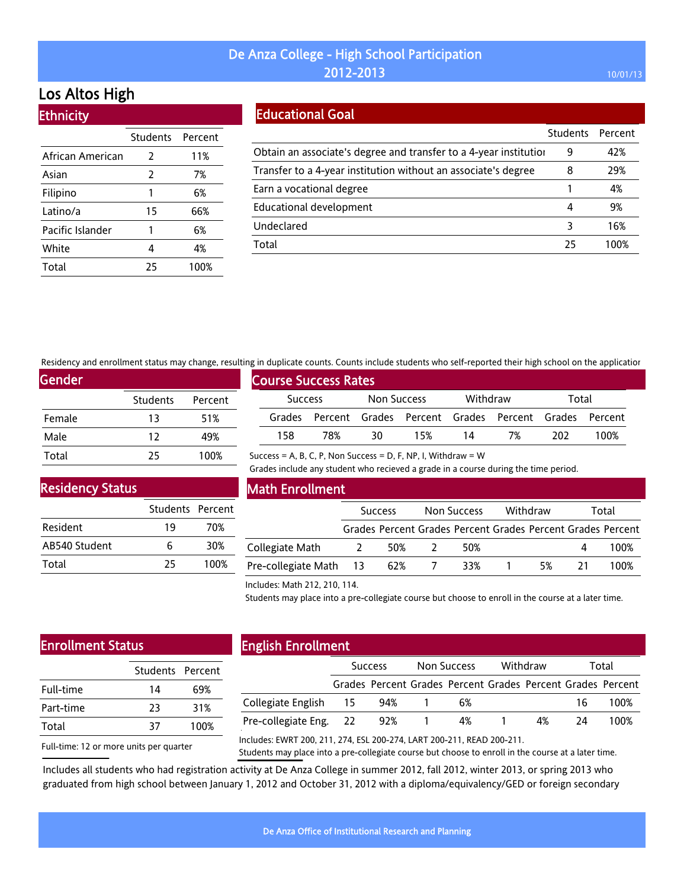# De Anza College - High School Participation 2012-2013

10/01/13

## Los Altos High

### Ethnicity

| | Students | Percent |
|---|---|---|
| African American | 2 | 11% |
| Asian | 2 | 7% |
| Filipino | 1 | 6% |
| Latino/a | 15 | 66% |
| Pacific Islander | 1 | 6% |
| White | 4 | 4% |
| Total | 25 | 100% |

### Educational Goal

| | Students | Percent |
|---|---|---|
| Obtain an associate's degree and transfer to a 4-year institutior | 9 | 42% |
| Transfer to a 4-year institution without an associate's degree | 8 | 29% |
| Earn a vocational degree | 1 | 4% |
| Educational development | 4 | 9% |
| Undeclared | 3 | 16% |
| Total | 25 | 100% |

Residency and enrollment status may change, resulting in duplicate counts. Counts include students who self-reported their high school on the applicatior

### Gender

| | Students | Percent |
|---|---|---|
| Female | 13 | 51% |
| Male | 12 | 49% |
| Total | 25 | 100% |

### Course Success Rates

| Success | | Non Success | | Withdraw | | Total | |
|---|---|---|---|---|---|---|---|
| Grades | Percent | Grades | Percent | Grades | Percent | Grades | Percent |
| 158 | 78% | 30 | 15% | 14 | 7% | 202 | 100% |

Success = A, B, C, P, Non Success = D, F, NP, I, Withdraw = W

Grades include any student who recieved a grade in a course during the time period.

### Residency Status

| | Students | Percent |
|---|---|---|
| Resident | 19 | 70% |
| AB540 Student | 6 | 30% |
| Total | 25 | 100% |

### Math Enrollment

| | Success | | Non Success | | Withdraw | | Total | |
|---|---|---|---|---|---|---|---|---|
| | Grades | Percent | Grades | Percent | Grades | Percent | Grades | Percent |
| Collegiate Math | 2 | 50% | 2 | 50% | | | 4 | 100% |
| Pre-collegiate Math | 13 | 62% | 7 | 33% | 1 | 5% | 21 | 100% |

Includes: Math 212, 210, 114.

Students may place into a pre-collegiate course but choose to enroll in the course at a later time.

### Enrollment Status

| | Students | Percent |
|---|---|---|
| Full-time | 14 | 69% |
| Part-time | 23 | 31% |
| Total | 37 | 100% |

Full-time: 12 or more units per quarter

### English Enrollment

| | Success | | Non Success | | Withdraw | | Total | |
|---|---|---|---|---|---|---|---|---|
| | Grades | Percent | Grades | Percent | Grades | Percent | Grades | Percent |
| Collegiate English | 15 | 94% | 1 | 6% | | | 16 | 100% |
| Pre-collegiate Eng. | 22 | 92% | 1 | 4% | 1 | 4% | 24 | 100% |

Includes: EWRT 200, 211, 274, ESL 200-274, LART 200-211, READ 200-211.

Students may place into a pre-collegiate course but choose to enroll in the course at a later time.

Includes all students who had registration activity at De Anza College in summer 2012, fall 2012, winter 2013, or spring 2013 who graduated from high school between January 1, 2012 and October 31, 2012 with a diploma/equivalency/GED or foreign secondary

De Anza Office of Institutional Research and Planning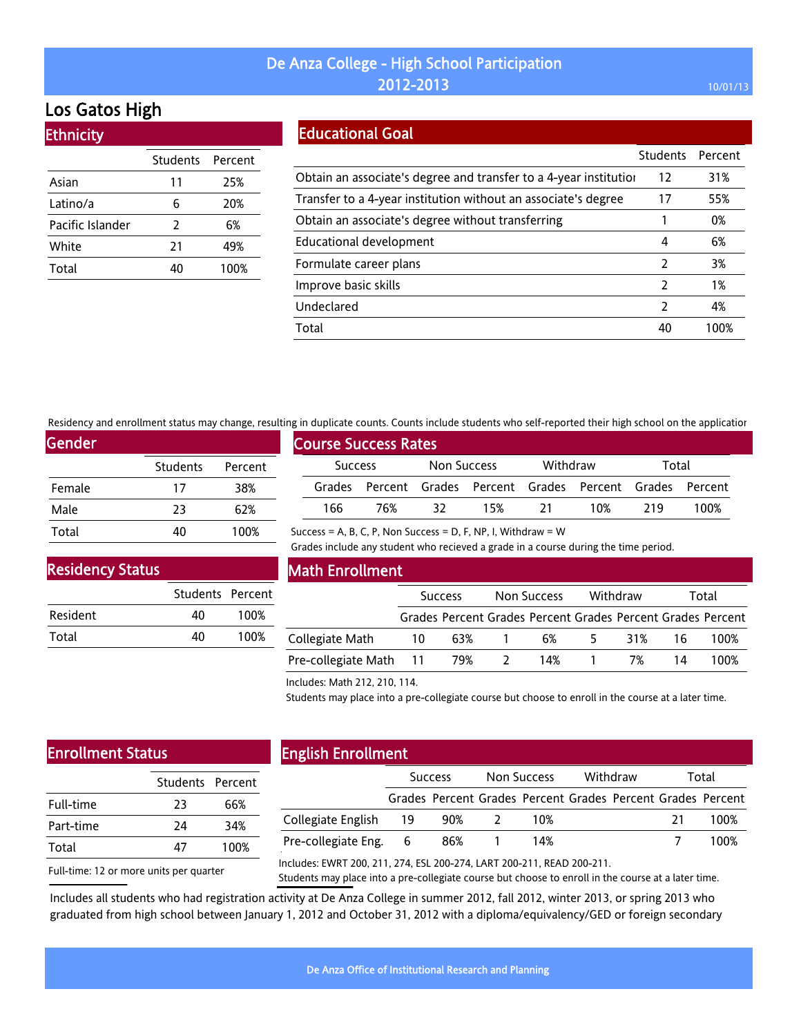# De Anza College - High School Participation 2012-2013

10/01/13

## Los Gatos High

### Ethnicity

| | Students | Percent |
|---|---|---|
| Asian | 11 | 25% |
| Latino/a | 6 | 20% |
| Pacific Islander | 2 | 6% |
| White | 21 | 49% |
| Total | 40 | 100% |

### Educational Goal

| | Students | Percent |
|---|---|---|
| Obtain an associate's degree and transfer to a 4-year institution | 12 | 31% |
| Transfer to a 4-year institution without an associate's degree | 17 | 55% |
| Obtain an associate's degree without transferring | 1 | 0% |
| Educational development | 4 | 6% |
| Formulate career plans | 2 | 3% |
| Improve basic skills | 2 | 1% |
| Undeclared | 2 | 4% |
| Total | 40 | 100% |

Residency and enrollment status may change, resulting in duplicate counts. Counts include students who self-reported their high school on the application

### Gender

| | Students | Percent |
|---|---|---|
| Female | 17 | 38% |
| Male | 23 | 62% |
| Total | 40 | 100% |

### Course Success Rates

| Success | | Non Success | | Withdraw | | Total | |
|---|---|---|---|---|---|---|---|
| Grades | Percent | Grades | Percent | Grades | Percent | Grades | Percent |
| 166 | 76% | 32 | 15% | 21 | 10% | 219 | 100% |

Success = A, B, C, P, Non Success = D, F, NP, I, Withdraw = W

Grades include any student who recieved a grade in a course during the time period.

### Residency Status

| | Students | Percent |
|---|---|---|
| Resident | 40 | 100% |
| Total | 40 | 100% |

### Math Enrollment

| | Success | | Non Success | | Withdraw | | Total | |
|---|---|---|---|---|---|---|---|---|
| | Grades | Percent | Grades | Percent | Grades | Percent | Grades | Percent |
| Collegiate Math | 10 | 63% | 1 | 6% | 5 | 31% | 16 | 100% |
| Pre-collegiate Math | 11 | 79% | 2 | 14% | 1 | 7% | 14 | 100% |

Includes: Math 212, 210, 114.

Students may place into a pre-collegiate course but choose to enroll in the course at a later time.

### Enrollment Status

| | Students | Percent |
|---|---|---|
| Full-time | 23 | 66% |
| Part-time | 24 | 34% |
| Total | 47 | 100% |

Full-time: 12 or more units per quarter

### English Enrollment

| | Success | | Non Success | | Withdraw | | Total | |
|---|---|---|---|---|---|---|---|---|
| | Grades | Percent | Grades | Percent | Grades | Percent | Grades | Percent |
| Collegiate English | 19 | 90% | 2 | 10% | | | 21 | 100% |
| Pre-collegiate Eng. | 6 | 86% | 1 | 14% | | | 7 | 100% |

Includes: EWRT 200, 211, 274, ESL 200-274, LART 200-211, READ 200-211.

Students may place into a pre-collegiate course but choose to enroll in the course at a later time.

Includes all students who had registration activity at De Anza College in summer 2012, fall 2012, winter 2013, or spring 2013 who graduated from high school between January 1, 2012 and October 31, 2012 with a diploma/equivalency/GED or foreign secondary

De Anza Office of Institutional Research and Planning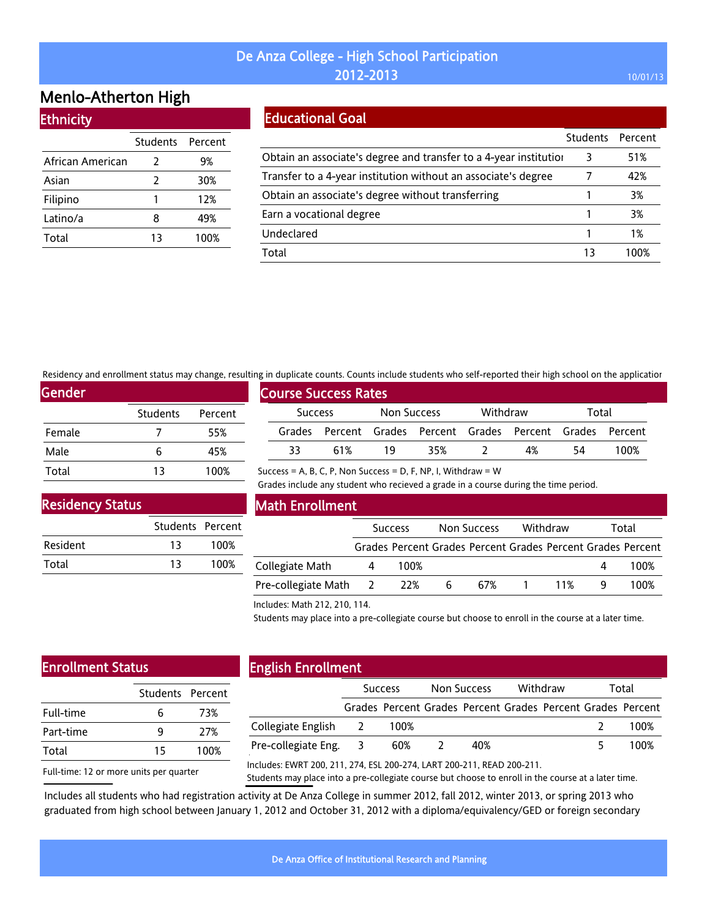# De Anza College - High School Participation 2012-2013

10/01/13

## Menlo-Atherton High

### Ethnicity

| | Students | Percent |
|---|---|---|
| African American | 2 | 9% |
| Asian | 2 | 30% |
| Filipino | 1 | 12% |
| Latino/a | 8 | 49% |
| Total | 13 | 100% |

### Educational Goal

| | Students | Percent |
|---|---|---|
| Obtain an associate's degree and transfer to a 4-year institution | 3 | 51% |
| Transfer to a 4-year institution without an associate's degree | 7 | 42% |
| Obtain an associate's degree without transferring | 1 | 3% |
| Earn a vocational degree | 1 | 3% |
| Undeclared | 1 | 1% |
| Total | 13 | 100% |

Residency and enrollment status may change, resulting in duplicate counts. Counts include students who self-reported their high school on the application

### Gender

| | Students | Percent |
|---|---|---|
| Female | 7 | 55% |
| Male | 6 | 45% |
| Total | 13 | 100% |

### Course Success Rates

| Success | | Non Success | | Withdraw | | Total | |
|---|---|---|---|---|---|---|---|
| Grades | Percent | Grades | Percent | Grades | Percent | Grades | Percent |
| 33 | 61% | 19 | 35% | 2 | 4% | 54 | 100% |

Success = A, B, C, P, Non Success = D, F, NP, I, Withdraw = W

Grades include any student who recieved a grade in a course during the time period.

### Residency Status

| | Students | Percent |
|---|---|---|
| Resident | 13 | 100% |
| Total | 13 | 100% |

### Math Enrollment

| | Success | | Non Success | | Withdraw | | Total | |
|---|---|---|---|---|---|---|---|---|
| | Grades | Percent | Grades | Percent | Grades | Percent | Grades | Percent |
| Collegiate Math | 4 | 100% | | | | | 4 | 100% |
| Pre-collegiate Math | 2 | 22% | 6 | 67% | 1 | 11% | 9 | 100% |

Includes: Math 212, 210, 114.

Students may place into a pre-collegiate course but choose to enroll in the course at a later time.

### Enrollment Status

| | Students | Percent |
|---|---|---|
| Full-time | 6 | 73% |
| Part-time | 9 | 27% |
| Total | 15 | 100% |

Full-time: 12 or more units per quarter

### English Enrollment

| | Success | | Non Success | | Withdraw | | Total | |
|---|---|---|---|---|---|---|---|---|
| | Grades | Percent | Grades | Percent | Grades | Percent | Grades | Percent |
| Collegiate English | 2 | 100% | | | | | 2 | 100% |
| Pre-collegiate Eng. | 3 | 60% | 2 | 40% | | | 5 | 100% |

Includes: EWRT 200, 211, 274, ESL 200-274, LART 200-211, READ 200-211.

Students may place into a pre-collegiate course but choose to enroll in the course at a later time.

Includes all students who had registration activity at De Anza College in summer 2012, fall 2012, winter 2013, or spring 2013 who graduated from high school between January 1, 2012 and October 31, 2012 with a diploma/equivalency/GED or foreign secondary

De Anza Office of Institutional Research and Planning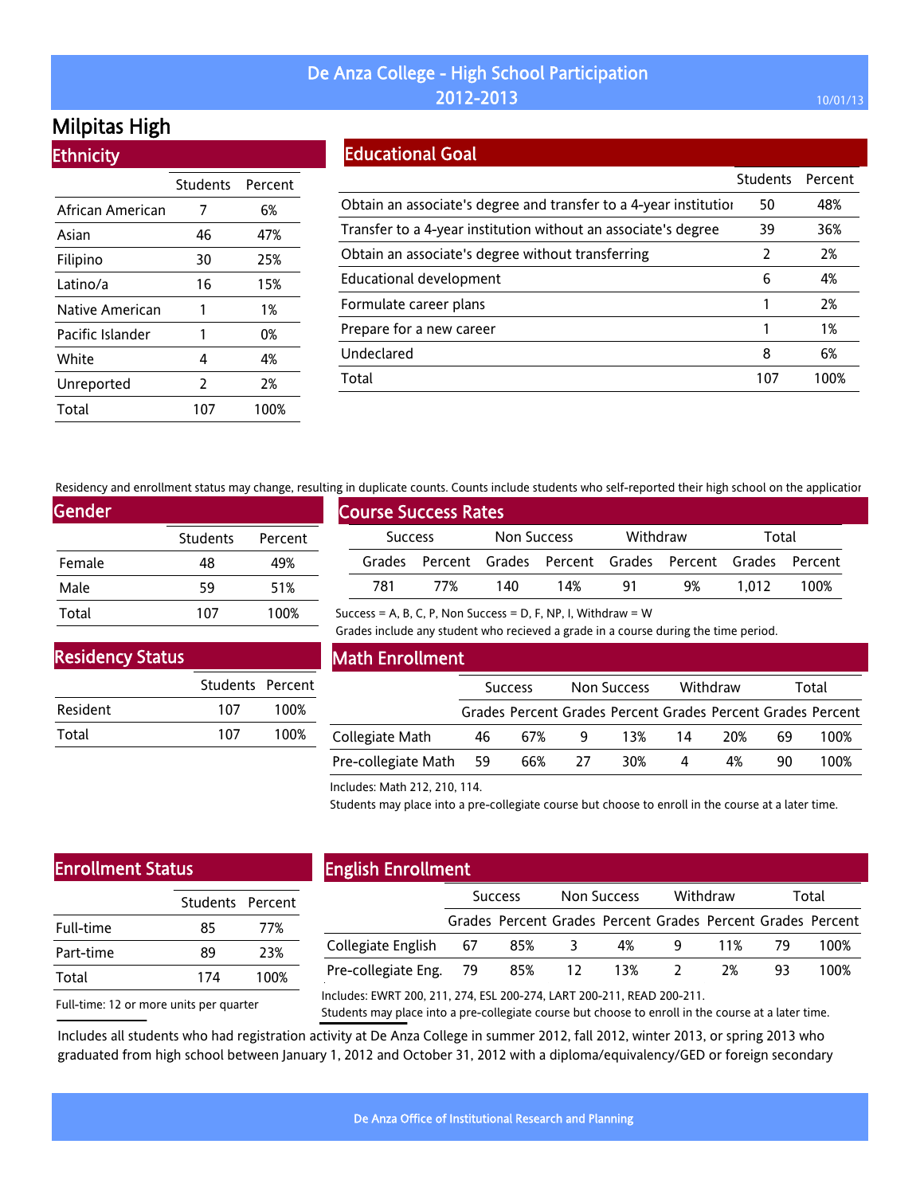# De Anza College - High School Participation 2012-2013

## Milpitas High

### Ethnicity

| | Students | Percent |
|---|---|---|
| African American | 7 | 6% |
| Asian | 46 | 47% |
| Filipino | 30 | 25% |
| Latino/a | 16 | 15% |
| Native American | 1 | 1% |
| Pacific Islander | 1 | 0% |
| White | 4 | 4% |
| Unreported | 2 | 2% |
| Total | 107 | 100% |

### Educational Goal

| | Students | Percent |
|---|---|---|
| Obtain an associate's degree and transfer to a 4-year institution | 50 | 48% |
| Transfer to a 4-year institution without an associate's degree | 39 | 36% |
| Obtain an associate's degree without transferring | 2 | 2% |
| Educational development | 6 | 4% |
| Formulate career plans | 1 | 2% |
| Prepare for a new career | 1 | 1% |
| Undeclared | 8 | 6% |
| Total | 107 | 100% |

Residency and enrollment status may change, resulting in duplicate counts. Counts include students who self-reported their high school on the application

### Gender

| | Students | Percent |
|---|---|---|
| Female | 48 | 49% |
| Male | 59 | 51% |
| Total | 107 | 100% |

### Course Success Rates

| Success | | Non Success | | Withdraw | | Total | |
|---|---|---|---|---|---|---|---|
| Grades | Percent | Grades | Percent | Grades | Percent | Grades | Percent |
| 781 | 77% | 140 | 14% | 91 | 9% | 1,012 | 100% |

Success = A, B, C, P, Non Success = D, F, NP, I, Withdraw = W

Grades include any student who recieved a grade in a course during the time period.

### Residency Status

| | Students | Percent |
|---|---|---|
| Resident | 107 | 100% |
| Total | 107 | 100% |

### Math Enrollment

| | Success | | Non Success | | Withdraw | | Total | |
|---|---|---|---|---|---|---|---|---|
| | Grades | Percent | Grades | Percent | Grades | Percent | Grades | Percent |
| Collegiate Math | 46 | 67% | 9 | 13% | 14 | 20% | 69 | 100% |
| Pre-collegiate Math | 59 | 66% | 27 | 30% | 4 | 4% | 90 | 100% |

Includes: Math 212, 210, 114.

Students may place into a pre-collegiate course but choose to enroll in the course at a later time.

### Enrollment Status

| | Students | Percent |
|---|---|---|
| Full-time | 85 | 77% |
| Part-time | 89 | 23% |
| Total | 174 | 100% |

Full-time: 12 or more units per quarter

### English Enrollment

| | Success | | Non Success | | Withdraw | | Total | |
|---|---|---|---|---|---|---|---|---|
| | Grades | Percent | Grades | Percent | Grades | Percent | Grades | Percent |
| Collegiate English | 67 | 85% | 3 | 4% | 9 | 11% | 79 | 100% |
| Pre-collegiate Eng. | 79 | 85% | 12 | 13% | 2 | 2% | 93 | 100% |

Includes: EWRT 200, 211, 274, ESL 200-274, LART 200-211, READ 200-211.

Students may place into a pre-collegiate course but choose to enroll in the course at a later time.

Includes all students who had registration activity at De Anza College in summer 2012, fall 2012, winter 2013, or spring 2013 who graduated from high school between January 1, 2012 and October 31, 2012 with a diploma/equivalency/GED or foreign secondary

De Anza Office of Institutional Research and Planning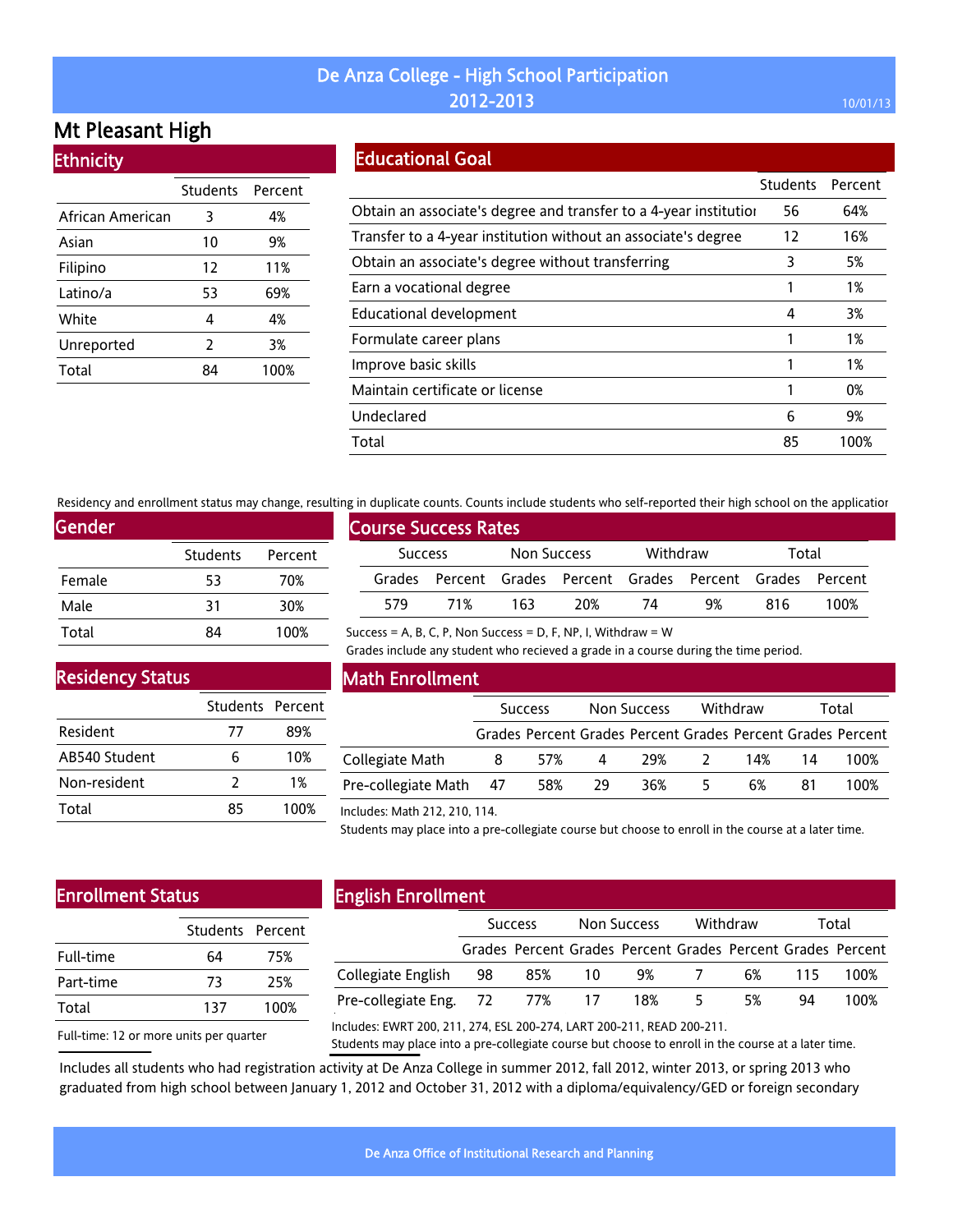# De Anza College - High School Participation 2012-2013

## Mt Pleasant High

### Ethnicity

| | Students | Percent |
|---|---|---|
| African American | 3 | 4% |
| Asian | 10 | 9% |
| Filipino | 12 | 11% |
| Latino/a | 53 | 69% |
| White | 4 | 4% |
| Unreported | 2 | 3% |
| Total | 84 | 100% |

### Educational Goal

| | Students | Percent |
|---|---|---|
| Obtain an associate's degree and transfer to a 4-year institution | 56 | 64% |
| Transfer to a 4-year institution without an associate's degree | 12 | 16% |
| Obtain an associate's degree without transferring | 3 | 5% |
| Earn a vocational degree | 1 | 1% |
| Educational development | 4 | 3% |
| Formulate career plans | 1 | 1% |
| Improve basic skills | 1 | 1% |
| Maintain certificate or license | 1 | 0% |
| Undeclared | 6 | 9% |
| Total | 85 | 100% |

Residency and enrollment status may change, resulting in duplicate counts. Counts include students who self-reported their high school on the application

### Gender

| | Students | Percent |
|---|---|---|
| Female | 53 | 70% |
| Male | 31 | 30% |
| Total | 84 | 100% |

### Course Success Rates

| Success | | Non Success | | Withdraw | | Total | |
|---|---|---|---|---|---|---|---|
| Grades | Percent | Grades | Percent | Grades | Percent | Grades | Percent |
| 579 | 71% | 163 | 20% | 74 | 9% | 816 | 100% |

Success = A, B, C, P, Non Success = D, F, NP, I, Withdraw = W

Grades include any student who recieved a grade in a course during the time period.

### Residency Status

| | Students | Percent |
|---|---|---|
| Resident | 77 | 89% |
| AB540 Student | 6 | 10% |
| Non-resident | 2 | 1% |
| Total | 85 | 100% |

### Math Enrollment

| | Success | | Non Success | | Withdraw | | Total | |
|---|---|---|---|---|---|---|---|---|
| | Grades | Percent | Grades | Percent | Grades | Percent | Grades | Percent |
| Collegiate Math | 8 | 57% | 4 | 29% | 2 | 14% | 14 | 100% |
| Pre-collegiate Math | 47 | 58% | 29 | 36% | 5 | 6% | 81 | 100% |

Includes: Math 212, 210, 114.

Students may place into a pre-collegiate course but choose to enroll in the course at a later time.

### Enrollment Status

| | Students | Percent |
|---|---|---|
| Full-time | 64 | 75% |
| Part-time | 73 | 25% |
| Total | 137 | 100% |

Full-time: 12 or more units per quarter

### English Enrollment

| | Success | | Non Success | | Withdraw | | Total | |
|---|---|---|---|---|---|---|---|---|
| | Grades | Percent | Grades | Percent | Grades | Percent | Grades | Percent |
| Collegiate English | 98 | 85% | 10 | 9% | 7 | 6% | 115 | 100% |
| Pre-collegiate Eng. | 72 | 77% | 17 | 18% | 5 | 5% | 94 | 100% |

Includes: EWRT 200, 211, 274, ESL 200-274, LART 200-211, READ 200-211.

Students may place into a pre-collegiate course but choose to enroll in the course at a later time.

Includes all students who had registration activity at De Anza College in summer 2012, fall 2012, winter 2013, or spring 2013 who graduated from high school between January 1, 2012 and October 31, 2012 with a diploma/equivalency/GED or foreign secondary

De Anza Office of Institutional Research and Planning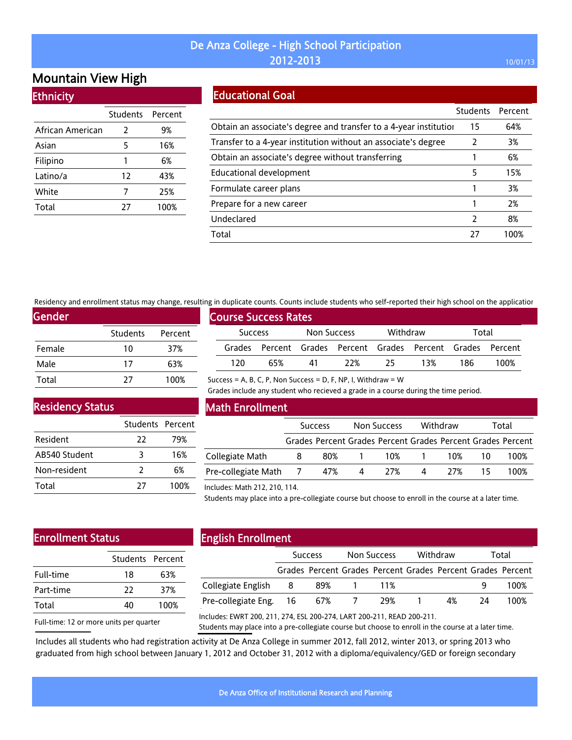# De Anza College - High School Participation 2012-2013

## Mountain View High

### Ethnicity

| | Students | Percent |
|---|---|---|
| African American | 2 | 9% |
| Asian | 5 | 16% |
| Filipino | 1 | 6% |
| Latino/a | 12 | 43% |
| White | 7 | 25% |
| Total | 27 | 100% |

### Educational Goal

| | Students | Percent |
|---|---|---|
| Obtain an associate's degree and transfer to a 4-year institution | 15 | 64% |
| Transfer to a 4-year institution without an associate's degree | 2 | 3% |
| Obtain an associate's degree without transferring | 1 | 6% |
| Educational development | 5 | 15% |
| Formulate career plans | 1 | 3% |
| Prepare for a new career | 1 | 2% |
| Undeclared | 2 | 8% |
| Total | 27 | 100% |

Residency and enrollment status may change, resulting in duplicate counts. Counts include students who self-reported their high school on the application

### Gender

| | Students | Percent |
|---|---|---|
| Female | 10 | 37% |
| Male | 17 | 63% |
| Total | 27 | 100% |

### Course Success Rates

| Success | | Non Success | | Withdraw | | Total | |
|---|---|---|---|---|---|---|---|
| Grades | Percent | Grades | Percent | Grades | Percent | Grades | Percent |
| 120 | 65% | 41 | 22% | 25 | 13% | 186 | 100% |

Success = A, B, C, P, Non Success = D, F, NP, I, Withdraw = W

Grades include any student who recieved a grade in a course during the time period.

### Residency Status

| | Students | Percent |
|---|---|---|
| Resident | 22 | 79% |
| AB540 Student | 3 | 16% |
| Non-resident | 2 | 6% |
| Total | 27 | 100% |

### Math Enrollment

| | Success | | Non Success | | Withdraw | | Total | |
|---|---|---|---|---|---|---|---|---|
| | Grades | Percent | Grades | Percent | Grades | Percent | Grades | Percent |
| Collegiate Math | 8 | 80% | 1 | 10% | 1 | 10% | 10 | 100% |
| Pre-collegiate Math | 7 | 47% | 4 | 27% | 4 | 27% | 15 | 100% |

Includes: Math 212, 210, 114.

Students may place into a pre-collegiate course but choose to enroll in the course at a later time.

### Enrollment Status

| | Students | Percent |
|---|---|---|
| Full-time | 18 | 63% |
| Part-time | 22 | 37% |
| Total | 40 | 100% |

Full-time: 12 or more units per quarter

### English Enrollment

| | Success | | Non Success | | Withdraw | | Total | |
|---|---|---|---|---|---|---|---|---|
| | Grades | Percent | Grades | Percent | Grades | Percent | Grades | Percent |
| Collegiate English | 8 | 89% | 1 | 11% | | | 9 | 100% |
| Pre-collegiate Eng. | 16 | 67% | 7 | 29% | 1 | 4% | 24 | 100% |

Includes: EWRT 200, 211, 274, ESL 200-274, LART 200-211, READ 200-211.

Students may place into a pre-collegiate course but choose to enroll in the course at a later time.

Includes all students who had registration activity at De Anza College in summer 2012, fall 2012, winter 2013, or spring 2013 who graduated from high school between January 1, 2012 and October 31, 2012 with a diploma/equivalency/GED or foreign secondary

De Anza Office of Institutional Research and Planning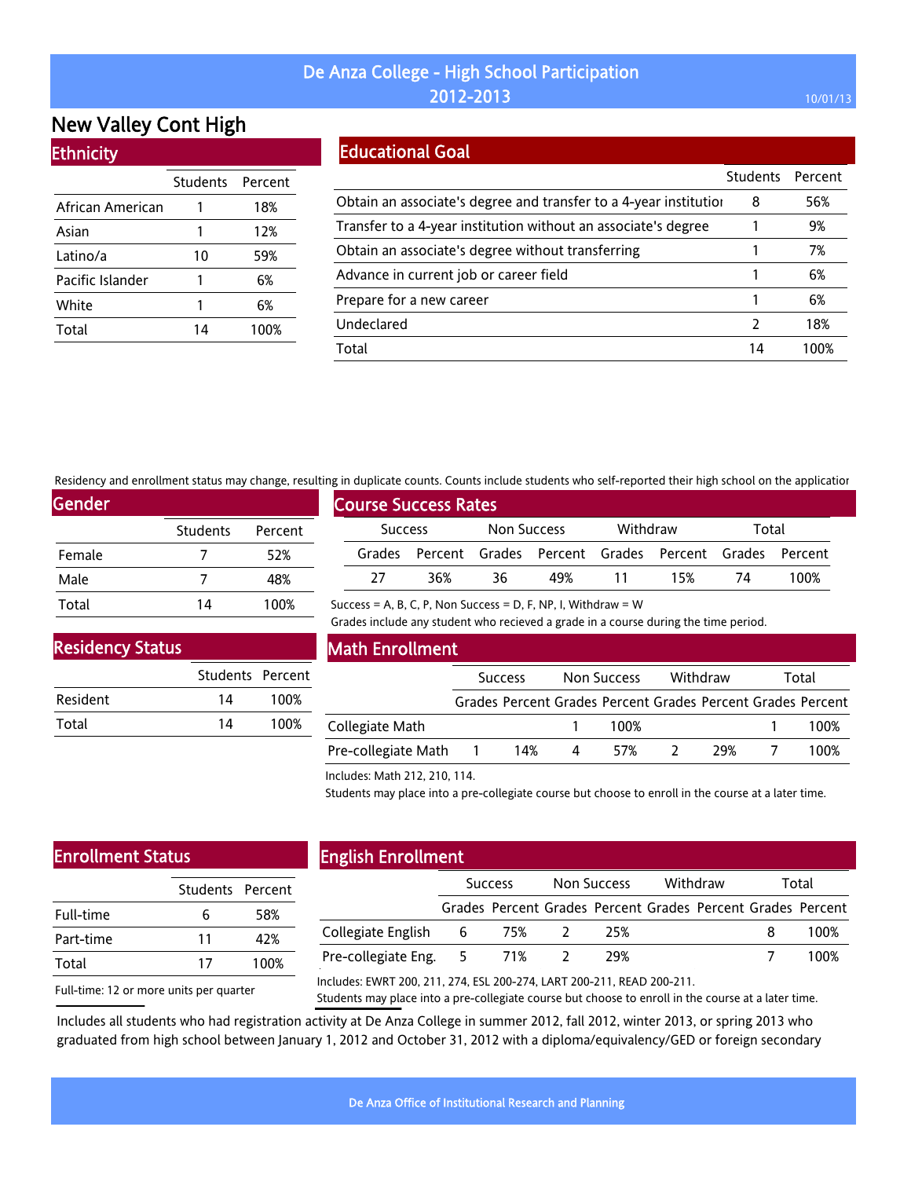# De Anza College - High School Participation
## 2012-2013

# New Valley Cont High

## Ethnicity

| | Students | Percent |
|---|---|---|
| African American | 1 | 18% |
| Asian | 1 | 12% |
| Latino/a | 10 | 59% |
| Pacific Islander | 1 | 6% |
| White | 1 | 6% |
| Total | 14 | 100% |

## Educational Goal

| | Students | Percent |
|---|---|---|
| Obtain an associate's degree and transfer to a 4-year institution | 8 | 56% |
| Transfer to a 4-year institution without an associate's degree | 1 | 9% |
| Obtain an associate's degree without transferring | 1 | 7% |
| Advance in current job or career field | 1 | 6% |
| Prepare for a new career | 1 | 6% |
| Undeclared | 2 | 18% |
| Total | 14 | 100% |

Residency and enrollment status may change, resulting in duplicate counts. Counts include students who self-reported their high school on the application

## Gender

| | Students | Percent |
|---|---|---|
| Female | 7 | 52% |
| Male | 7 | 48% |
| Total | 14 | 100% |

## Course Success Rates

| Success | | Non Success | | Withdraw | | Total | |
|---|---|---|---|---|---|---|---|
| Grades | Percent | Grades | Percent | Grades | Percent | Grades | Percent |
| 27 | 36% | 36 | 49% | 11 | 15% | 74 | 100% |

Success = A, B, C, P, Non Success = D, F, NP, I, Withdraw = W

Grades include any student who recieved a grade in a course during the time period.

## Residency Status

| | Students | Percent |
|---|---|---|
| Resident | 14 | 100% |
| Total | 14 | 100% |

## Math Enrollment

| | Success | | Non Success | | Withdraw | | Total | |
|---|---|---|---|---|---|---|---|---|
| | Grades | Percent | Grades | Percent | Grades | Percent | Grades | Percent |
| Collegiate Math | | | 1 | 100% | | | 1 | 100% |
| Pre-collegiate Math | 1 | 14% | 4 | 57% | 2 | 29% | 7 | 100% |

Includes: Math 212, 210, 114.

Students may place into a pre-collegiate course but choose to enroll in the course at a later time.

## Enrollment Status

| | Students | Percent |
|---|---|---|
| Full-time | 6 | 58% |
| Part-time | 11 | 42% |
| Total | 17 | 100% |

Full-time: 12 or more units per quarter

## English Enrollment

| | Success | | Non Success | | Withdraw | | Total | |
|---|---|---|---|---|---|---|---|---|
| | Grades | Percent | Grades | Percent | Grades | Percent | Grades | Percent |
| Collegiate English | 6 | 75% | 2 | 25% | | | 8 | 100% |
| Pre-collegiate Eng. | 5 | 71% | 2 | 29% | | | 7 | 100% |

Includes: EWRT 200, 211, 274, ESL 200-274, LART 200-211, READ 200-211.

Students may place into a pre-collegiate course but choose to enroll in the course at a later time.

Includes all students who had registration activity at De Anza College in summer 2012, fall 2012, winter 2013, or spring 2013 who graduated from high school between January 1, 2012 and October 31, 2012 with a diploma/equivalency/GED or foreign secondary

De Anza Office of Institutional Research and Planning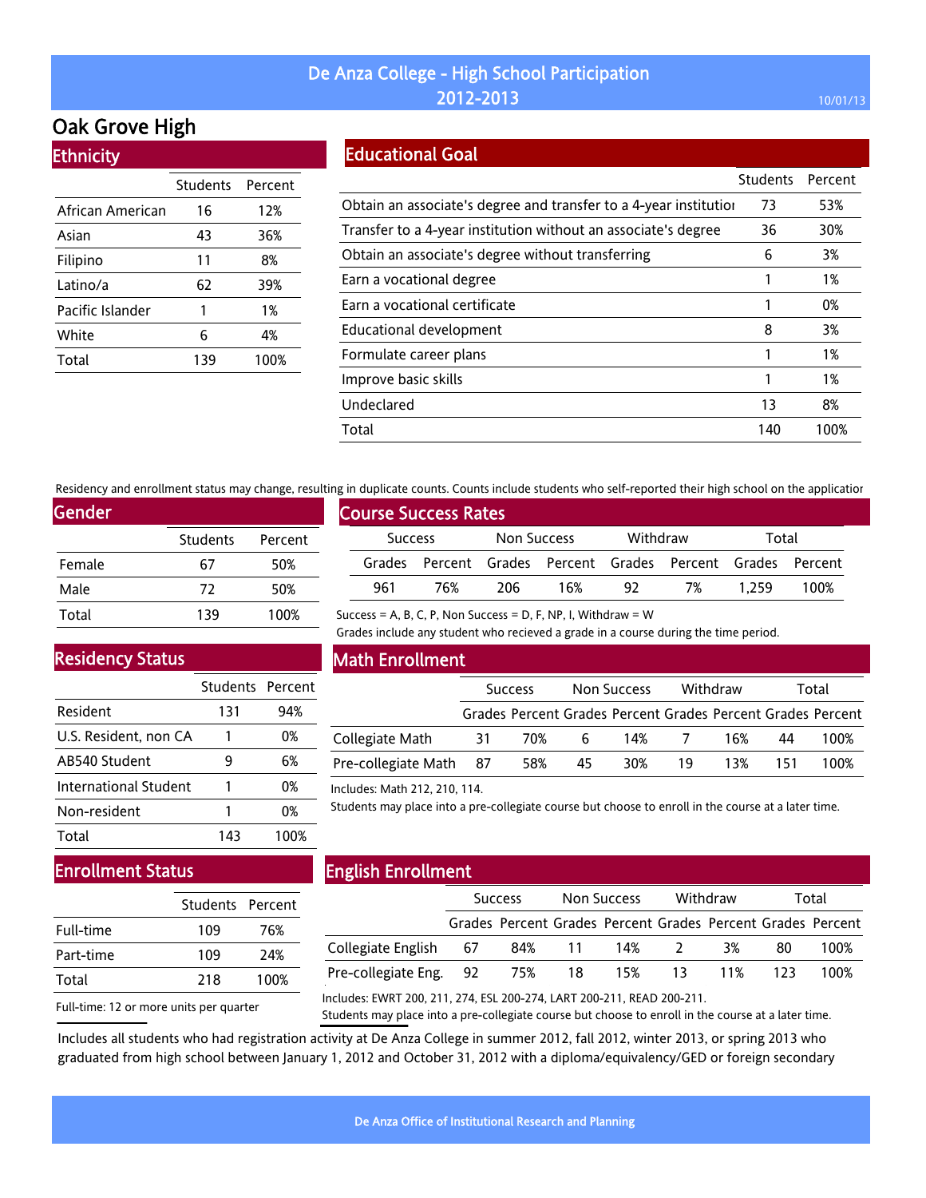# De Anza College - High School Participation 2012-2013

## Oak Grove High

### Ethnicity

| | Students | Percent |
|---|---|---|
| African American | 16 | 12% |
| Asian | 43 | 36% |
| Filipino | 11 | 8% |
| Latino/a | 62 | 39% |
| Pacific Islander | 1 | 1% |
| White | 6 | 4% |
| Total | 139 | 100% |

### Educational Goal

| | Students | Percent |
|---|---|---|
| Obtain an associate's degree and transfer to a 4-year institutior | 73 | 53% |
| Transfer to a 4-year institution without an associate's degree | 36 | 30% |
| Obtain an associate's degree without transferring | 6 | 3% |
| Earn a vocational degree | 1 | 1% |
| Earn a vocational certificate | 1 | 0% |
| Educational development | 8 | 3% |
| Formulate career plans | 1 | 1% |
| Improve basic skills | 1 | 1% |
| Undeclared | 13 | 8% |
| Total | 140 | 100% |

Residency and enrollment status may change, resulting in duplicate counts. Counts include students who self-reported their high school on the applicatior

### Gender

| | Students | Percent |
|---|---|---|
| Female | 67 | 50% |
| Male | 72 | 50% |
| Total | 139 | 100% |

### Course Success Rates

| Success | | Non Success | | Withdraw | | Total | |
|---|---|---|---|---|---|---|---|
| Grades | Percent | Grades | Percent | Grades | Percent | Grades | Percent |
| 961 | 76% | 206 | 16% | 92 | 7% | 1,259 | 100% |

Success = A, B, C, P, Non Success = D, F, NP, I, Withdraw = W

Grades include any student who recieved a grade in a course during the time period.

### Residency Status

| | Students | Percent |
|---|---|---|
| Resident | 131 | 94% |
| U.S. Resident, non CA | 1 | 0% |
| AB540 Student | 9 | 6% |
| International Student | 1 | 0% |
| Non-resident | 1 | 0% |
| Total | 143 | 100% |

### Math Enrollment

| | Success | | Non Success | | Withdraw | | Total | |
|---|---|---|---|---|---|---|---|---|
| | Grades | Percent | Grades | Percent | Grades | Percent | Grades | Percent |
| Collegiate Math | 31 | 70% | 6 | 14% | 7 | 16% | 44 | 100% |
| Pre-collegiate Math | 87 | 58% | 45 | 30% | 19 | 13% | 151 | 100% |

Includes: Math 212, 210, 114.

Students may place into a pre-collegiate course but choose to enroll in the course at a later time.

### Enrollment Status

| | Students | Percent |
|---|---|---|
| Full-time | 109 | 76% |
| Part-time | 109 | 24% |
| Total | 218 | 100% |

Full-time: 12 or more units per quarter

### English Enrollment

| | Success | | Non Success | | Withdraw | | Total | |
|---|---|---|---|---|---|---|---|---|
| | Grades | Percent | Grades | Percent | Grades | Percent | Grades | Percent |
| Collegiate English | 67 | 84% | 11 | 14% | 2 | 3% | 80 | 100% |
| Pre-collegiate Eng. | 92 | 75% | 18 | 15% | 13 | 11% | 123 | 100% |

Includes: EWRT 200, 211, 274, ESL 200-274, LART 200-211, READ 200-211.

Students may place into a pre-collegiate course but choose to enroll in the course at a later time.

Includes all students who had registration activity at De Anza College in summer 2012, fall 2012, winter 2013, or spring 2013 who graduated from high school between January 1, 2012 and October 31, 2012 with a diploma/equivalency/GED or foreign secondary

De Anza Office of Institutional Research and Planning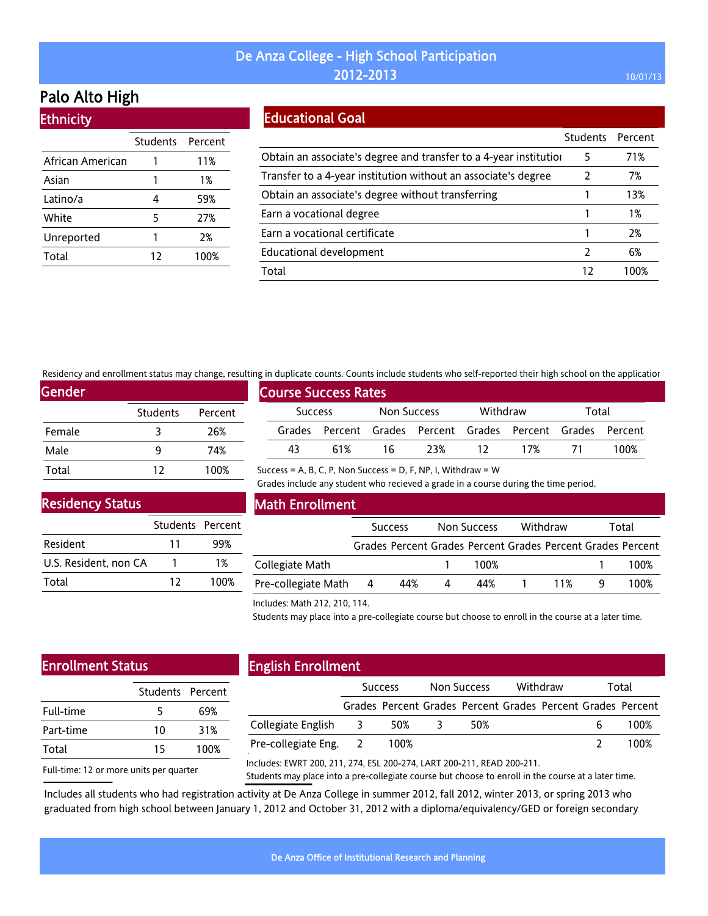# De Anza College - High School Participation 2012-2013

10/01/13

## Palo Alto High

### Ethnicity

| | Students | Percent |
|---|---|---|
| African American | 1 | 11% |
| Asian | 1 | 1% |
| Latino/a | 4 | 59% |
| White | 5 | 27% |
| Unreported | 1 | 2% |
| Total | 12 | 100% |

### Educational Goal

| | Students | Percent |
|---|---|---|
| Obtain an associate's degree and transfer to a 4-year institutior | 5 | 71% |
| Transfer to a 4-year institution without an associate's degree | 2 | 7% |
| Obtain an associate's degree without transferring | 1 | 13% |
| Earn a vocational degree | 1 | 1% |
| Earn a vocational certificate | 1 | 2% |
| Educational development | 2 | 6% |
| Total | 12 | 100% |

Residency and enrollment status may change, resulting in duplicate counts. Counts include students who self-reported their high school on the applicatior

### Gender

| | Students | Percent |
|---|---|---|
| Female | 3 | 26% |
| Male | 9 | 74% |
| Total | 12 | 100% |

### Course Success Rates

| Success | | Non Success | | Withdraw | | Total | |
|---|---|---|---|---|---|---|---|
| Grades | Percent | Grades | Percent | Grades | Percent | Grades | Percent |
| 43 | 61% | 16 | 23% | 12 | 17% | 71 | 100% |

Success = A, B, C, P, Non Success = D, F, NP, I, Withdraw = W

Grades include any student who recieved a grade in a course during the time period.

### Residency Status

| | Students | Percent |
|---|---|---|
| Resident | 11 | 99% |
| U.S. Resident, non CA | 1 | 1% |
| Total | 12 | 100% |

### Math Enrollment

| | Success | | Non Success | | Withdraw | | Total | |
|---|---|---|---|---|---|---|---|---|
| | Grades | Percent | Grades | Percent | Grades | Percent | Grades | Percent |
| Collegiate Math | | | 1 | 100% | | | 1 | 100% |
| Pre-collegiate Math | 4 | 44% | 4 | 44% | 1 | 11% | 9 | 100% |

Includes: Math 212, 210, 114.

Students may place into a pre-collegiate course but choose to enroll in the course at a later time.

### Enrollment Status

| | Students | Percent |
|---|---|---|
| Full-time | 5 | 69% |
| Part-time | 10 | 31% |
| Total | 15 | 100% |

Full-time: 12 or more units per quarter

### English Enrollment

| | Success | | Non Success | | Withdraw | | Total | |
|---|---|---|---|---|---|---|---|---|
| | Grades | Percent | Grades | Percent | Grades | Percent | Grades | Percent |
| Collegiate English | 3 | 50% | 3 | 50% | | | 6 | 100% |
| Pre-collegiate Eng. | 2 | 100% | | | | | 2 | 100% |

Includes: EWRT 200, 211, 274, ESL 200-274, LART 200-211, READ 200-211.

Students may place into a pre-collegiate course but choose to enroll in the course at a later time.

Includes all students who had registration activity at De Anza College in summer 2012, fall 2012, winter 2013, or spring 2013 who graduated from high school between January 1, 2012 and October 31, 2012 with a diploma/equivalency/GED or foreign secondary

De Anza Office of Institutional Research and Planning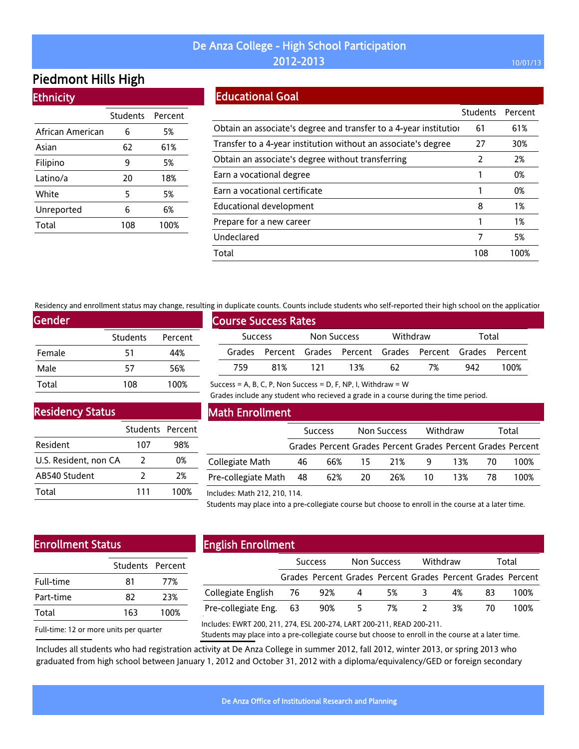# De Anza College - High School Participation 2012-2013

10/01/13

## Piedmont Hills High

### Ethnicity

| | Students | Percent |
|---|---|---|
| African American | 6 | 5% |
| Asian | 62 | 61% |
| Filipino | 9 | 5% |
| Latino/a | 20 | 18% |
| White | 5 | 5% |
| Unreported | 6 | 6% |
| Total | 108 | 100% |

### Educational Goal

| | Students | Percent |
|---|---|---|
| Obtain an associate's degree and transfer to a 4-year institutioi | 61 | 61% |
| Transfer to a 4-year institution without an associate's degree | 27 | 30% |
| Obtain an associate's degree without transferring | 2 | 2% |
| Earn a vocational degree | 1 | 0% |
| Earn a vocational certificate | 1 | 0% |
| Educational development | 8 | 1% |
| Prepare for a new career | 1 | 1% |
| Undeclared | 7 | 5% |
| Total | 108 | 100% |

Residency and enrollment status may change, resulting in duplicate counts. Counts include students who self-reported their high school on the applicatior

### Gender

| | Students | Percent |
|---|---|---|
| Female | 51 | 44% |
| Male | 57 | 56% |
| Total | 108 | 100% |

### Course Success Rates

| Success | | Non Success | | Withdraw | | Total | |
|---|---|---|---|---|---|---|---|
| Grades | Percent | Grades | Percent | Grades | Percent | Grades | Percent |
| 759 | 81% | 121 | 13% | 62 | 7% | 942 | 100% |

Success = A, B, C, P, Non Success = D, F, NP, I, Withdraw = W

Grades include any student who recieved a grade in a course during the time period.

### Residency Status

| | Students | Percent |
|---|---|---|
| Resident | 107 | 98% |
| U.S. Resident, non CA | 2 | 0% |
| AB540 Student | 2 | 2% |
| Total | 111 | 100% |

### Math Enrollment

| | Success | | Non Success | | Withdraw | | Total | |
|---|---|---|---|---|---|---|---|---|
| | Grades | Percent | Grades | Percent | Grades | Percent | Grades | Percent |
| Collegiate Math | 46 | 66% | 15 | 21% | 9 | 13% | 70 | 100% |
| Pre-collegiate Math | 48 | 62% | 20 | 26% | 10 | 13% | 78 | 100% |

Includes: Math 212, 210, 114.

Students may place into a pre-collegiate course but choose to enroll in the course at a later time.

### Enrollment Status

| | Students | Percent |
|---|---|---|
| Full-time | 81 | 77% |
| Part-time | 82 | 23% |
| Total | 163 | 100% |

Full-time: 12 or more units per quarter

### English Enrollment

| | Success | | Non Success | | Withdraw | | Total | |
|---|---|---|---|---|---|---|---|---|
| | Grades | Percent | Grades | Percent | Grades | Percent | Grades | Percent |
| Collegiate English | 76 | 92% | 4 | 5% | 3 | 4% | 83 | 100% |
| Pre-collegiate Eng. | 63 | 90% | 5 | 7% | 2 | 3% | 70 | 100% |

Includes: EWRT 200, 211, 274, ESL 200-274, LART 200-211, READ 200-211.

Students may place into a pre-collegiate course but choose to enroll in the course at a later time.

Includes all students who had registration activity at De Anza College in summer 2012, fall 2012, winter 2013, or spring 2013 who graduated from high school between January 1, 2012 and October 31, 2012 with a diploma/equivalency/GED or foreign secondary

De Anza Office of Institutional Research and Planning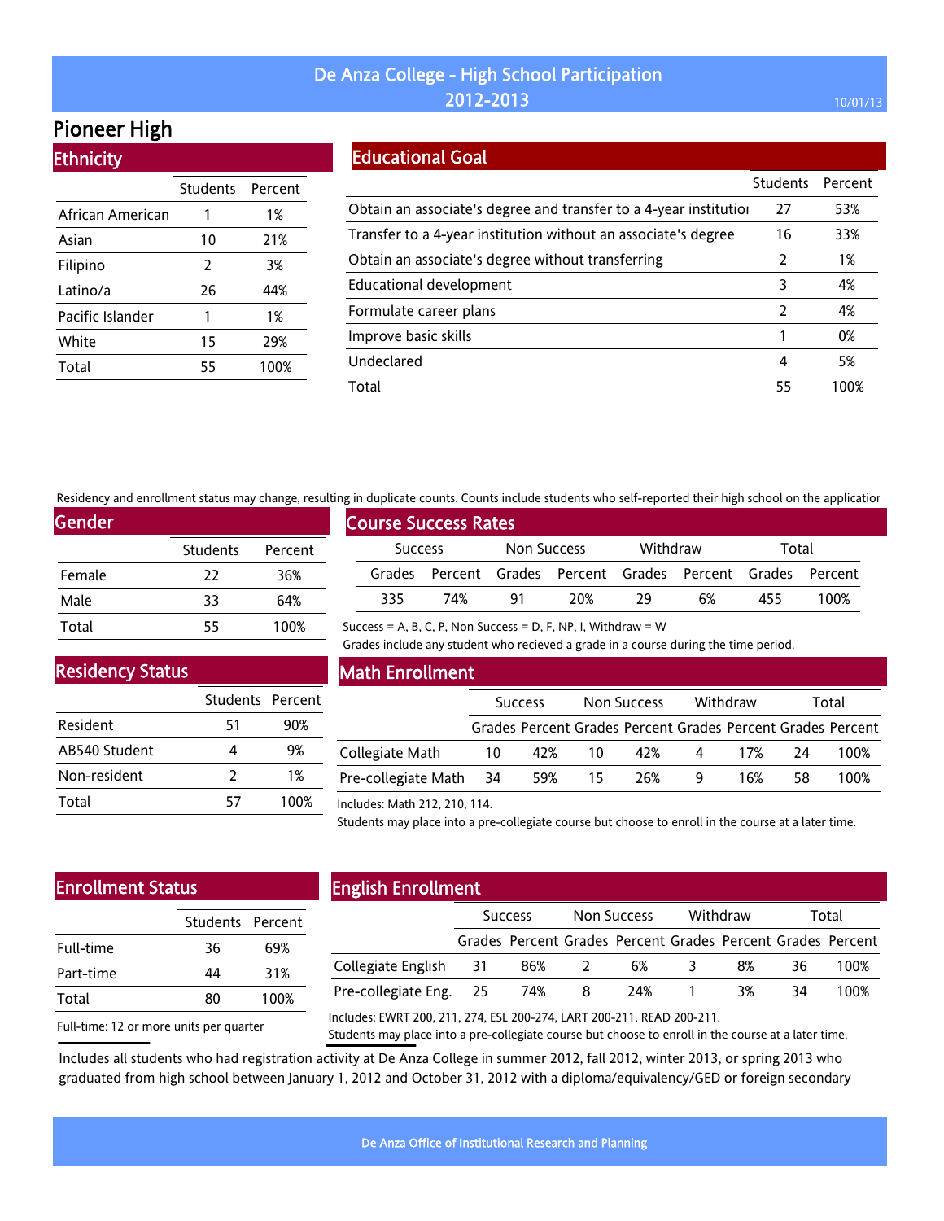# De Anza College - High School Participation 2012-2013

10/01/13

## Pioneer High

### Ethnicity

| | Students | Percent |
|---|---|---|
| African American | 1 | 1% |
| Asian | 10 | 21% |
| Filipino | 2 | 3% |
| Latino/a | 26 | 44% |
| Pacific Islander | 1 | 1% |
| White | 15 | 29% |
| Total | 55 | 100% |

### Educational Goal

| | Students | Percent |
|---|---|---|
| Obtain an associate's degree and transfer to a 4-year institutior | 27 | 53% |
| Transfer to a 4-year institution without an associate's degree | 16 | 33% |
| Obtain an associate's degree without transferring | 2 | 1% |
| Educational development | 3 | 4% |
| Formulate career plans | 2 | 4% |
| Improve basic skills | 1 | 0% |
| Undeclared | 4 | 5% |
| Total | 55 | 100% |

Residency and enrollment status may change, resulting in duplicate counts. Counts include students who self-reported their high school on the applicatior

### Gender

| | Students | Percent |
|---|---|---|
| Female | 22 | 36% |
| Male | 33 | 64% |
| Total | 55 | 100% |

### Course Success Rates

| Success | | Non Success | | Withdraw | | Total | |
|---|---|---|---|---|---|---|---|
| Grades | Percent | Grades | Percent | Grades | Percent | Grades | Percent |
| 335 | 74% | 91 | 20% | 29 | 6% | 455 | 100% |

Success = A, B, C, P, Non Success = D, F, NP, I, Withdraw = W

Grades include any student who recieved a grade in a course during the time period.

### Residency Status

| | Students | Percent |
|---|---|---|
| Resident | 51 | 90% |
| AB540 Student | 4 | 9% |
| Non-resident | 2 | 1% |
| Total | 57 | 100% |

### Math Enrollment

| | Success | | Non Success | | Withdraw | | Total | |
|---|---|---|---|---|---|---|---|---|
| | Grades | Percent | Grades | Percent | Grades | Percent | Grades | Percent |
| Collegiate Math | 10 | 42% | 10 | 42% | 4 | 17% | 24 | 100% |
| Pre-collegiate Math | 34 | 59% | 15 | 26% | 9 | 16% | 58 | 100% |

Includes: Math 212, 210, 114.

Students may place into a pre-collegiate course but choose to enroll in the course at a later time.

### Enrollment Status

| | Students | Percent |
|---|---|---|
| Full-time | 36 | 69% |
| Part-time | 44 | 31% |
| Total | 80 | 100% |

Full-time: 12 or more units per quarter

### English Enrollment

| | Success | | Non Success | | Withdraw | | Total | |
|---|---|---|---|---|---|---|---|---|
| | Grades | Percent | Grades | Percent | Grades | Percent | Grades | Percent |
| Collegiate English | 31 | 86% | 2 | 6% | 3 | 8% | 36 | 100% |
| Pre-collegiate Eng. | 25 | 74% | 8 | 24% | 1 | 3% | 34 | 100% |

Includes: EWRT 200, 211, 274, ESL 200-274, LART 200-211, READ 200-211.

Students may place into a pre-collegiate course but choose to enroll in the course at a later time.

Includes all students who had registration activity at De Anza College in summer 2012, fall 2012, winter 2013, or spring 2013 who graduated from high school between January 1, 2012 and October 31, 2012 with a diploma/equivalency/GED or foreign secondary

De Anza Office of Institutional Research and Planning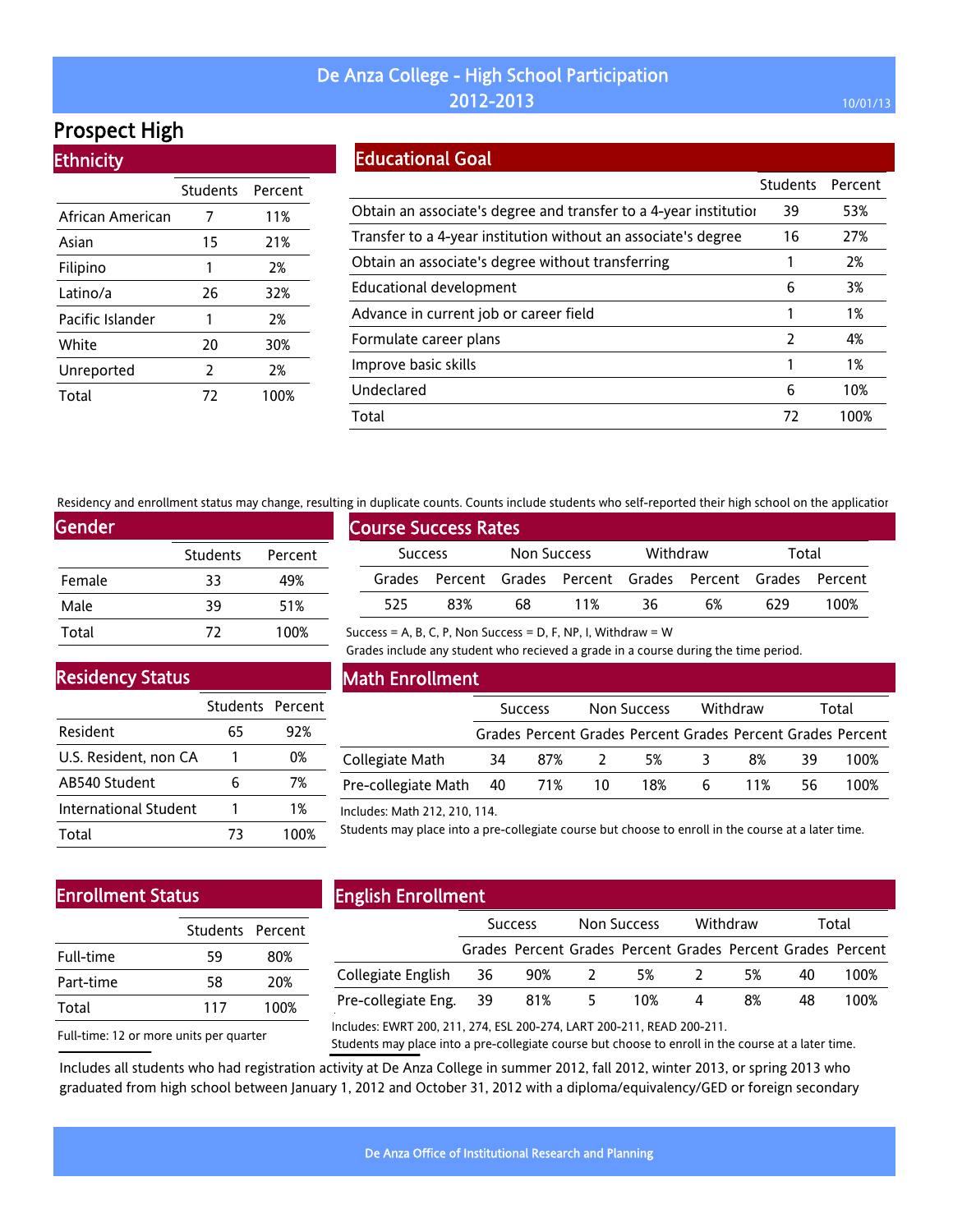# De Anza College - High School Participation
## 2012-2013

10/01/13

# Prospect High

## Ethnicity

| | Students | Percent |
|---|---|---|
| African American | 7 | 11% |
| Asian | 15 | 21% |
| Filipino | 1 | 2% |
| Latino/a | 26 | 32% |
| Pacific Islander | 1 | 2% |
| White | 20 | 30% |
| Unreported | 2 | 2% |
| Total | 72 | 100% |

## Educational Goal

| | Students | Percent |
|---|---|---|
| Obtain an associate's degree and transfer to a 4-year institutior | 39 | 53% |
| Transfer to a 4-year institution without an associate's degree | 16 | 27% |
| Obtain an associate's degree without transferring | 1 | 2% |
| Educational development | 6 | 3% |
| Advance in current job or career field | 1 | 1% |
| Formulate career plans | 2 | 4% |
| Improve basic skills | 1 | 1% |
| Undeclared | 6 | 10% |
| Total | 72 | 100% |

Residency and enrollment status may change, resulting in duplicate counts. Counts include students who self-reported their high school on the applicatior

## Gender

| | Students | Percent |
|---|---|---|
| Female | 33 | 49% |
| Male | 39 | 51% |
| Total | 72 | 100% |

## Course Success Rates

| Success | | Non Success | | Withdraw | | Total | |
|---|---|---|---|---|---|---|---|
| Grades | Percent | Grades | Percent | Grades | Percent | Grades | Percent |
| 525 | 83% | 68 | 11% | 36 | 6% | 629 | 100% |

Success = A, B, C, P, Non Success = D, F, NP, I, Withdraw = W

Grades include any student who recieved a grade in a course during the time period.

## Residency Status

| | Students | Percent |
|---|---|---|
| Resident | 65 | 92% |
| U.S. Resident, non CA | 1 | 0% |
| AB540 Student | 6 | 7% |
| International Student | 1 | 1% |
| Total | 73 | 100% |

## Math Enrollment

| | Success | | Non Success | | Withdraw | | Total | |
|---|---|---|---|---|---|---|---|---|
| | Grades | Percent | Grades | Percent | Grades | Percent | Grades | Percent |
| Collegiate Math | 34 | 87% | 2 | 5% | 3 | 8% | 39 | 100% |
| Pre-collegiate Math | 40 | 71% | 10 | 18% | 6 | 11% | 56 | 100% |

Includes: Math 212, 210, 114.

Students may place into a pre-collegiate course but choose to enroll in the course at a later time.

## Enrollment Status

| | Students | Percent |
|---|---|---|
| Full-time | 59 | 80% |
| Part-time | 58 | 20% |
| Total | 117 | 100% |

Full-time: 12 or more units per quarter

## English Enrollment

| | Success | | Non Success | | Withdraw | | Total | |
|---|---|---|---|---|---|---|---|---|
| | Grades | Percent | Grades | Percent | Grades | Percent | Grades | Percent |
| Collegiate English | 36 | 90% | 2 | 5% | 2 | 5% | 40 | 100% |
| Pre-collegiate Eng. | 39 | 81% | 5 | 10% | 4 | 8% | 48 | 100% |

Includes: EWRT 200, 211, 274, ESL 200-274, LART 200-211, READ 200-211.

Students may place into a pre-collegiate course but choose to enroll in the course at a later time.

Includes all students who had registration activity at De Anza College in summer 2012, fall 2012, winter 2013, or spring 2013 who graduated from high school between January 1, 2012 and October 31, 2012 with a diploma/equivalency/GED or foreign secondary

De Anza Office of Institutional Research and Planning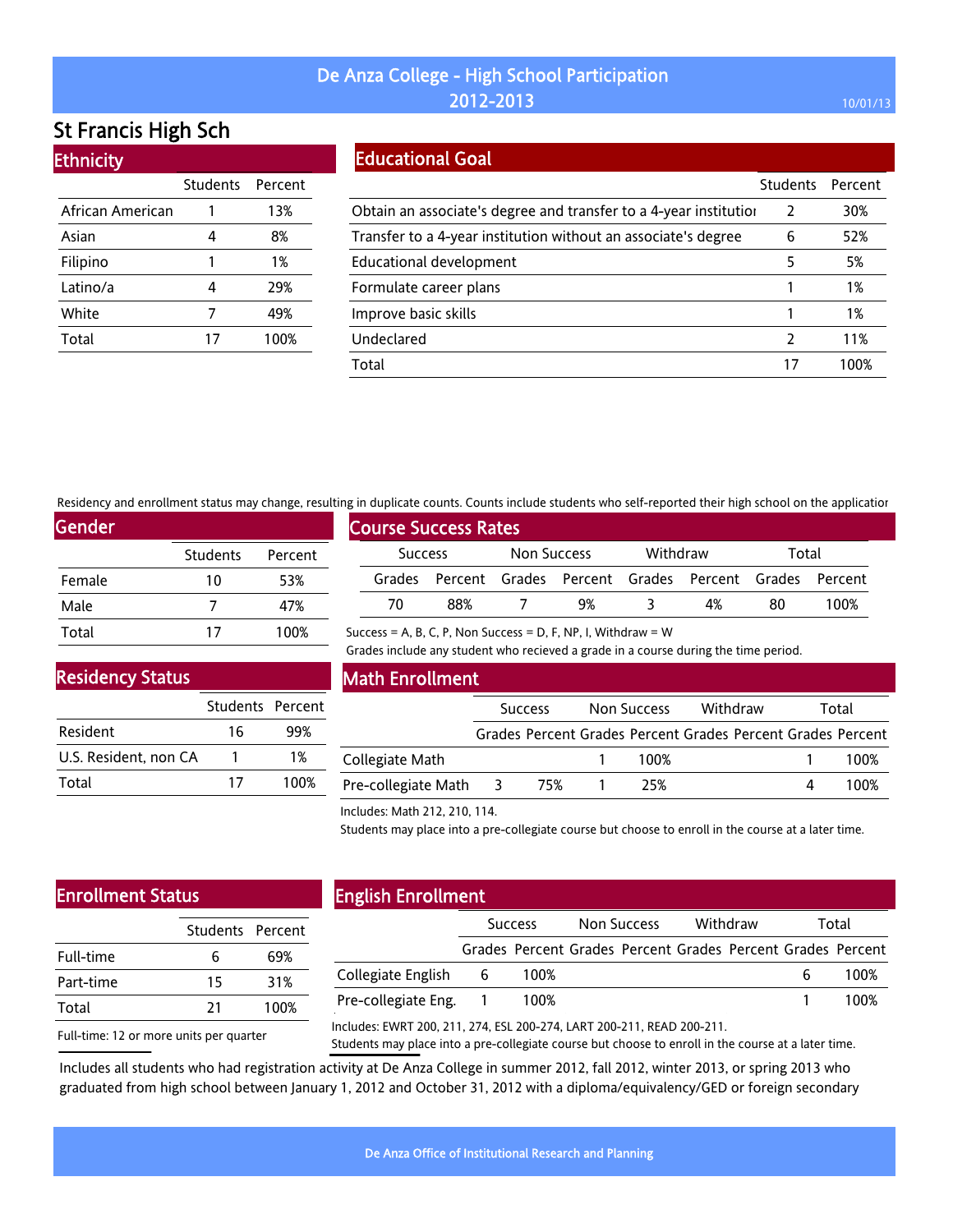# De Anza College - High School Participation 2012-2013

## St Francis High Sch

### Ethnicity

| | Students | Percent |
|---|---|---|
| African American | 1 | 13% |
| Asian | 4 | 8% |
| Filipino | 1 | 1% |
| Latino/a | 4 | 29% |
| White | 7 | 49% |
| Total | 17 | 100% |

### Educational Goal

| | Students | Percent |
|---|---|---|
| Obtain an associate's degree and transfer to a 4-year institutior | 2 | 30% |
| Transfer to a 4-year institution without an associate's degree | 6 | 52% |
| Educational development | 5 | 5% |
| Formulate career plans | 1 | 1% |
| Improve basic skills | 1 | 1% |
| Undeclared | 2 | 11% |
| Total | 17 | 100% |

Residency and enrollment status may change, resulting in duplicate counts. Counts include students who self-reported their high school on the applicatior

### Gender

| | Students | Percent |
|---|---|---|
| Female | 10 | 53% |
| Male | 7 | 47% |
| Total | 17 | 100% |

### Course Success Rates

| Success | | Non Success | | Withdraw | | Total | |
|---|---|---|---|---|---|---|---|
| Grades | Percent | Grades | Percent | Grades | Percent | Grades | Percent |
| 70 | 88% | 7 | 9% | 3 | 4% | 80 | 100% |

Success = A, B, C, P, Non Success = D, F, NP, I, Withdraw = W
Grades include any student who recieved a grade in a course during the time period.

### Residency Status

| | Students | Percent |
|---|---|---|
| Resident | 16 | 99% |
| U.S. Resident, non CA | 1 | 1% |
| Total | 17 | 100% |

### Math Enrollment

| | Success | | Non Success | | Withdraw | | Total | |
|---|---|---|---|---|---|---|---|---|
| | Grades | Percent | Grades | Percent | Grades | Percent | Grades | Percent |
| Collegiate Math | | | 1 | 100% | | | 1 | 100% |
| Pre-collegiate Math | 3 | 75% | 1 | 25% | | | 4 | 100% |

Includes: Math 212, 210, 114.
Students may place into a pre-collegiate course but choose to enroll in the course at a later time.

### Enrollment Status

| | Students | Percent |
|---|---|---|
| Full-time | 6 | 69% |
| Part-time | 15 | 31% |
| Total | 21 | 100% |

Full-time: 12 or more units per quarter

### English Enrollment

| | Success | | Non Success | | Withdraw | | Total | |
|---|---|---|---|---|---|---|---|---|
| | Grades | Percent | Grades | Percent | Grades | Percent | Grades | Percent |
| Collegiate English | 6 | 100% | | | | | 6 | 100% |
| Pre-collegiate Eng. | 1 | 100% | | | | | 1 | 100% |

Includes: EWRT 200, 211, 274, ESL 200-274, LART 200-211, READ 200-211.
Students may place into a pre-collegiate course but choose to enroll in the course at a later time.

Includes all students who had registration activity at De Anza College in summer 2012, fall 2012, winter 2013, or spring 2013 who graduated from high school between January 1, 2012 and October 31, 2012 with a diploma/equivalency/GED or foreign secondary

De Anza Office of Institutional Research and Planning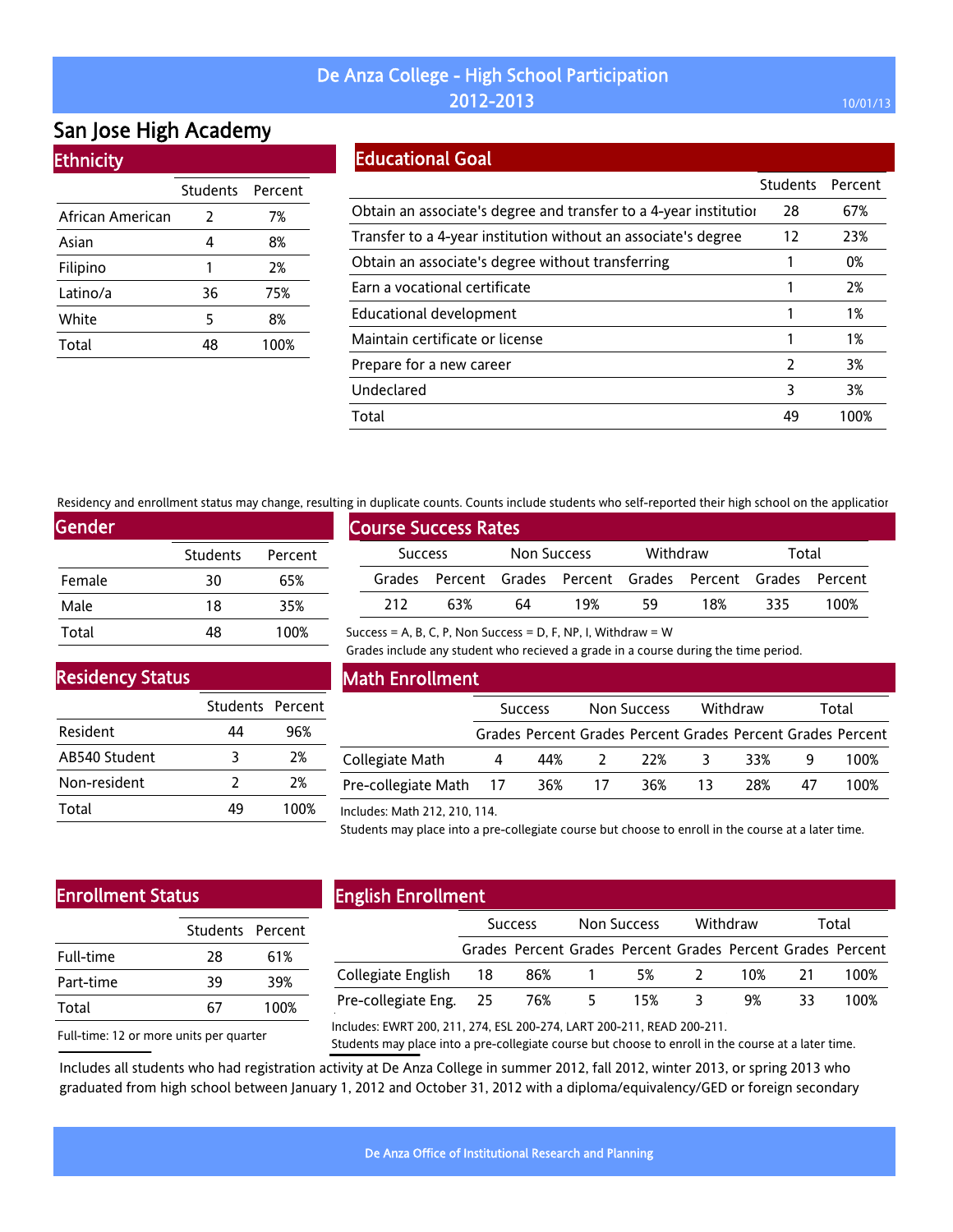# De Anza College - High School Participation 2012-2013

10/01/13

## San Jose High Academy

### Ethnicity

| | Students | Percent |
|---|---|---|
| African American | 2 | 7% |
| Asian | 4 | 8% |
| Filipino | 1 | 2% |
| Latino/a | 36 | 75% |
| White | 5 | 8% |
| Total | 48 | 100% |

### Educational Goal

| | Students | Percent |
|---|---|---|
| Obtain an associate's degree and transfer to a 4-year institution | 28 | 67% |
| Transfer to a 4-year institution without an associate's degree | 12 | 23% |
| Obtain an associate's degree without transferring | 1 | 0% |
| Earn a vocational certificate | 1 | 2% |
| Educational development | 1 | 1% |
| Maintain certificate or license | 1 | 1% |
| Prepare for a new career | 2 | 3% |
| Undeclared | 3 | 3% |
| Total | 49 | 100% |

Residency and enrollment status may change, resulting in duplicate counts. Counts include students who self-reported their high school on the application

### Gender

| | Students | Percent |
|---|---|---|
| Female | 30 | 65% |
| Male | 18 | 35% |
| Total | 48 | 100% |

### Course Success Rates

| Success | | Non Success | | Withdraw | | Total | |
|---|---|---|---|---|---|---|---|
| Grades | Percent | Grades | Percent | Grades | Percent | Grades | Percent |
| 212 | 63% | 64 | 19% | 59 | 18% | 335 | 100% |

Success = A, B, C, P, Non Success = D, F, NP, I, Withdraw = W

Grades include any student who recieved a grade in a course during the time period.

### Residency Status

| | Students | Percent |
|---|---|---|
| Resident | 44 | 96% |
| AB540 Student | 3 | 2% |
| Non-resident | 2 | 2% |
| Total | 49 | 100% |

### Math Enrollment

| | Success | | Non Success | | Withdraw | | Total | |
|---|---|---|---|---|---|---|---|---|
| | Grades | Percent | Grades | Percent | Grades | Percent | Grades | Percent |
| Collegiate Math | 4 | 44% | 2 | 22% | 3 | 33% | 9 | 100% |
| Pre-collegiate Math | 17 | 36% | 17 | 36% | 13 | 28% | 47 | 100% |

Includes: Math 212, 210, 114.

Students may place into a pre-collegiate course but choose to enroll in the course at a later time.

### Enrollment Status

| | Students | Percent |
|---|---|---|
| Full-time | 28 | 61% |
| Part-time | 39 | 39% |
| Total | 67 | 100% |

Full-time: 12 or more units per quarter

### English Enrollment

| | Success | | Non Success | | Withdraw | | Total | |
|---|---|---|---|---|---|---|---|---|
| | Grades | Percent | Grades | Percent | Grades | Percent | Grades | Percent |
| Collegiate English | 18 | 86% | 1 | 5% | 2 | 10% | 21 | 100% |
| Pre-collegiate Eng. | 25 | 76% | 5 | 15% | 3 | 9% | 33 | 100% |

Includes: EWRT 200, 211, 274, ESL 200-274, LART 200-211, READ 200-211.

Students may place into a pre-collegiate course but choose to enroll in the course at a later time.

Includes all students who had registration activity at De Anza College in summer 2012, fall 2012, winter 2013, or spring 2013 who graduated from high school between January 1, 2012 and October 31, 2012 with a diploma/equivalency/GED or foreign secondary

De Anza Office of Institutional Research and Planning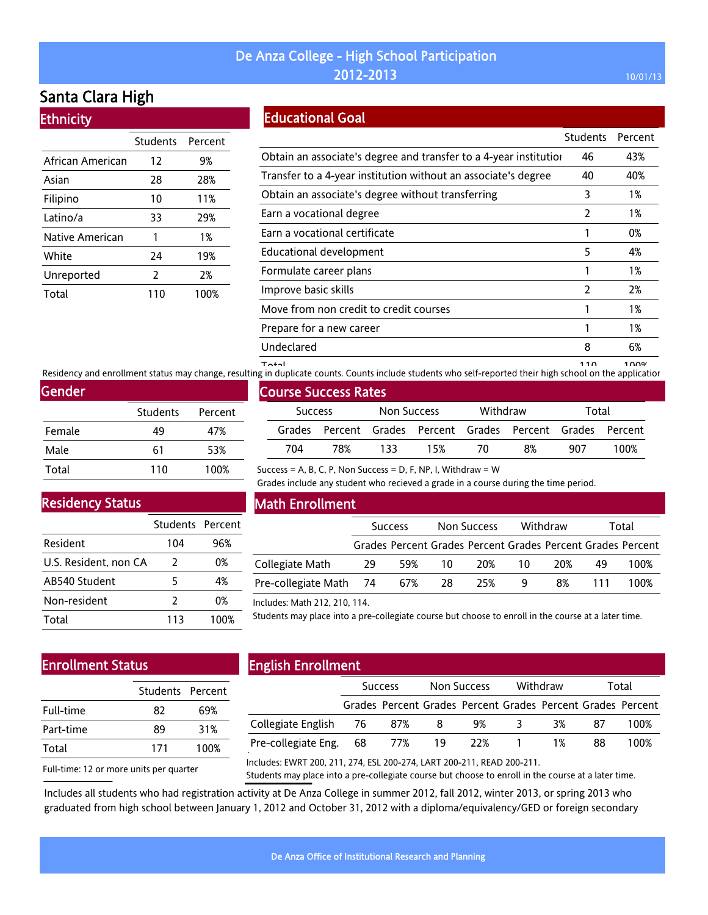# De Anza College - High School Participation 2012-2013

## Santa Clara High

### Ethnicity

| | Students | Percent |
|---|---|---|
| African American | 12 | 9% |
| Asian | 28 | 28% |
| Filipino | 10 | 11% |
| Latino/a | 33 | 29% |
| Native American | 1 | 1% |
| White | 24 | 19% |
| Unreported | 2 | 2% |
| Total | 110 | 100% |

### Educational Goal

| | Students | Percent |
|---|---|---|
| Obtain an associate's degree and transfer to a 4-year institution | 46 | 43% |
| Transfer to a 4-year institution without an associate's degree | 40 | 40% |
| Obtain an associate's degree without transferring | 3 | 1% |
| Earn a vocational degree | 2 | 1% |
| Earn a vocational certificate | 1 | 0% |
| Educational development | 5 | 4% |
| Formulate career plans | 1 | 1% |
| Improve basic skills | 2 | 2% |
| Move from non credit to credit courses | 1 | 1% |
| Prepare for a new career | 1 | 1% |
| Undeclared | 8 | 6% |
| Total | 110 | 100% |

Residency and enrollment status may change, resulting in duplicate counts. Counts include students who self-reported their high school on the application

### Gender

| | Students | Percent |
|---|---|---|
| Female | 49 | 47% |
| Male | 61 | 53% |
| Total | 110 | 100% |

### Course Success Rates

| Success | | Non Success | | Withdraw | | Total | |
|---|---|---|---|---|---|---|---|
| Grades | Percent | Grades | Percent | Grades | Percent | Grades | Percent |
| 704 | 78% | 133 | 15% | 70 | 8% | 907 | 100% |

Success = A, B, C, P, Non Success = D, F, NP, I, Withdraw = W

Grades include any student who recieved a grade in a course during the time period.

### Residency Status

| | Students | Percent |
|---|---|---|
| Resident | 104 | 96% |
| U.S. Resident, non CA | 2 | 0% |
| AB540 Student | 5 | 4% |
| Non-resident | 2 | 0% |
| Total | 113 | 100% |

### Math Enrollment

| | Success | | Non Success | | Withdraw | | Total | |
|---|---|---|---|---|---|---|---|---|
| | Grades | Percent | Grades | Percent | Grades | Percent | Grades | Percent |
| Collegiate Math | 29 | 59% | 10 | 20% | 10 | 20% | 49 | 100% |
| Pre-collegiate Math | 74 | 67% | 28 | 25% | 9 | 8% | 111 | 100% |

Includes: Math 212, 210, 114.

Students may place into a pre-collegiate course but choose to enroll in the course at a later time.

### Enrollment Status

| | Students | Percent |
|---|---|---|
| Full-time | 82 | 69% |
| Part-time | 89 | 31% |
| Total | 171 | 100% |

Full-time: 12 or more units per quarter

### English Enrollment

| | Success | | Non Success | | Withdraw | | Total | |
|---|---|---|---|---|---|---|---|---|
| | Grades | Percent | Grades | Percent | Grades | Percent | Grades | Percent |
| Collegiate English | 76 | 87% | 8 | 9% | 3 | 3% | 87 | 100% |
| Pre-collegiate Eng. | 68 | 77% | 19 | 22% | 1 | 1% | 88 | 100% |

Includes: EWRT 200, 211, 274, ESL 200-274, LART 200-211, READ 200-211.

Students may place into a pre-collegiate course but choose to enroll in the course at a later time.

Includes all students who had registration activity at De Anza College in summer 2012, fall 2012, winter 2013, or spring 2013 who graduated from high school between January 1, 2012 and October 31, 2012 with a diploma/equivalency/GED or foreign secondary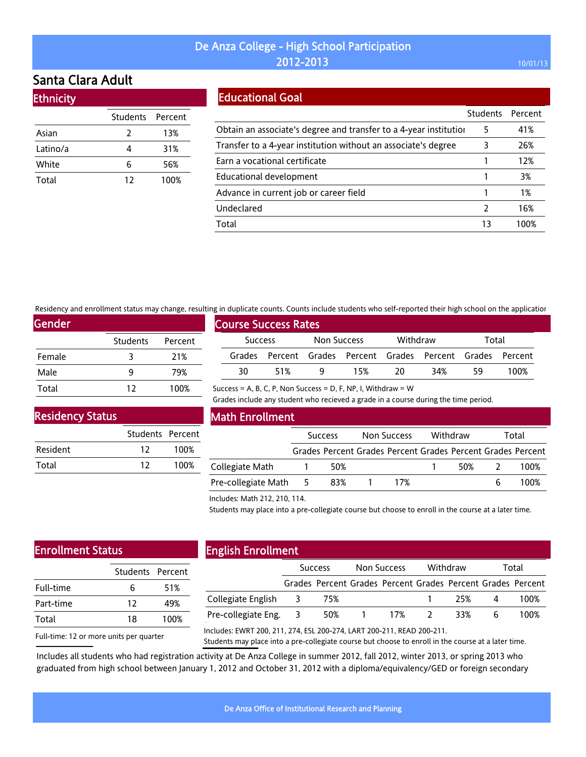# De Anza College - High School Participation 2012-2013

10/01/13

## Santa Clara Adult

### Ethnicity

| | Students | Percent |
|---|---|---|
| Asian | 2 | 13% |
| Latino/a | 4 | 31% |
| White | 6 | 56% |
| Total | 12 | 100% |

### Educational Goal

| | Students | Percent |
|---|---|---|
| Obtain an associate's degree and transfer to a 4-year institutior | 5 | 41% |
| Transfer to a 4-year institution without an associate's degree | 3 | 26% |
| Earn a vocational certificate | 1 | 12% |
| Educational development | 1 | 3% |
| Advance in current job or career field | 1 | 1% |
| Undeclared | 2 | 16% |
| Total | 13 | 100% |

Residency and enrollment status may change, resulting in duplicate counts. Counts include students who self-reported their high school on the applicatior

### Gender

| | Students | Percent |
|---|---|---|
| Female | 3 | 21% |
| Male | 9 | 79% |
| Total | 12 | 100% |

### Course Success Rates

| Success | | Non Success | | Withdraw | | Total | |
|---|---|---|---|---|---|---|---|
| Grades | Percent | Grades | Percent | Grades | Percent | Grades | Percent |
| 30 | 51% | 9 | 15% | 20 | 34% | 59 | 100% |

Success = A, B, C, P, Non Success = D, F, NP, I, Withdraw = W

Grades include any student who recieved a grade in a course during the time period.

### Residency Status

| | Students | Percent |
|---|---|---|
| Resident | 12 | 100% |
| Total | 12 | 100% |

### Math Enrollment

| | Success | | Non Success | | Withdraw | | Total | |
|---|---|---|---|---|---|---|---|---|
| | Grades | Percent | Grades | Percent | Grades | Percent | Grades | Percent |
| Collegiate Math | 1 | 50% | | | 1 | 50% | 2 | 100% |
| Pre-collegiate Math | 5 | 83% | 1 | 17% | | | 6 | 100% |

Includes: Math 212, 210, 114.

Students may place into a pre-collegiate course but choose to enroll in the course at a later time.

### Enrollment Status

| | Students | Percent |
|---|---|---|
| Full-time | 6 | 51% |
| Part-time | 12 | 49% |
| Total | 18 | 100% |

Full-time: 12 or more units per quarter

### English Enrollment

| | Success | | Non Success | | Withdraw | | Total | |
|---|---|---|---|---|---|---|---|---|
| | Grades | Percent | Grades | Percent | Grades | Percent | Grades | Percent |
| Collegiate English | 3 | 75% | | | 1 | 25% | 4 | 100% |
| Pre-collegiate Eng. | 3 | 50% | 1 | 17% | 2 | 33% | 6 | 100% |

Includes: EWRT 200, 211, 274, ESL 200-274, LART 200-211, READ 200-211.

Students may place into a pre-collegiate course but choose to enroll in the course at a later time.

Includes all students who had registration activity at De Anza College in summer 2012, fall 2012, winter 2013, or spring 2013 who graduated from high school between January 1, 2012 and October 31, 2012 with a diploma/equivalency/GED or foreign secondary

De Anza Office of Institutional Research and Planning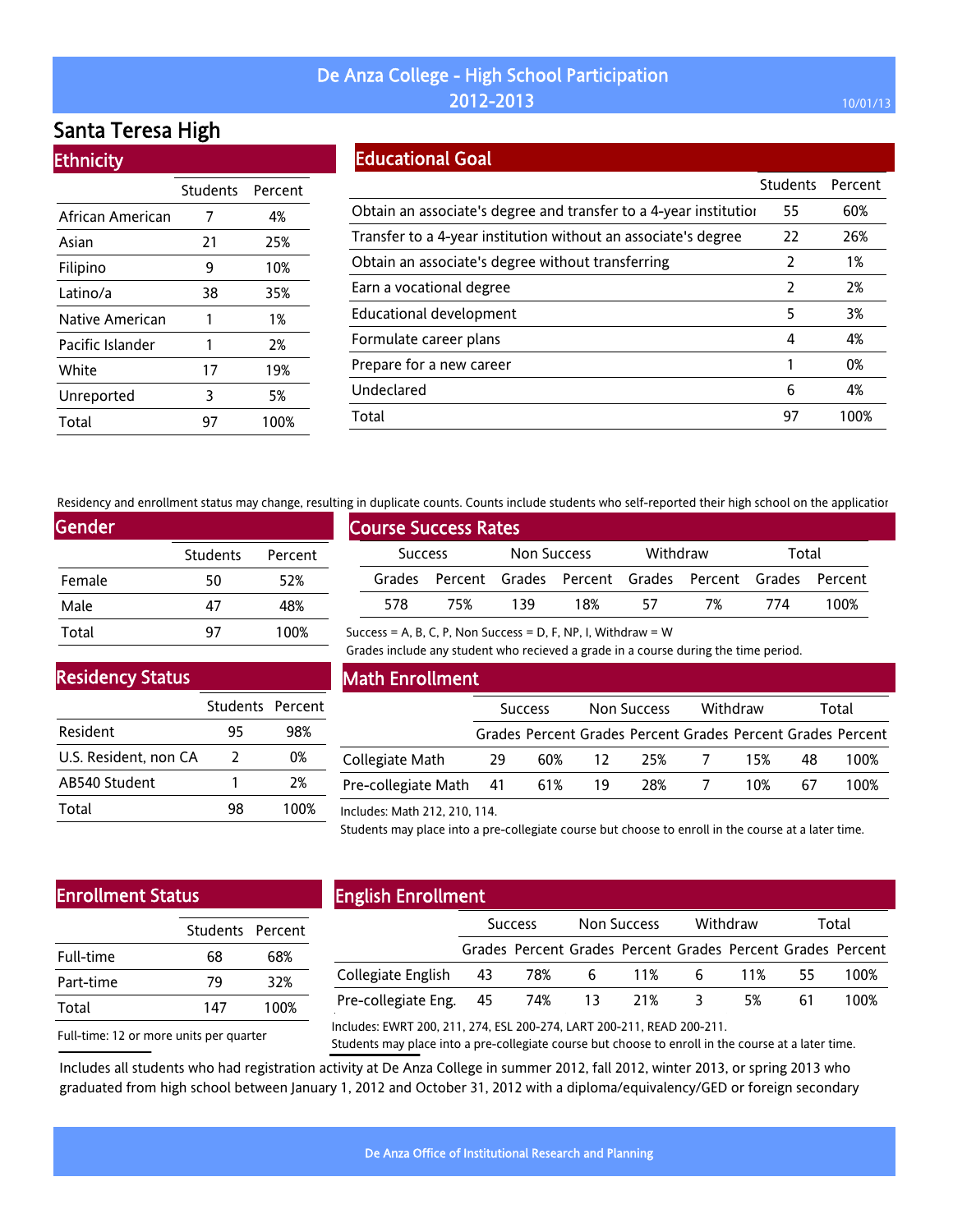# De Anza College - High School Participation 2012-2013

## Santa Teresa High

### Ethnicity

| | Students | Percent |
|---|---|---|
| African American | 7 | 4% |
| Asian | 21 | 25% |
| Filipino | 9 | 10% |
| Latino/a | 38 | 35% |
| Native American | 1 | 1% |
| Pacific Islander | 1 | 2% |
| White | 17 | 19% |
| Unreported | 3 | 5% |
| Total | 97 | 100% |

### Educational Goal

| | Students | Percent |
|---|---|---|
| Obtain an associate's degree and transfer to a 4-year institution | 55 | 60% |
| Transfer to a 4-year institution without an associate's degree | 22 | 26% |
| Obtain an associate's degree without transferring | 2 | 1% |
| Earn a vocational degree | 2 | 2% |
| Educational development | 5 | 3% |
| Formulate career plans | 4 | 4% |
| Prepare for a new career | 1 | 0% |
| Undeclared | 6 | 4% |
| Total | 97 | 100% |

Residency and enrollment status may change, resulting in duplicate counts. Counts include students who self-reported their high school on the application

### Gender

| | Students | Percent |
|---|---|---|
| Female | 50 | 52% |
| Male | 47 | 48% |
| Total | 97 | 100% |

### Course Success Rates

| Success | | Non Success | | Withdraw | | Total | |
|---|---|---|---|---|---|---|---|
| Grades | Percent | Grades | Percent | Grades | Percent | Grades | Percent |
| 578 | 75% | 139 | 18% | 57 | 7% | 774 | 100% |

Success = A, B, C, P, Non Success = D, F, NP, I, Withdraw = W

Grades include any student who recieved a grade in a course during the time period.

### Residency Status

| | Students | Percent |
|---|---|---|
| Resident | 95 | 98% |
| U.S. Resident, non CA | 2 | 0% |
| AB540 Student | 1 | 2% |
| Total | 98 | 100% |

### Math Enrollment

| | Success | | Non Success | | Withdraw | | Total | |
|---|---|---|---|---|---|---|---|---|
| | Grades | Percent | Grades | Percent | Grades | Percent | Grades | Percent |
| Collegiate Math | 29 | 60% | 12 | 25% | 7 | 15% | 48 | 100% |
| Pre-collegiate Math | 41 | 61% | 19 | 28% | 7 | 10% | 67 | 100% |

Includes: Math 212, 210, 114.

Students may place into a pre-collegiate course but choose to enroll in the course at a later time.

### Enrollment Status

| | Students | Percent |
|---|---|---|
| Full-time | 68 | 68% |
| Part-time | 79 | 32% |
| Total | 147 | 100% |

Full-time: 12 or more units per quarter

### English Enrollment

| | Success | | Non Success | | Withdraw | | Total | |
|---|---|---|---|---|---|---|---|---|
| | Grades | Percent | Grades | Percent | Grades | Percent | Grades | Percent |
| Collegiate English | 43 | 78% | 6 | 11% | 6 | 11% | 55 | 100% |
| Pre-collegiate Eng. | 45 | 74% | 13 | 21% | 3 | 5% | 61 | 100% |

Includes: EWRT 200, 211, 274, ESL 200-274, LART 200-211, READ 200-211.

Students may place into a pre-collegiate course but choose to enroll in the course at a later time.

Includes all students who had registration activity at De Anza College in summer 2012, fall 2012, winter 2013, or spring 2013 who graduated from high school between January 1, 2012 and October 31, 2012 with a diploma/equivalency/GED or foreign secondary

De Anza Office of Institutional Research and Planning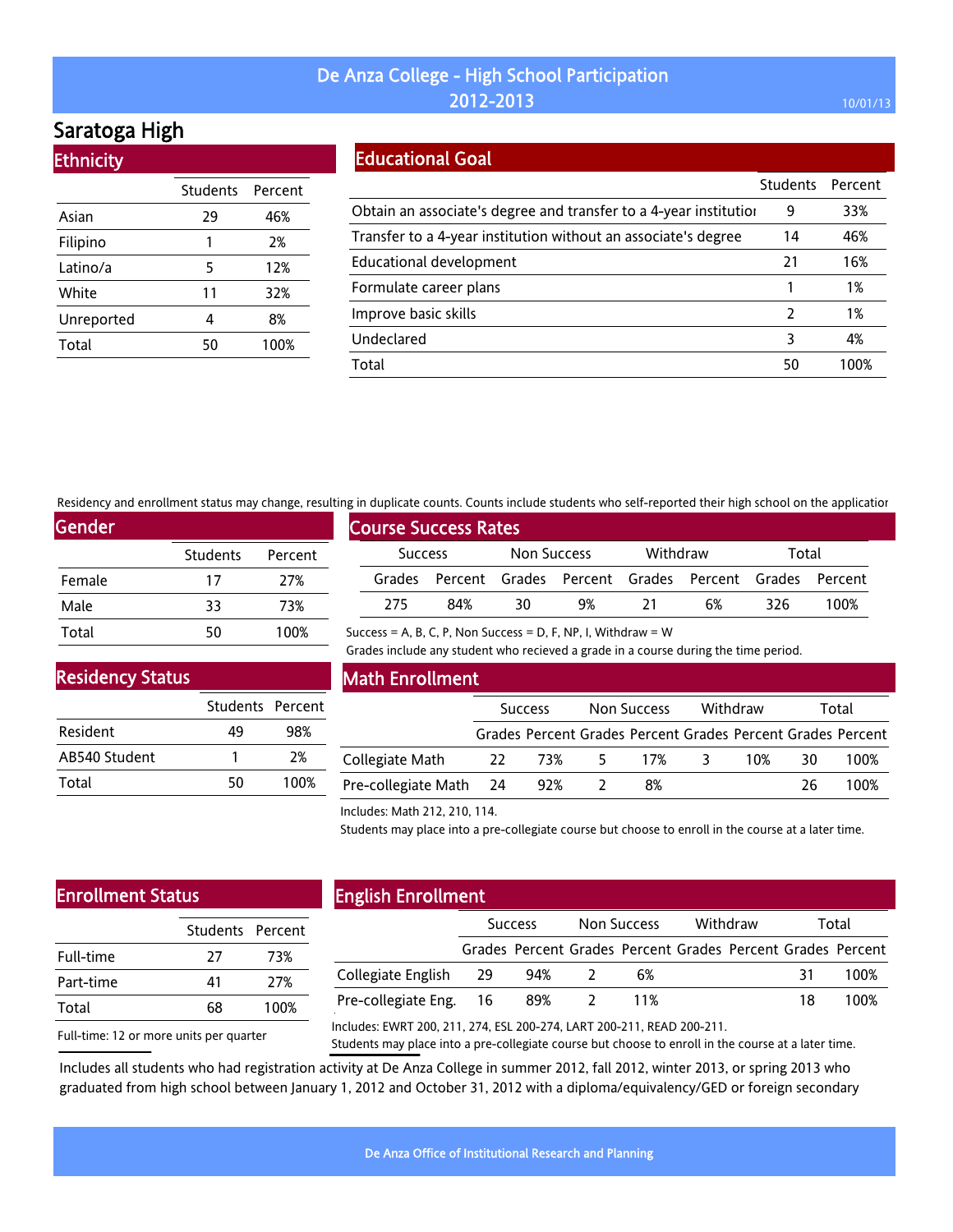# De Anza College - High School Participation 2012-2013

10/01/13

## Saratoga High

### Ethnicity

| | Students | Percent |
|---|---|---|
| Asian | 29 | 46% |
| Filipino | 1 | 2% |
| Latino/a | 5 | 12% |
| White | 11 | 32% |
| Unreported | 4 | 8% |
| Total | 50 | 100% |

### Educational Goal

| | Students | Percent |
|---|---|---|
| Obtain an associate's degree and transfer to a 4-year institution | 9 | 33% |
| Transfer to a 4-year institution without an associate's degree | 14 | 46% |
| Educational development | 21 | 16% |
| Formulate career plans | 1 | 1% |
| Improve basic skills | 2 | 1% |
| Undeclared | 3 | 4% |
| Total | 50 | 100% |

Residency and enrollment status may change, resulting in duplicate counts. Counts include students who self-reported their high school on the application

### Gender

| | Students | Percent |
|---|---|---|
| Female | 17 | 27% |
| Male | 33 | 73% |
| Total | 50 | 100% |

### Course Success Rates

| Success | | Non Success | | Withdraw | | Total | |
|---|---|---|---|---|---|---|---|
| Grades | Percent | Grades | Percent | Grades | Percent | Grades | Percent |
| 275 | 84% | 30 | 9% | 21 | 6% | 326 | 100% |

Success = A, B, C, P, Non Success = D, F, NP, I, Withdraw = W

Grades include any student who recieved a grade in a course during the time period.

### Residency Status

| | Students | Percent |
|---|---|---|
| Resident | 49 | 98% |
| AB540 Student | 1 | 2% |
| Total | 50 | 100% |

### Math Enrollment

| | Success | | Non Success | | Withdraw | | Total | |
|---|---|---|---|---|---|---|---|---|
| | Grades | Percent | Grades | Percent | Grades | Percent | Grades | Percent |
| Collegiate Math | 22 | 73% | 5 | 17% | 3 | 10% | 30 | 100% |
| Pre-collegiate Math | 24 | 92% | 2 | 8% | | | 26 | 100% |

Includes: Math 212, 210, 114.

Students may place into a pre-collegiate course but choose to enroll in the course at a later time.

### Enrollment Status

| | Students | Percent |
|---|---|---|
| Full-time | 27 | 73% |
| Part-time | 41 | 27% |
| Total | 68 | 100% |

Full-time: 12 or more units per quarter

### English Enrollment

| | Success | | Non Success | | Withdraw | | Total | |
|---|---|---|---|---|---|---|---|---|
| | Grades | Percent | Grades | Percent | Grades | Percent | Grades | Percent |
| Collegiate English | 29 | 94% | 2 | 6% | | | 31 | 100% |
| Pre-collegiate Eng. | 16 | 89% | 2 | 11% | | | 18 | 100% |

Includes: EWRT 200, 211, 274, ESL 200-274, LART 200-211, READ 200-211.

Students may place into a pre-collegiate course but choose to enroll in the course at a later time.

Includes all students who had registration activity at De Anza College in summer 2012, fall 2012, winter 2013, or spring 2013 who graduated from high school between January 1, 2012 and October 31, 2012 with a diploma/equivalency/GED or foreign secondary

De Anza Office of Institutional Research and Planning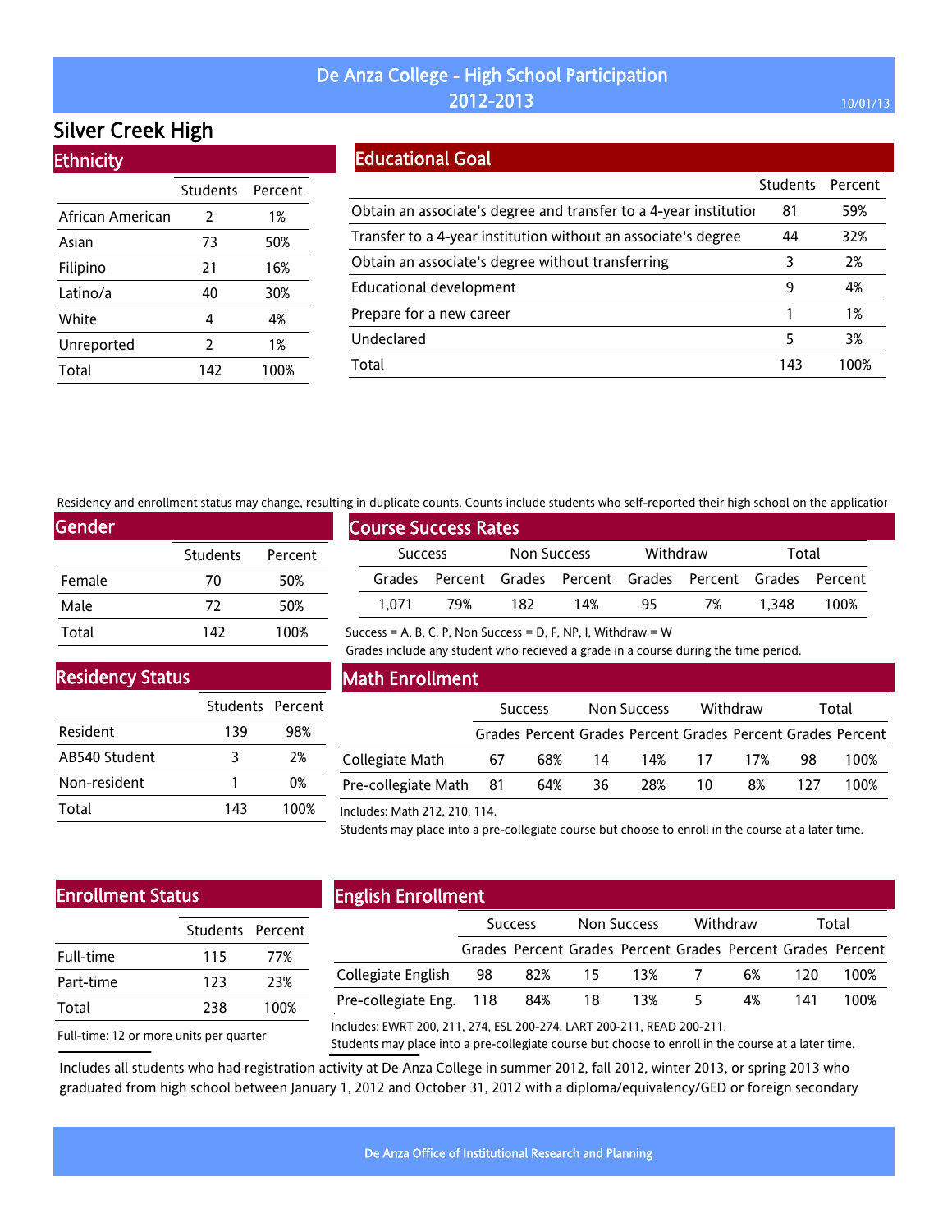# De Anza College - High School Participation 2012-2013

10/01/13

## Silver Creek High

### Ethnicity

| | Students | Percent |
|---|---|---|
| African American | 2 | 1% |
| Asian | 73 | 50% |
| Filipino | 21 | 16% |
| Latino/a | 40 | 30% |
| White | 4 | 4% |
| Unreported | 2 | 1% |
| Total | 142 | 100% |

### Educational Goal

| | Students | Percent |
|---|---|---|
| Obtain an associate's degree and transfer to a 4-year institution | 81 | 59% |
| Transfer to a 4-year institution without an associate's degree | 44 | 32% |
| Obtain an associate's degree without transferring | 3 | 2% |
| Educational development | 9 | 4% |
| Prepare for a new career | 1 | 1% |
| Undeclared | 5 | 3% |
| Total | 143 | 100% |

Residency and enrollment status may change, resulting in duplicate counts. Counts include students who self-reported their high school on the application

### Gender

| | Students | Percent |
|---|---|---|
| Female | 70 | 50% |
| Male | 72 | 50% |
| Total | 142 | 100% |

### Course Success Rates

| Success | | Non Success | | Withdraw | | Total | |
|---|---|---|---|---|---|---|---|
| Grades | Percent | Grades | Percent | Grades | Percent | Grades | Percent |
| 1,071 | 79% | 182 | 14% | 95 | 7% | 1,348 | 100% |

Success = A, B, C, P, Non Success = D, F, NP, I, Withdraw = W

Grades include any student who recieved a grade in a course during the time period.

### Residency Status

| | Students | Percent |
|---|---|---|
| Resident | 139 | 98% |
| AB540 Student | 3 | 2% |
| Non-resident | 1 | 0% |
| Total | 143 | 100% |

### Math Enrollment

| | Success | | Non Success | | Withdraw | | Total | |
|---|---|---|---|---|---|---|---|---|
| | Grades | Percent | Grades | Percent | Grades | Percent | Grades | Percent |
| Collegiate Math | 67 | 68% | 14 | 14% | 17 | 17% | 98 | 100% |
| Pre-collegiate Math | 81 | 64% | 36 | 28% | 10 | 8% | 127 | 100% |

Includes: Math 212, 210, 114.

Students may place into a pre-collegiate course but choose to enroll in the course at a later time.

### Enrollment Status

| | Students | Percent |
|---|---|---|
| Full-time | 115 | 77% |
| Part-time | 123 | 23% |
| Total | 238 | 100% |

Full-time: 12 or more units per quarter

### English Enrollment

| | Success | | Non Success | | Withdraw | | Total | |
|---|---|---|---|---|---|---|---|---|
| | Grades | Percent | Grades | Percent | Grades | Percent | Grades | Percent |
| Collegiate English | 98 | 82% | 15 | 13% | 7 | 6% | 120 | 100% |
| Pre-collegiate Eng. | 118 | 84% | 18 | 13% | 5 | 4% | 141 | 100% |

Includes: EWRT 200, 211, 274, ESL 200-274, LART 200-211, READ 200-211.

Students may place into a pre-collegiate course but choose to enroll in the course at a later time.

Includes all students who had registration activity at De Anza College in summer 2012, fall 2012, winter 2013, or spring 2013 who graduated from high school between January 1, 2012 and October 31, 2012 with a diploma/equivalency/GED or foreign secondary

De Anza Office of Institutional Research and Planning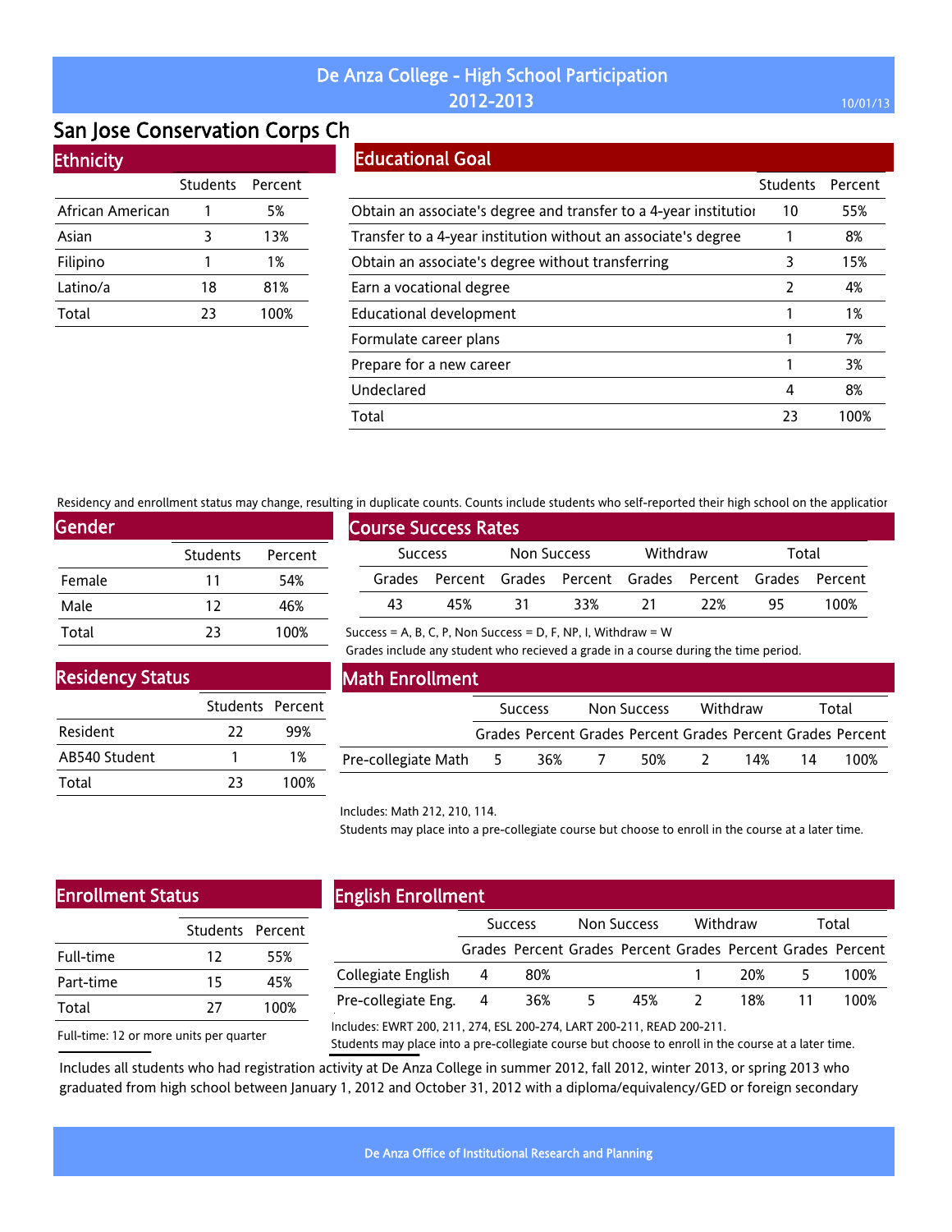# De Anza College - High School Participation
## 2012-2013

10/01/13

## San Jose Conservation Corps Ch

### Ethnicity

| | Students | Percent |
|---|---|---|
| African American | 1 | 5% |
| Asian | 3 | 13% |
| Filipino | 1 | 1% |
| Latino/a | 18 | 81% |
| Total | 23 | 100% |

### Educational Goal

| | Students | Percent |
|---|---|---|
| Obtain an associate's degree and transfer to a 4-year institutior | 10 | 55% |
| Transfer to a 4-year institution without an associate's degree | 1 | 8% |
| Obtain an associate's degree without transferring | 3 | 15% |
| Earn a vocational degree | 2 | 4% |
| Educational development | 1 | 1% |
| Formulate career plans | 1 | 7% |
| Prepare for a new career | 1 | 3% |
| Undeclared | 4 | 8% |
| Total | 23 | 100% |

Residency and enrollment status may change, resulting in duplicate counts. Counts include students who self-reported their high school on the applicatior

### Gender

| | Students | Percent |
|---|---|---|
| Female | 11 | 54% |
| Male | 12 | 46% |
| Total | 23 | 100% |

### Course Success Rates

| Success | | Non Success | | Withdraw | | Total | |
|---|---|---|---|---|---|---|---|
| Grades | Percent | Grades | Percent | Grades | Percent | Grades | Percent |
| 43 | 45% | 31 | 33% | 21 | 22% | 95 | 100% |

Success = A, B, C, P, Non Success = D, F, NP, I, Withdraw = W

Grades include any student who recieved a grade in a course during the time period.

### Residency Status

| | Students | Percent |
|---|---|---|
| Resident | 22 | 99% |
| AB540 Student | 1 | 1% |
| Total | 23 | 100% |

### Math Enrollment

| | Success | | Non Success | | Withdraw | | Total | |
|---|---|---|---|---|---|---|---|---|
| | Grades | Percent | Grades | Percent | Grades | Percent | Grades | Percent |
| Pre-collegiate Math | 5 | 36% | 7 | 50% | 2 | 14% | 14 | 100% |

Includes: Math 212, 210, 114.

Students may place into a pre-collegiate course but choose to enroll in the course at a later time.

### Enrollment Status

| | Students | Percent |
|---|---|---|
| Full-time | 12 | 55% |
| Part-time | 15 | 45% |
| Total | 27 | 100% |

Full-time: 12 or more units per quarter

### English Enrollment

| | Success | | Non Success | | Withdraw | | Total | |
|---|---|---|---|---|---|---|---|---|
| | Grades | Percent | Grades | Percent | Grades | Percent | Grades | Percent |
| Collegiate English | 4 | 80% | | | 1 | 20% | 5 | 100% |
| Pre-collegiate Eng. | 4 | 36% | 5 | 45% | 2 | 18% | 11 | 100% |

Includes: EWRT 200, 211, 274, ESL 200-274, LART 200-211, READ 200-211.

Students may place into a pre-collegiate course but choose to enroll in the course at a later time.

Includes all students who had registration activity at De Anza College in summer 2012, fall 2012, winter 2013, or spring 2013 who graduated from high school between January 1, 2012 and October 31, 2012 with a diploma/equivalency/GED or foreign secondary

De Anza Office of Institutional Research and Planning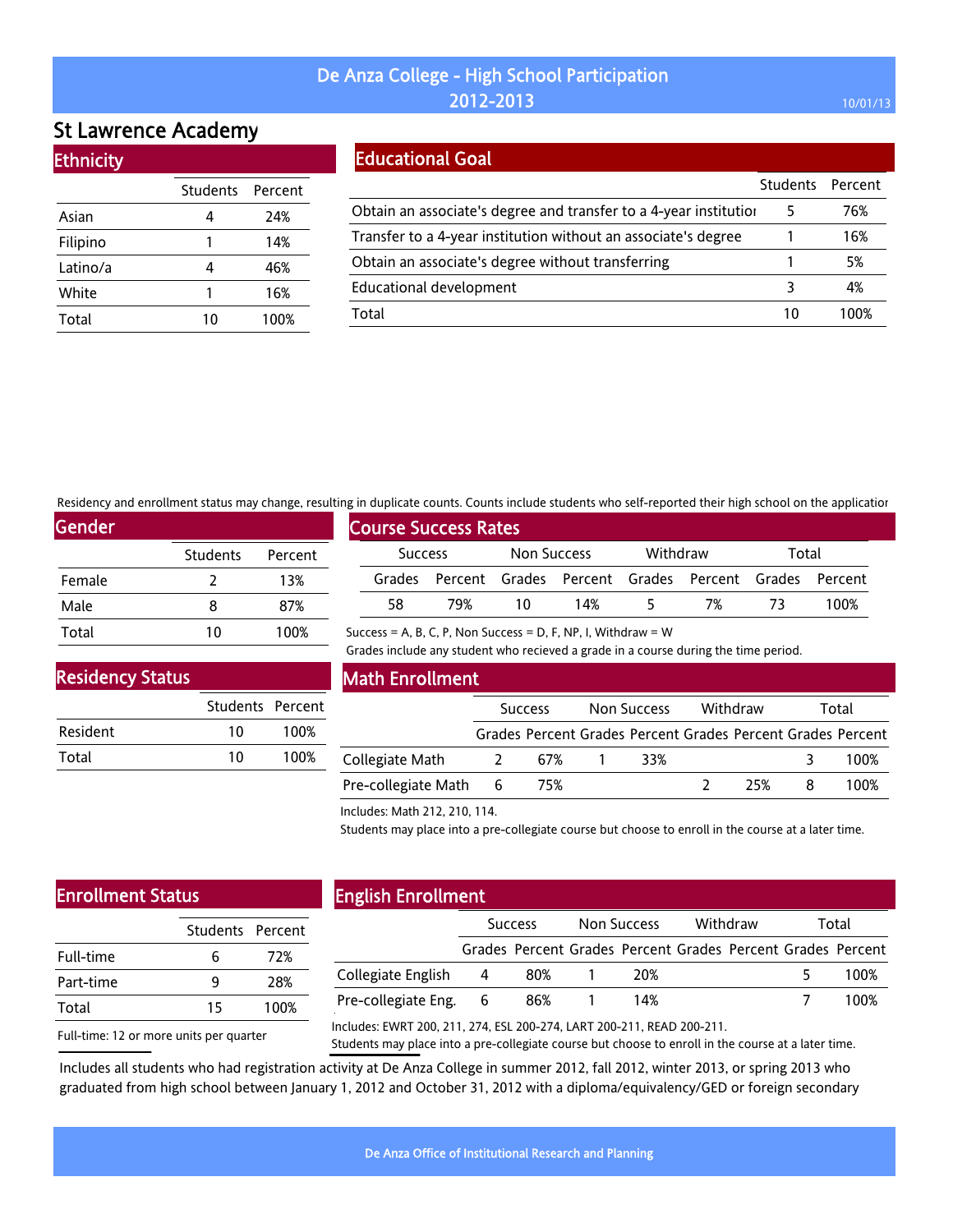# De Anza College - High School Participation 2012-2013

10/01/13

## St Lawrence Academy

### Ethnicity

| | Students | Percent |
|---|---|---|
| Asian | 4 | 24% |
| Filipino | 1 | 14% |
| Latino/a | 4 | 46% |
| White | 1 | 16% |
| Total | 10 | 100% |

### Educational Goal

| | Students | Percent |
|---|---|---|
| Obtain an associate's degree and transfer to a 4-year institutior | 5 | 76% |
| Transfer to a 4-year institution without an associate's degree | 1 | 16% |
| Obtain an associate's degree without transferring | 1 | 5% |
| Educational development | 3 | 4% |
| Total | 10 | 100% |

Residency and enrollment status may change, resulting in duplicate counts. Counts include students who self-reported their high school on the applicatior

### Gender

| | Students | Percent |
|---|---|---|
| Female | 2 | 13% |
| Male | 8 | 87% |
| Total | 10 | 100% |

### Course Success Rates

| Success | | Non Success | | Withdraw | | Total | |
|---|---|---|---|---|---|---|---|
| Grades | Percent | Grades | Percent | Grades | Percent | Grades | Percent |
| 58 | 79% | 10 | 14% | 5 | 7% | 73 | 100% |

Success = A, B, C, P, Non Success = D, F, NP, I, Withdraw = W

Grades include any student who recieved a grade in a course during the time period.

### Residency Status

| | Students | Percent |
|---|---|---|
| Resident | 10 | 100% |
| Total | 10 | 100% |

### Math Enrollment

| | Success | | Non Success | | Withdraw | | Total | |
|---|---|---|---|---|---|---|---|---|
| | Grades | Percent | Grades | Percent | Grades | Percent | Grades | Percent |
| Collegiate Math | 2 | 67% | 1 | 33% | | | 3 | 100% |
| Pre-collegiate Math | 6 | 75% | | | 2 | 25% | 8 | 100% |

Includes: Math 212, 210, 114.

Students may place into a pre-collegiate course but choose to enroll in the course at a later time.

### Enrollment Status

| | Students | Percent |
|---|---|---|
| Full-time | 6 | 72% |
| Part-time | 9 | 28% |
| Total | 15 | 100% |

Full-time: 12 or more units per quarter

### English Enrollment

| | Success | | Non Success | | Withdraw | | Total | |
|---|---|---|---|---|---|---|---|---|
| | Grades | Percent | Grades | Percent | Grades | Percent | Grades | Percent |
| Collegiate English | 4 | 80% | 1 | 20% | | | 5 | 100% |
| Pre-collegiate Eng. | 6 | 86% | 1 | 14% | | | 7 | 100% |

Includes: EWRT 200, 211, 274, ESL 200-274, LART 200-211, READ 200-211.

Students may place into a pre-collegiate course but choose to enroll in the course at a later time.

Includes all students who had registration activity at De Anza College in summer 2012, fall 2012, winter 2013, or spring 2013 who graduated from high school between January 1, 2012 and October 31, 2012 with a diploma/equivalency/GED or foreign secondary

De Anza Office of Institutional Research and Planning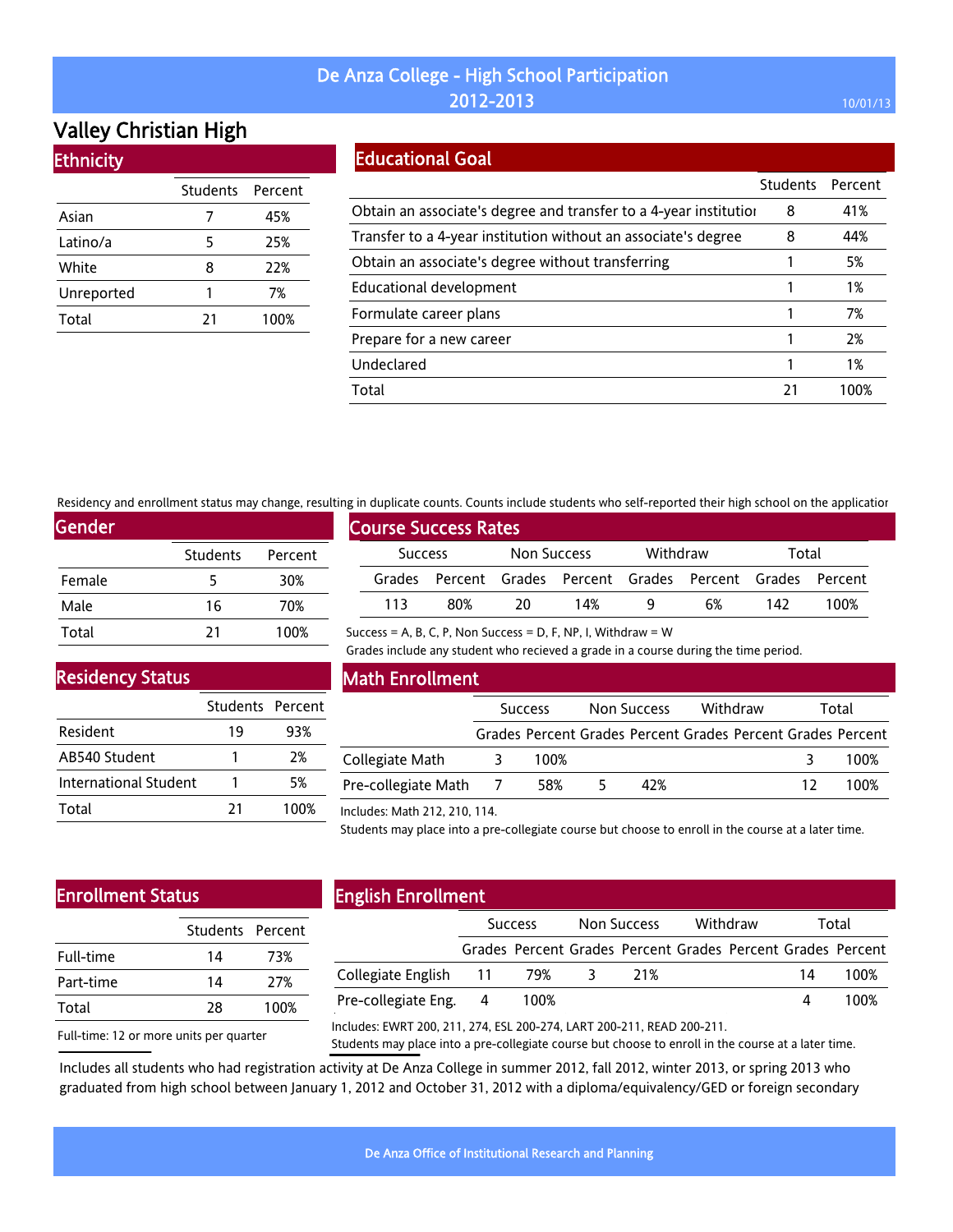# De Anza College - High School Participation 2012-2013

## Valley Christian High

### Ethnicity

| | Students | Percent |
|---|---|---|
| Asian | 7 | 45% |
| Latino/a | 5 | 25% |
| White | 8 | 22% |
| Unreported | 1 | 7% |
| Total | 21 | 100% |

### Educational Goal

| | Students | Percent |
|---|---|---|
| Obtain an associate's degree and transfer to a 4-year institutior | 8 | 41% |
| Transfer to a 4-year institution without an associate's degree | 8 | 44% |
| Obtain an associate's degree without transferring | 1 | 5% |
| Educational development | 1 | 1% |
| Formulate career plans | 1 | 7% |
| Prepare for a new career | 1 | 2% |
| Undeclared | 1 | 1% |
| Total | 21 | 100% |

Residency and enrollment status may change, resulting in duplicate counts. Counts include students who self-reported their high school on the applicatior

### Gender

| | Students | Percent |
|---|---|---|
| Female | 5 | 30% |
| Male | 16 | 70% |
| Total | 21 | 100% |

### Course Success Rates

| Success | | Non Success | | Withdraw | | Total | |
|---|---|---|---|---|---|---|---|
| Grades | Percent | Grades | Percent | Grades | Percent | Grades | Percent |
| 113 | 80% | 20 | 14% | 9 | 6% | 142 | 100% |

Success = A, B, C, P, Non Success = D, F, NP, I, Withdraw = W

Grades include any student who recieved a grade in a course during the time period.

### Residency Status

| | Students | Percent |
|---|---|---|
| Resident | 19 | 93% |
| AB540 Student | 1 | 2% |
| International Student | 1 | 5% |
| Total | 21 | 100% |

### Math Enrollment

| | Success | | Non Success | | Withdraw | | Total | |
|---|---|---|---|---|---|---|---|---|
| | Grades | Percent | Grades | Percent | Grades | Percent | Grades | Percent |
| Collegiate Math | 3 | 100% | | | | | 3 | 100% |
| Pre-collegiate Math | 7 | 58% | 5 | 42% | | | 12 | 100% |

Includes: Math 212, 210, 114.

Students may place into a pre-collegiate course but choose to enroll in the course at a later time.

### Enrollment Status

| | Students | Percent |
|---|---|---|
| Full-time | 14 | 73% |
| Part-time | 14 | 27% |
| Total | 28 | 100% |

Full-time: 12 or more units per quarter

### English Enrollment

| | Success | | Non Success | | Withdraw | | Total | |
|---|---|---|---|---|---|---|---|---|
| | Grades | Percent | Grades | Percent | Grades | Percent | Grades | Percent |
| Collegiate English | 11 | 79% | 3 | 21% | | | 14 | 100% |
| Pre-collegiate Eng. | 4 | 100% | | | | | 4 | 100% |

Includes: EWRT 200, 211, 274, ESL 200-274, LART 200-211, READ 200-211.

Students may place into a pre-collegiate course but choose to enroll in the course at a later time.

Includes all students who had registration activity at De Anza College in summer 2012, fall 2012, winter 2013, or spring 2013 who graduated from high school between January 1, 2012 and October 31, 2012 with a diploma/equivalency/GED or foreign secondary

De Anza Office of Institutional Research and Planning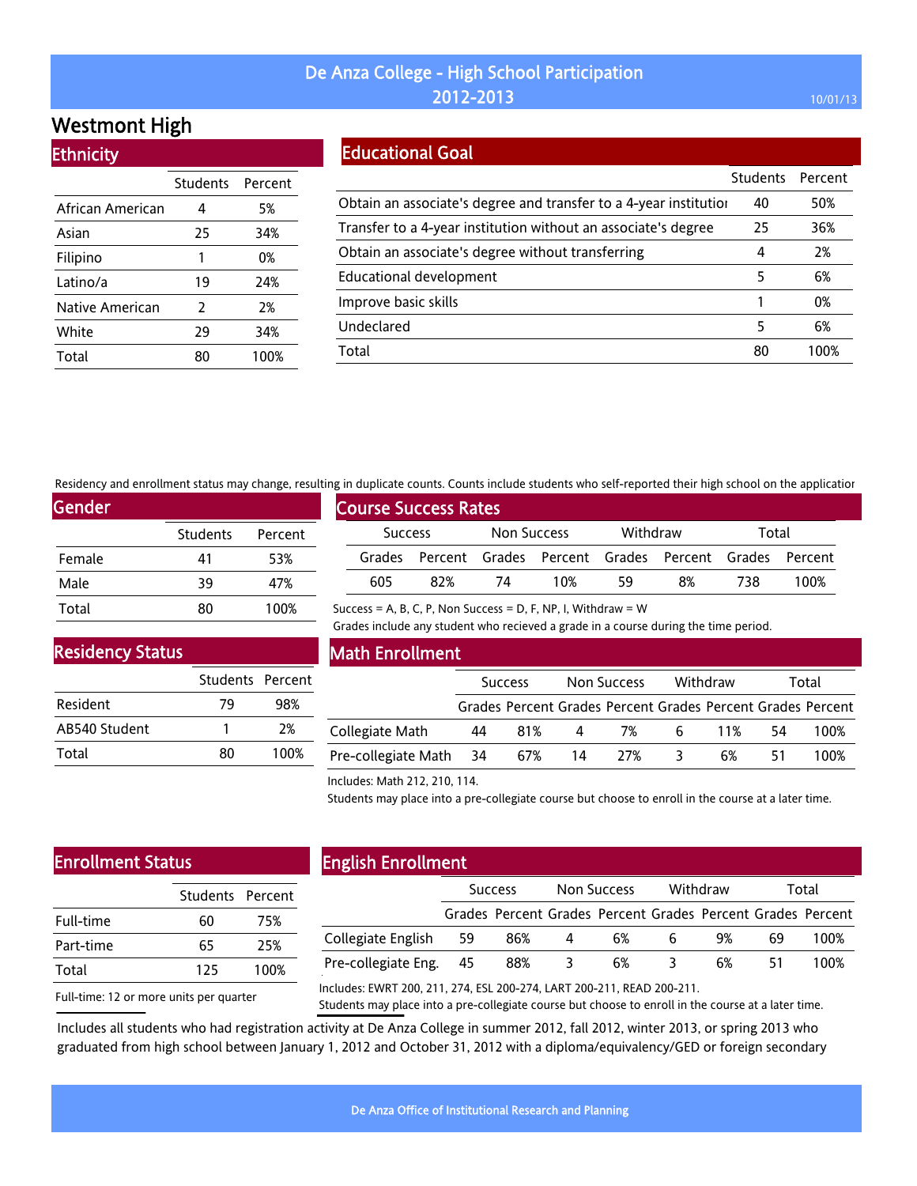# De Anza College - High School Participation 2012-2013

10/01/13

## Westmont High

### Ethnicity

| | Students | Percent |
|---|---|---|
| African American | 4 | 5% |
| Asian | 25 | 34% |
| Filipino | 1 | 0% |
| Latino/a | 19 | 24% |
| Native American | 2 | 2% |
| White | 29 | 34% |
| Total | 80 | 100% |

### Educational Goal

| | Students | Percent |
|---|---|---|
| Obtain an associate's degree and transfer to a 4-year institutior | 40 | 50% |
| Transfer to a 4-year institution without an associate's degree | 25 | 36% |
| Obtain an associate's degree without transferring | 4 | 2% |
| Educational development | 5 | 6% |
| Improve basic skills | 1 | 0% |
| Undeclared | 5 | 6% |
| Total | 80 | 100% |

Residency and enrollment status may change, resulting in duplicate counts. Counts include students who self-reported their high school on the applicatior

### Gender

| | Students | Percent |
|---|---|---|
| Female | 41 | 53% |
| Male | 39 | 47% |
| Total | 80 | 100% |

### Course Success Rates

| Success | | Non Success | | Withdraw | | Total | |
|---|---|---|---|---|---|---|---|
| Grades | Percent | Grades | Percent | Grades | Percent | Grades | Percent |
| 605 | 82% | 74 | 10% | 59 | 8% | 738 | 100% |

Success = A, B, C, P, Non Success = D, F, NP, I, Withdraw = W

Grades include any student who recieved a grade in a course during the time period.

### Residency Status

| | Students | Percent |
|---|---|---|
| Resident | 79 | 98% |
| AB540 Student | 1 | 2% |
| Total | 80 | 100% |

### Math Enrollment

| | Success | | Non Success | | Withdraw | | Total | |
|---|---|---|---|---|---|---|---|---|
| | Grades | Percent | Grades | Percent | Grades | Percent | Grades | Percent |
| Collegiate Math | 44 | 81% | 4 | 7% | 6 | 11% | 54 | 100% |
| Pre-collegiate Math | 34 | 67% | 14 | 27% | 3 | 6% | 51 | 100% |

Includes: Math 212, 210, 114.

Students may place into a pre-collegiate course but choose to enroll in the course at a later time.

### Enrollment Status

| | Students | Percent |
|---|---|---|
| Full-time | 60 | 75% |
| Part-time | 65 | 25% |
| Total | 125 | 100% |

Full-time: 12 or more units per quarter

### English Enrollment

| | Success | | Non Success | | Withdraw | | Total | |
|---|---|---|---|---|---|---|---|---|
| | Grades | Percent | Grades | Percent | Grades | Percent | Grades | Percent |
| Collegiate English | 59 | 86% | 4 | 6% | 6 | 9% | 69 | 100% |
| Pre-collegiate Eng. | 45 | 88% | 3 | 6% | 3 | 6% | 51 | 100% |

Includes: EWRT 200, 211, 274, ESL 200-274, LART 200-211, READ 200-211.

Students may place into a pre-collegiate course but choose to enroll in the course at a later time.

Includes all students who had registration activity at De Anza College in summer 2012, fall 2012, winter 2013, or spring 2013 who graduated from high school between January 1, 2012 and October 31, 2012 with a diploma/equivalency/GED or foreign secondary

De Anza Office of Institutional Research and Planning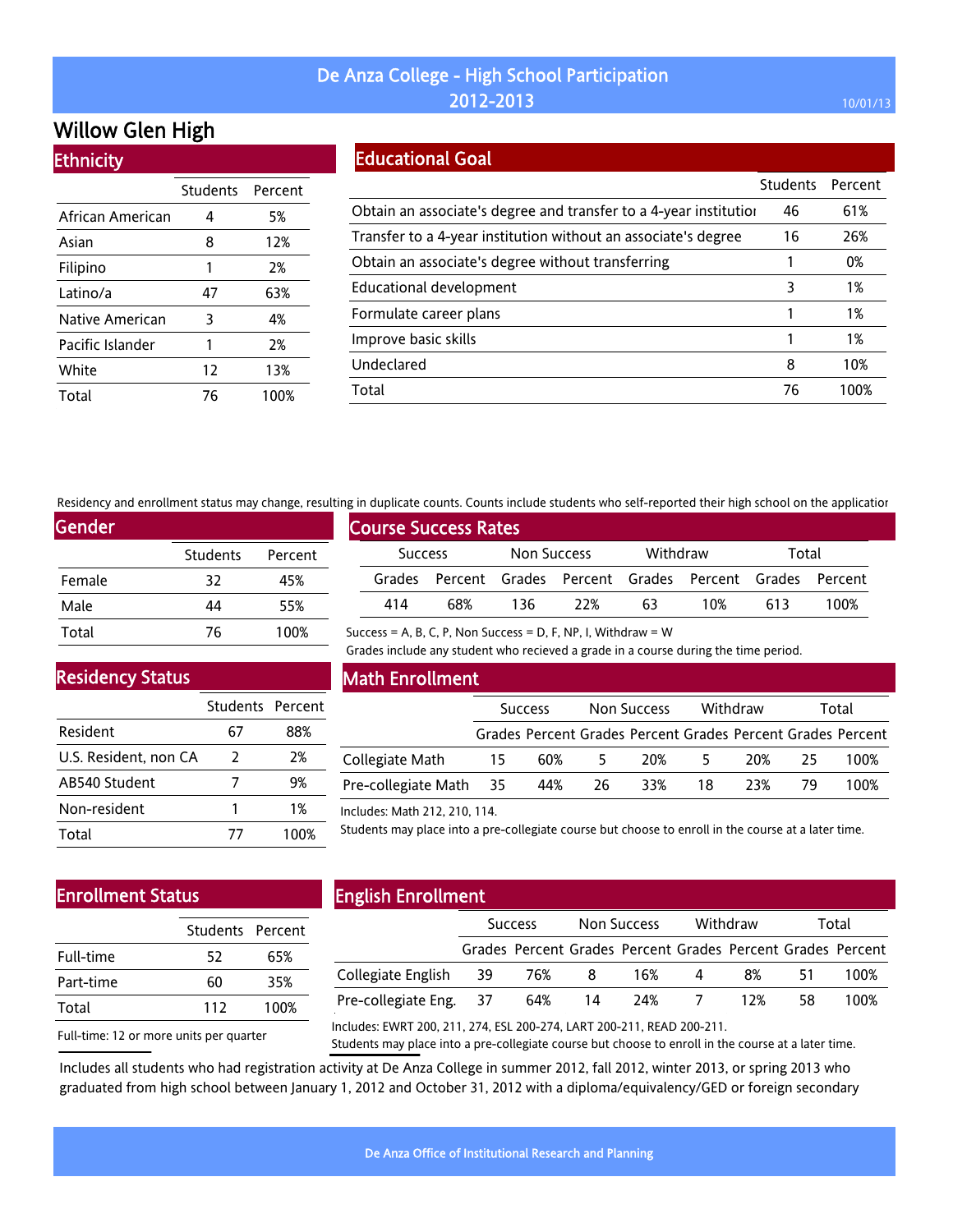# De Anza College - High School Participation
## 2012-2013

# Willow Glen High

## Ethnicity

| | Students | Percent |
|---|---|---|
| African American | 4 | 5% |
| Asian | 8 | 12% |
| Filipino | 1 | 2% |
| Latino/a | 47 | 63% |
| Native American | 3 | 4% |
| Pacific Islander | 1 | 2% |
| White | 12 | 13% |
| Total | 76 | 100% |

## Educational Goal

| | Students | Percent |
|---|---|---|
| Obtain an associate's degree and transfer to a 4-year institutior | 46 | 61% |
| Transfer to a 4-year institution without an associate's degree | 16 | 26% |
| Obtain an associate's degree without transferring | 1 | 0% |
| Educational development | 3 | 1% |
| Formulate career plans | 1 | 1% |
| Improve basic skills | 1 | 1% |
| Undeclared | 8 | 10% |
| Total | 76 | 100% |

Residency and enrollment status may change, resulting in duplicate counts. Counts include students who self-reported their high school on the applicatior

## Gender

| | Students | Percent |
|---|---|---|
| Female | 32 | 45% |
| Male | 44 | 55% |
| Total | 76 | 100% |

## Course Success Rates

| Success | | Non Success | | Withdraw | | Total | |
|---|---|---|---|---|---|---|---|
| Grades | Percent | Grades | Percent | Grades | Percent | Grades | Percent |
| 414 | 68% | 136 | 22% | 63 | 10% | 613 | 100% |

Success = A, B, C, P, Non Success = D, F, NP, I, Withdraw = W

Grades include any student who recieved a grade in a course during the time period.

## Residency Status

| | Students | Percent |
|---|---|---|
| Resident | 67 | 88% |
| U.S. Resident, non CA | 2 | 2% |
| AB540 Student | 7 | 9% |
| Non-resident | 1 | 1% |
| Total | 77 | 100% |

## Math Enrollment

| | Success | | Non Success | | Withdraw | | Total | |
|---|---|---|---|---|---|---|---|---|
| | Grades | Percent | Grades | Percent | Grades | Percent | Grades | Percent |
| Collegiate Math | 15 | 60% | 5 | 20% | 5 | 20% | 25 | 100% |
| Pre-collegiate Math | 35 | 44% | 26 | 33% | 18 | 23% | 79 | 100% |

Includes: Math 212, 210, 114.

Students may place into a pre-collegiate course but choose to enroll in the course at a later time.

## Enrollment Status

| | Students | Percent |
|---|---|---|
| Full-time | 52 | 65% |
| Part-time | 60 | 35% |
| Total | 112 | 100% |

Full-time: 12 or more units per quarter

## English Enrollment

| | Success | | Non Success | | Withdraw | | Total | |
|---|---|---|---|---|---|---|---|---|
| | Grades | Percent | Grades | Percent | Grades | Percent | Grades | Percent |
| Collegiate English | 39 | 76% | 8 | 16% | 4 | 8% | 51 | 100% |
| Pre-collegiate Eng. | 37 | 64% | 14 | 24% | 7 | 12% | 58 | 100% |

Includes: EWRT 200, 211, 274, ESL 200-274, LART 200-211, READ 200-211.

Students may place into a pre-collegiate course but choose to enroll in the course at a later time.

Includes all students who had registration activity at De Anza College in summer 2012, fall 2012, winter 2013, or spring 2013 who graduated from high school between January 1, 2012 and October 31, 2012 with a diploma/equivalency/GED or foreign secondary

De Anza Office of Institutional Research and Planning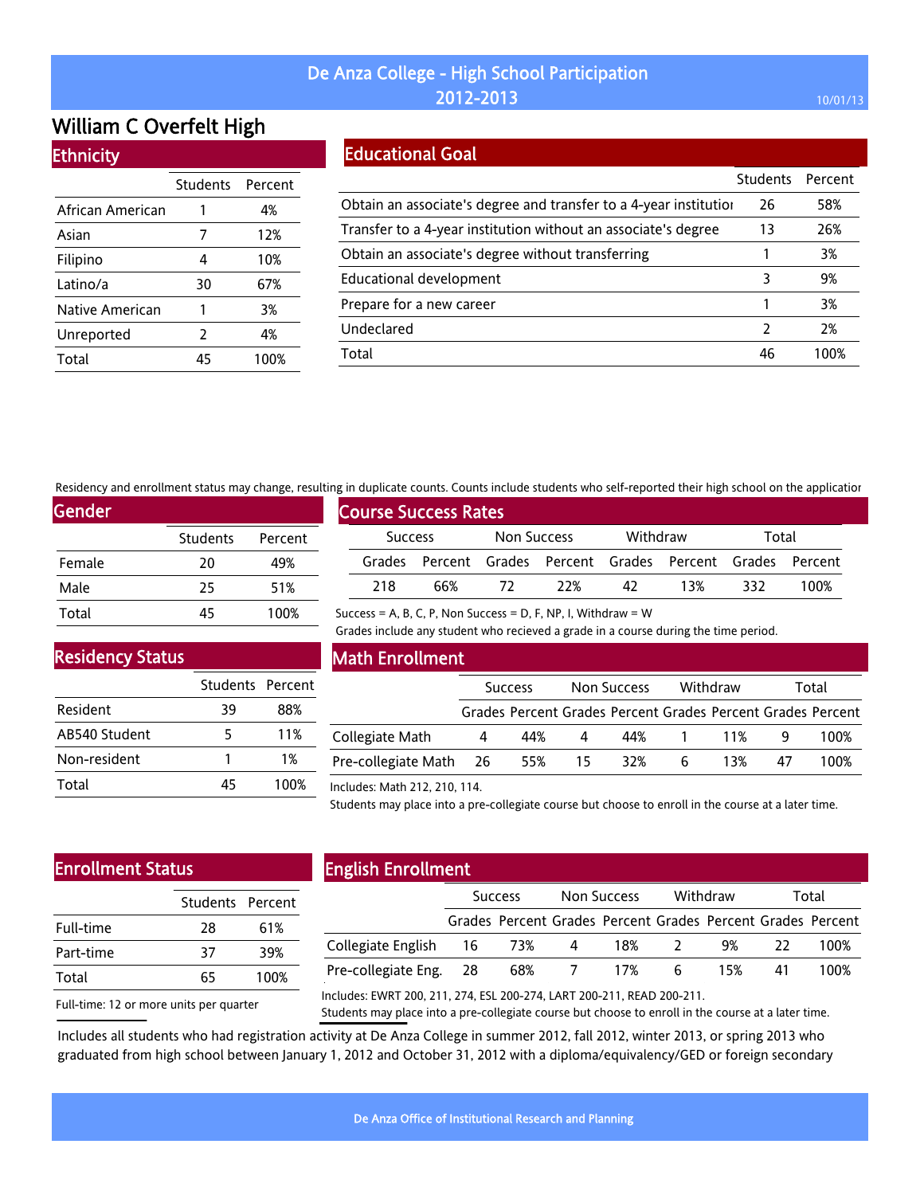# De Anza College - High School Participation 2012-2013

10/01/13

## William C Overfelt High

### Ethnicity

| | Students | Percent |
|---|---|---|
| African American | 1 | 4% |
| Asian | 7 | 12% |
| Filipino | 4 | 10% |
| Latino/a | 30 | 67% |
| Native American | 1 | 3% |
| Unreported | 2 | 4% |
| Total | 45 | 100% |

### Educational Goal

| | Students | Percent |
|---|---|---|
| Obtain an associate's degree and transfer to a 4-year institution | 26 | 58% |
| Transfer to a 4-year institution without an associate's degree | 13 | 26% |
| Obtain an associate's degree without transferring | 1 | 3% |
| Educational development | 3 | 9% |
| Prepare for a new career | 1 | 3% |
| Undeclared | 2 | 2% |
| Total | 46 | 100% |

Residency and enrollment status may change, resulting in duplicate counts. Counts include students who self-reported their high school on the application.

### Gender

| | Students | Percent |
|---|---|---|
| Female | 20 | 49% |
| Male | 25 | 51% |
| Total | 45 | 100% |

### Course Success Rates

| Success | | Non Success | | Withdraw | | Total | |
|---|---|---|---|---|---|---|---|
| Grades | Percent | Grades | Percent | Grades | Percent | Grades | Percent |
| 218 | 66% | 72 | 22% | 42 | 13% | 332 | 100% |

Success = A, B, C, P, Non Success = D, F, NP, I, Withdraw = W

Grades include any student who recieved a grade in a course during the time period.

### Residency Status

| | Students | Percent |
|---|---|---|
| Resident | 39 | 88% |
| AB540 Student | 5 | 11% |
| Non-resident | 1 | 1% |
| Total | 45 | 100% |

### Math Enrollment

| | Success | | Non Success | | Withdraw | | Total | |
|---|---|---|---|---|---|---|---|---|
| | Grades | Percent | Grades | Percent | Grades | Percent | Grades | Percent |
| Collegiate Math | 4 | 44% | 4 | 44% | 1 | 11% | 9 | 100% |
| Pre-collegiate Math | 26 | 55% | 15 | 32% | 6 | 13% | 47 | 100% |

Includes: Math 212, 210, 114.

Students may place into a pre-collegiate course but choose to enroll in the course at a later time.

### Enrollment Status

| | Students | Percent |
|---|---|---|
| Full-time | 28 | 61% |
| Part-time | 37 | 39% |
| Total | 65 | 100% |

Full-time: 12 or more units per quarter

### English Enrollment

| | Success | | Non Success | | Withdraw | | Total | |
|---|---|---|---|---|---|---|---|---|
| | Grades | Percent | Grades | Percent | Grades | Percent | Grades | Percent |
| Collegiate English | 16 | 73% | 4 | 18% | 2 | 9% | 22 | 100% |
| Pre-collegiate Eng. | 28 | 68% | 7 | 17% | 6 | 15% | 41 | 100% |

Includes: EWRT 200, 211, 274, ESL 200-274, LART 200-211, READ 200-211.

Students may place into a pre-collegiate course but choose to enroll in the course at a later time.

Includes all students who had registration activity at De Anza College in summer 2012, fall 2012, winter 2013, or spring 2013 who graduated from high school between January 1, 2012 and October 31, 2012 with a diploma/equivalency/GED or foreign secondary

De Anza Office of Institutional Research and Planning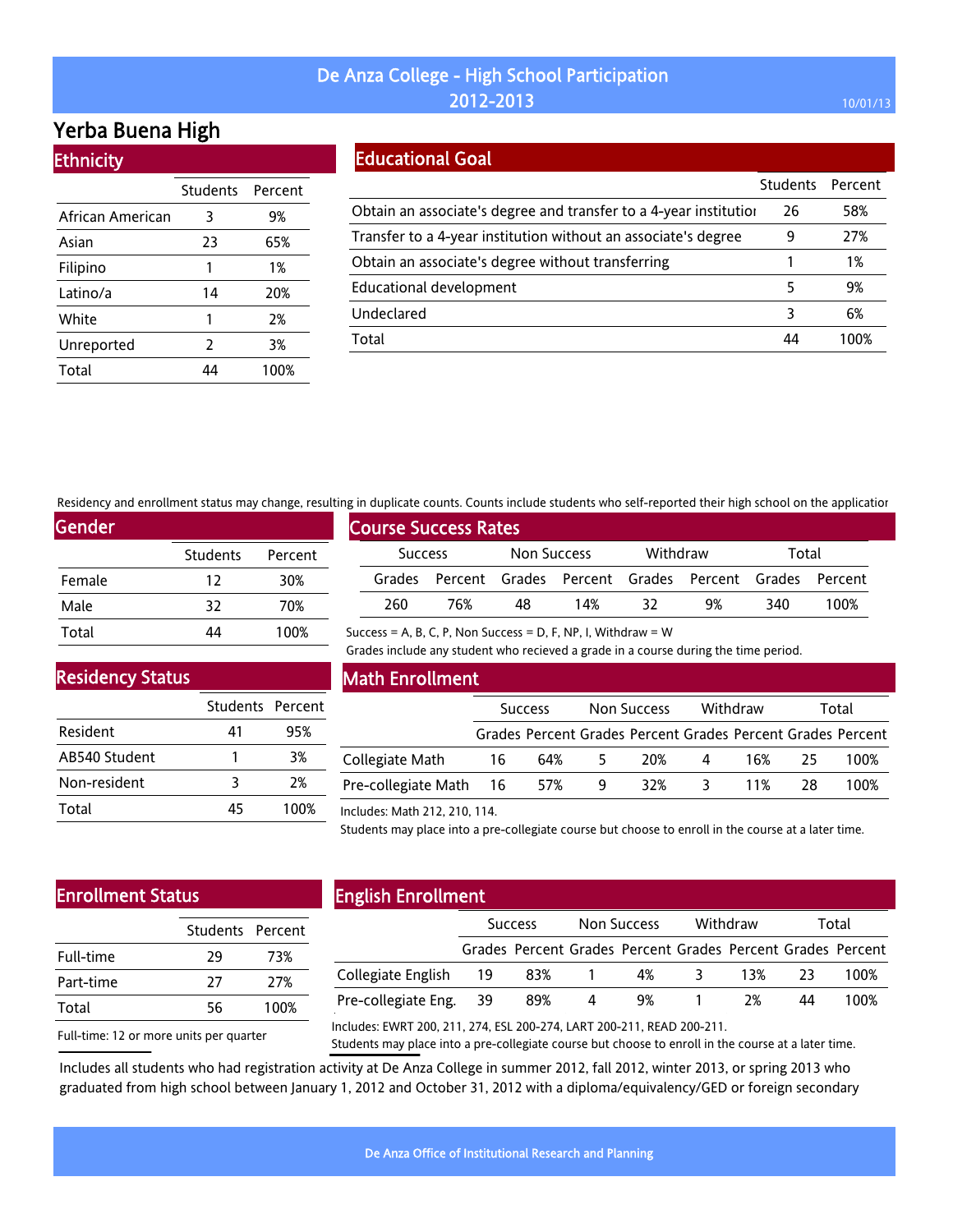# De Anza College - High School Participation 2012-2013

10/01/13

## Yerba Buena High

### Ethnicity

| | Students | Percent |
|---|---|---|
| African American | 3 | 9% |
| Asian | 23 | 65% |
| Filipino | 1 | 1% |
| Latino/a | 14 | 20% |
| White | 1 | 2% |
| Unreported | 2 | 3% |
| Total | 44 | 100% |

### Educational Goal

| | Students | Percent |
|---|---|---|
| Obtain an associate's degree and transfer to a 4-year institutior | 26 | 58% |
| Transfer to a 4-year institution without an associate's degree | 9 | 27% |
| Obtain an associate's degree without transferring | 1 | 1% |
| Educational development | 5 | 9% |
| Undeclared | 3 | 6% |
| Total | 44 | 100% |

Residency and enrollment status may change, resulting in duplicate counts. Counts include students who self-reported their high school on the applicatior

### Gender

| | Students | Percent |
|---|---|---|
| Female | 12 | 30% |
| Male | 32 | 70% |
| Total | 44 | 100% |

### Course Success Rates

| Success | | Non Success | | Withdraw | | Total | |
|---|---|---|---|---|---|---|---|
| Grades | Percent | Grades | Percent | Grades | Percent | Grades | Percent |
| 260 | 76% | 48 | 14% | 32 | 9% | 340 | 100% |

Success = A, B, C, P, Non Success = D, F, NP, I, Withdraw = W

Grades include any student who recieved a grade in a course during the time period.

### Residency Status

| | Students | Percent |
|---|---|---|
| Resident | 41 | 95% |
| AB540 Student | 1 | 3% |
| Non-resident | 3 | 2% |
| Total | 45 | 100% |

### Math Enrollment

| | Success | | Non Success | | Withdraw | | Total | |
|---|---|---|---|---|---|---|---|---|
| | Grades | Percent | Grades | Percent | Grades | Percent | Grades | Percent |
| Collegiate Math | 16 | 64% | 5 | 20% | 4 | 16% | 25 | 100% |
| Pre-collegiate Math | 16 | 57% | 9 | 32% | 3 | 11% | 28 | 100% |

Includes: Math 212, 210, 114.

Students may place into a pre-collegiate course but choose to enroll in the course at a later time.

### Enrollment Status

| | Students | Percent |
|---|---|---|
| Full-time | 29 | 73% |
| Part-time | 27 | 27% |
| Total | 56 | 100% |

Full-time: 12 or more units per quarter

### English Enrollment

| | Success | | Non Success | | Withdraw | | Total | |
|---|---|---|---|---|---|---|---|---|
| | Grades | Percent | Grades | Percent | Grades | Percent | Grades | Percent |
| Collegiate English | 19 | 83% | 1 | 4% | 3 | 13% | 23 | 100% |
| Pre-collegiate Eng. | 39 | 89% | 4 | 9% | 1 | 2% | 44 | 100% |

Includes: EWRT 200, 211, 274, ESL 200-274, LART 200-211, READ 200-211.

Students may place into a pre-collegiate course but choose to enroll in the course at a later time.

Includes all students who had registration activity at De Anza College in summer 2012, fall 2012, winter 2013, or spring 2013 who graduated from high school between January 1, 2012 and October 31, 2012 with a diploma/equivalency/GED or foreign secondary

De Anza Office of Institutional Research and Planning